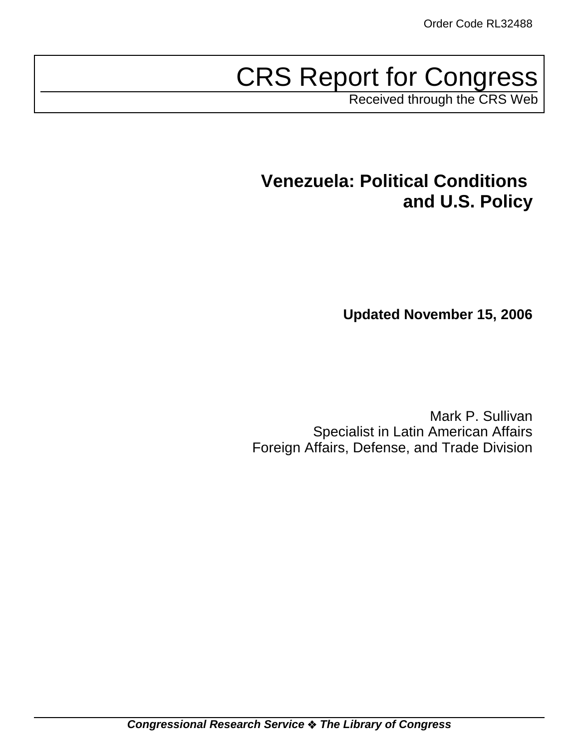Order Code RL32488

# CRS Report for Congress

Received through the CRS Web

## Venezuela: Political Conditions and U.S. Policy

**Updated November 15, 2006**

Mark P. Sullivan
Specialist in Latin American Affairs
Foreign Affairs, Defense, and Trade Division

***Congressional Research Service ❖ The Library of Congress***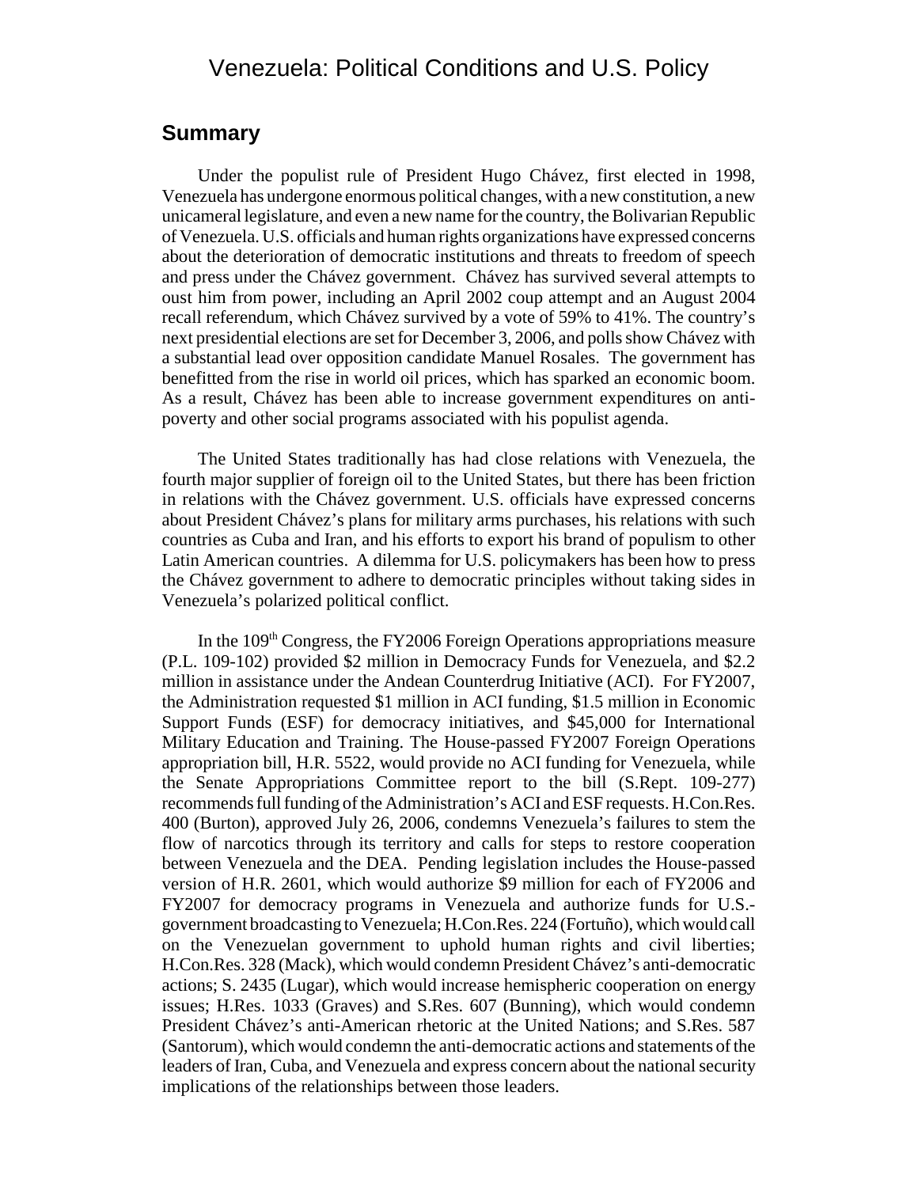# Venezuela: Political Conditions and U.S. Policy

## Summary

Under the populist rule of President Hugo Chávez, first elected in 1998, Venezuela has undergone enormous political changes, with a new constitution, a new unicameral legislature, and even a new name for the country, the Bolivarian Republic of Venezuela. U.S. officials and human rights organizations have expressed concerns about the deterioration of democratic institutions and threats to freedom of speech and press under the Chávez government. Chávez has survived several attempts to oust him from power, including an April 2002 coup attempt and an August 2004 recall referendum, which Chávez survived by a vote of 59% to 41%. The country's next presidential elections are set for December 3, 2006, and polls show Chávez with a substantial lead over opposition candidate Manuel Rosales. The government has benefitted from the rise in world oil prices, which has sparked an economic boom. As a result, Chávez has been able to increase government expenditures on anti-poverty and other social programs associated with his populist agenda.

The United States traditionally has had close relations with Venezuela, the fourth major supplier of foreign oil to the United States, but there has been friction in relations with the Chávez government. U.S. officials have expressed concerns about President Chávez's plans for military arms purchases, his relations with such countries as Cuba and Iran, and his efforts to export his brand of populism to other Latin American countries. A dilemma for U.S. policymakers has been how to press the Chávez government to adhere to democratic principles without taking sides in Venezuela's polarized political conflict.

In the 109th Congress, the FY2006 Foreign Operations appropriations measure (P.L. 109-102) provided $2 million in Democracy Funds for Venezuela, and $2.2 million in assistance under the Andean Counterdrug Initiative (ACI). For FY2007, the Administration requested $1 million in ACI funding, $1.5 million in Economic Support Funds (ESF) for democracy initiatives, and $45,000 for International Military Education and Training. The House-passed FY2007 Foreign Operations appropriation bill, H.R. 5522, would provide no ACI funding for Venezuela, while the Senate Appropriations Committee report to the bill (S.Rept. 109-277) recommends full funding of the Administration's ACI and ESF requests. H.Con.Res. 400 (Burton), approved July 26, 2006, condemns Venezuela's failures to stem the flow of narcotics through its territory and calls for steps to restore cooperation between Venezuela and the DEA. Pending legislation includes the House-passed version of H.R. 2601, which would authorize $9 million for each of FY2006 and FY2007 for democracy programs in Venezuela and authorize funds for U.S.-government broadcasting to Venezuela; H.Con.Res. 224 (Fortuño), which would call on the Venezuelan government to uphold human rights and civil liberties; H.Con.Res. 328 (Mack), which would condemn President Chávez's anti-democratic actions; S. 2435 (Lugar), which would increase hemispheric cooperation on energy issues; H.Res. 1033 (Graves) and S.Res. 607 (Bunning), which would condemn President Chávez's anti-American rhetoric at the United Nations; and S.Res. 587 (Santorum), which would condemn the anti-democratic actions and statements of the leaders of Iran, Cuba, and Venezuela and express concern about the national security implications of the relationships between those leaders.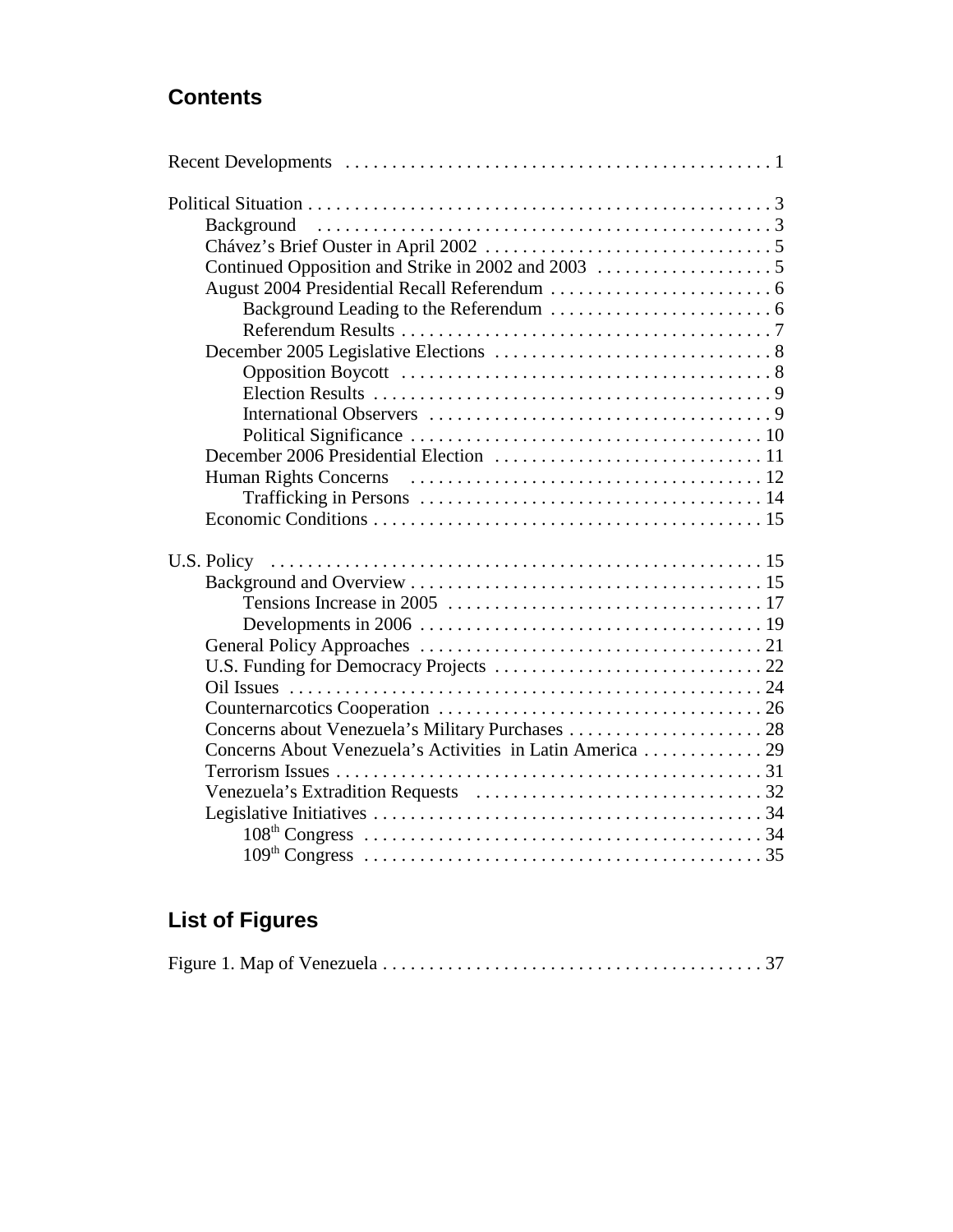## Contents

Recent Developments . . . . . . . . . . . . . . . . . . . . . . . . . . . . . . . . . . . . . . . . . . . . . 1

Political Situation . . . . . . . . . . . . . . . . . . . . . . . . . . . . . . . . . . . . . . . . . . . . . . . . . . . 3
- Background . . . . . . . . . . . . . . . . . . . . . . . . . . . . . . . . . . . . . . . . . . . . . . . . . 3
- Chávez's Brief Ouster in April 2002 . . . . . . . . . . . . . . . . . . . . . . . . . . . . . . . 5
- Continued Opposition and Strike in 2002 and 2003 . . . . . . . . . . . . . . . . . . . 5
- August 2004 Presidential Recall Referendum . . . . . . . . . . . . . . . . . . . . . . . . 6
  - Background Leading to the Referendum . . . . . . . . . . . . . . . . . . . . . . . . 6
  - Referendum Results . . . . . . . . . . . . . . . . . . . . . . . . . . . . . . . . . . . . . . . . 7
- December 2005 Legislative Elections . . . . . . . . . . . . . . . . . . . . . . . . . . . . . . 8
  - Opposition Boycott . . . . . . . . . . . . . . . . . . . . . . . . . . . . . . . . . . . . . . . . 8
  - Election Results . . . . . . . . . . . . . . . . . . . . . . . . . . . . . . . . . . . . . . . . . . . 9
  - International Observers . . . . . . . . . . . . . . . . . . . . . . . . . . . . . . . . . . . . . 9
  - Political Significance . . . . . . . . . . . . . . . . . . . . . . . . . . . . . . . . . . . . . . 10
- December 2006 Presidential Election . . . . . . . . . . . . . . . . . . . . . . . . . . . . . 11
- Human Rights Concerns . . . . . . . . . . . . . . . . . . . . . . . . . . . . . . . . . . . . . . 12
  - Trafficking in Persons . . . . . . . . . . . . . . . . . . . . . . . . . . . . . . . . . . . . . 14
- Economic Conditions . . . . . . . . . . . . . . . . . . . . . . . . . . . . . . . . . . . . . . . . . . 15

U.S. Policy . . . . . . . . . . . . . . . . . . . . . . . . . . . . . . . . . . . . . . . . . . . . . . . . . . . . . 15
- Background and Overview . . . . . . . . . . . . . . . . . . . . . . . . . . . . . . . . . . . . . . 15
  - Tensions Increase in 2005 . . . . . . . . . . . . . . . . . . . . . . . . . . . . . . . . . . 17
  - Developments in 2006 . . . . . . . . . . . . . . . . . . . . . . . . . . . . . . . . . . . . . 19
- General Policy Approaches . . . . . . . . . . . . . . . . . . . . . . . . . . . . . . . . . . . . . 21
- U.S. Funding for Democracy Projects . . . . . . . . . . . . . . . . . . . . . . . . . . . . . 22
- Oil Issues . . . . . . . . . . . . . . . . . . . . . . . . . . . . . . . . . . . . . . . . . . . . . . . . . . . 24
- Counternarcotics Cooperation . . . . . . . . . . . . . . . . . . . . . . . . . . . . . . . . . . . 26
- Concerns about Venezuela's Military Purchases . . . . . . . . . . . . . . . . . . . . . 28
- Concerns About Venezuela's Activities in Latin America . . . . . . . . . . . . . 29
- Terrorism Issues . . . . . . . . . . . . . . . . . . . . . . . . . . . . . . . . . . . . . . . . . . . . . . 31
- Venezuela's Extradition Requests . . . . . . . . . . . . . . . . . . . . . . . . . . . . . . . . 32
- Legislative Initiatives . . . . . . . . . . . . . . . . . . . . . . . . . . . . . . . . . . . . . . . . . . 34
  - 108th Congress . . . . . . . . . . . . . . . . . . . . . . . . . . . . . . . . . . . . . . . . . . . 34
  - 109th Congress . . . . . . . . . . . . . . . . . . . . . . . . . . . . . . . . . . . . . . . . . . . 35

## List of Figures

Figure 1. Map of Venezuela . . . . . . . . . . . . . . . . . . . . . . . . . . . . . . . . . . . . . . . . . . 37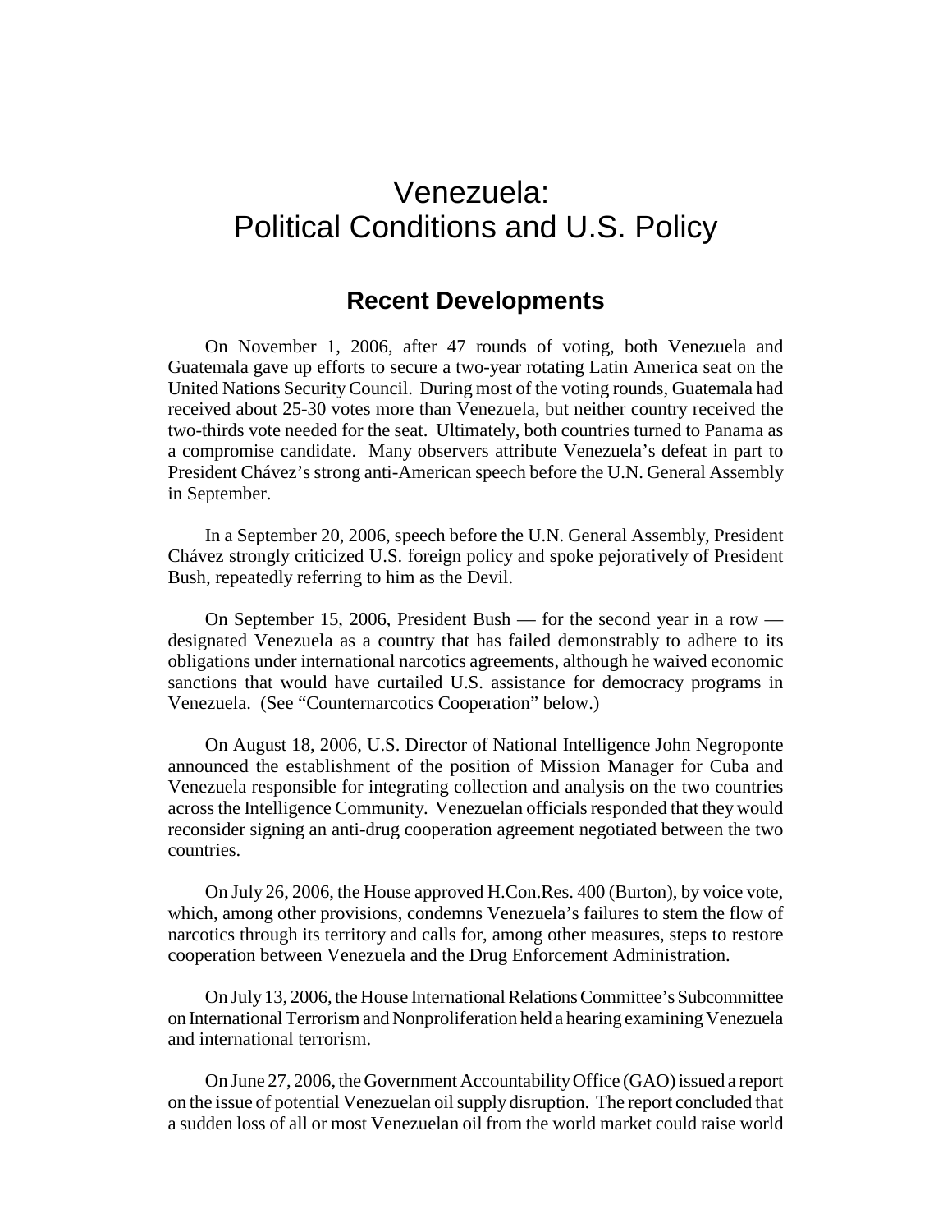# Venezuela: Political Conditions and U.S. Policy

## Recent Developments

On November 1, 2006, after 47 rounds of voting, both Venezuela and Guatemala gave up efforts to secure a two-year rotating Latin America seat on the United Nations Security Council. During most of the voting rounds, Guatemala had received about 25-30 votes more than Venezuela, but neither country received the two-thirds vote needed for the seat. Ultimately, both countries turned to Panama as a compromise candidate. Many observers attribute Venezuela's defeat in part to President Chávez's strong anti-American speech before the U.N. General Assembly in September.

In a September 20, 2006, speech before the U.N. General Assembly, President Chávez strongly criticized U.S. foreign policy and spoke pejoratively of President Bush, repeatedly referring to him as the Devil.

On September 15, 2006, President Bush — for the second year in a row — designated Venezuela as a country that has failed demonstrably to adhere to its obligations under international narcotics agreements, although he waived economic sanctions that would have curtailed U.S. assistance for democracy programs in Venezuela. (See "Counternarcotics Cooperation" below.)

On August 18, 2006, U.S. Director of National Intelligence John Negroponte announced the establishment of the position of Mission Manager for Cuba and Venezuela responsible for integrating collection and analysis on the two countries across the Intelligence Community. Venezuelan officials responded that they would reconsider signing an anti-drug cooperation agreement negotiated between the two countries.

On July 26, 2006, the House approved H.Con.Res. 400 (Burton), by voice vote, which, among other provisions, condemns Venezuela's failures to stem the flow of narcotics through its territory and calls for, among other measures, steps to restore cooperation between Venezuela and the Drug Enforcement Administration.

On July 13, 2006, the House International Relations Committee's Subcommittee on International Terrorism and Nonproliferation held a hearing examining Venezuela and international terrorism.

On June 27, 2006, the Government Accountability Office (GAO) issued a report on the issue of potential Venezuelan oil supply disruption. The report concluded that a sudden loss of all or most Venezuelan oil from the world market could raise world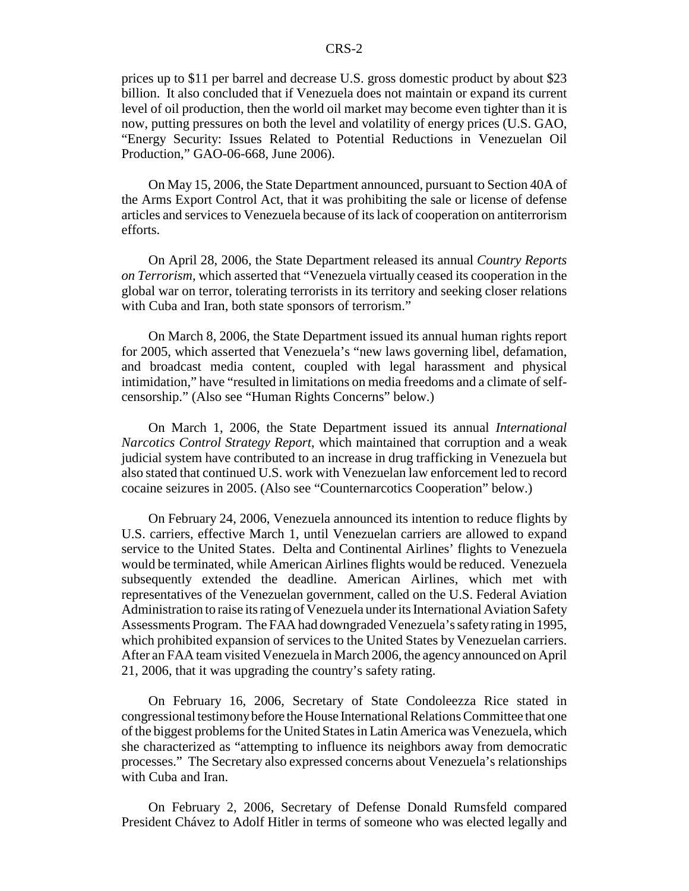prices up to $11 per barrel and decrease U.S. gross domestic product by about $23 billion. It also concluded that if Venezuela does not maintain or expand its current level of oil production, then the world oil market may become even tighter than it is now, putting pressures on both the level and volatility of energy prices (U.S. GAO, "Energy Security: Issues Related to Potential Reductions in Venezuelan Oil Production," GAO-06-668, June 2006).

On May 15, 2006, the State Department announced, pursuant to Section 40A of the Arms Export Control Act, that it was prohibiting the sale or license of defense articles and services to Venezuela because of its lack of cooperation on antiterrorism efforts.

On April 28, 2006, the State Department released its annual *Country Reports on Terrorism*, which asserted that "Venezuela virtually ceased its cooperation in the global war on terror, tolerating terrorists in its territory and seeking closer relations with Cuba and Iran, both state sponsors of terrorism."

On March 8, 2006, the State Department issued its annual human rights report for 2005, which asserted that Venezuela's "new laws governing libel, defamation, and broadcast media content, coupled with legal harassment and physical intimidation," have "resulted in limitations on media freedoms and a climate of self-censorship." (Also see "Human Rights Concerns" below.)

On March 1, 2006, the State Department issued its annual *International Narcotics Control Strategy Report*, which maintained that corruption and a weak judicial system have contributed to an increase in drug trafficking in Venezuela but also stated that continued U.S. work with Venezuelan law enforcement led to record cocaine seizures in 2005. (Also see "Counternarcotics Cooperation" below.)

On February 24, 2006, Venezuela announced its intention to reduce flights by U.S. carriers, effective March 1, until Venezuelan carriers are allowed to expand service to the United States. Delta and Continental Airlines' flights to Venezuela would be terminated, while American Airlines flights would be reduced. Venezuela subsequently extended the deadline. American Airlines, which met with representatives of the Venezuelan government, called on the U.S. Federal Aviation Administration to raise its rating of Venezuela under its International Aviation Safety Assessments Program. The FAA had downgraded Venezuela's safety rating in 1995, which prohibited expansion of services to the United States by Venezuelan carriers. After an FAA team visited Venezuela in March 2006, the agency announced on April 21, 2006, that it was upgrading the country's safety rating.

On February 16, 2006, Secretary of State Condoleezza Rice stated in congressional testimony before the House International Relations Committee that one of the biggest problems for the United States in Latin America was Venezuela, which she characterized as "attempting to influence its neighbors away from democratic processes." The Secretary also expressed concerns about Venezuela's relationships with Cuba and Iran.

On February 2, 2006, Secretary of Defense Donald Rumsfeld compared President Chávez to Adolf Hitler in terms of someone who was elected legally and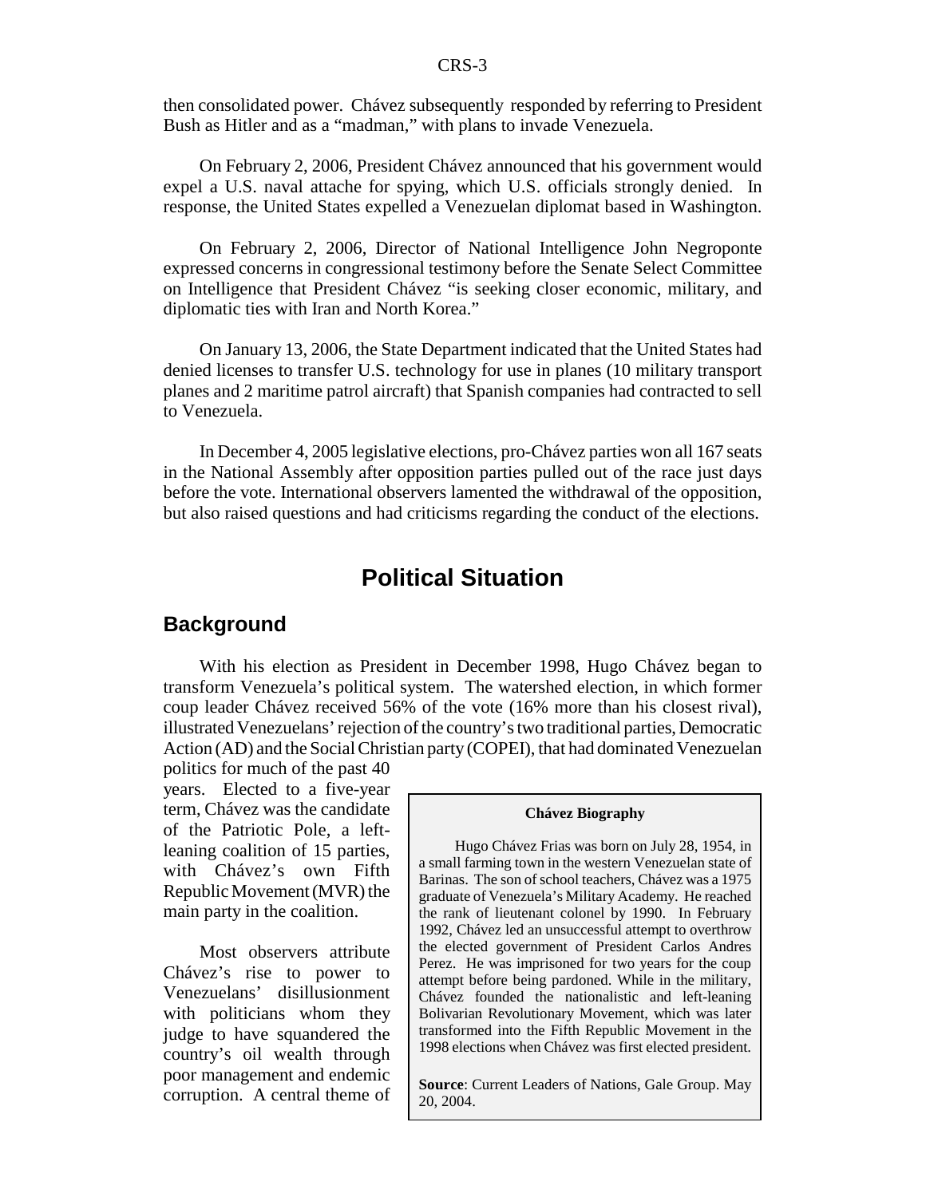then consolidated power. Chávez subsequently responded by referring to President Bush as Hitler and as a "madman," with plans to invade Venezuela.

On February 2, 2006, President Chávez announced that his government would expel a U.S. naval attache for spying, which U.S. officials strongly denied. In response, the United States expelled a Venezuelan diplomat based in Washington.

On February 2, 2006, Director of National Intelligence John Negroponte expressed concerns in congressional testimony before the Senate Select Committee on Intelligence that President Chávez "is seeking closer economic, military, and diplomatic ties with Iran and North Korea."

On January 13, 2006, the State Department indicated that the United States had denied licenses to transfer U.S. technology for use in planes (10 military transport planes and 2 maritime patrol aircraft) that Spanish companies had contracted to sell to Venezuela.

In December 4, 2005 legislative elections, pro-Chávez parties won all 167 seats in the National Assembly after opposition parties pulled out of the race just days before the vote. International observers lamented the withdrawal of the opposition, but also raised questions and had criticisms regarding the conduct of the elections.

# Political Situation

## Background

With his election as President in December 1998, Hugo Chávez began to transform Venezuela's political system. The watershed election, in which former coup leader Chávez received 56% of the vote (16% more than his closest rival), illustrated Venezuelans' rejection of the country's two traditional parties, Democratic Action (AD) and the Social Christian party (COPEI), that had dominated Venezuelan politics for much of the past 40 years. Elected to a five-year term, Chávez was the candidate of the Patriotic Pole, a left-leaning coalition of 15 parties, with Chávez's own Fifth Republic Movement (MVR) the main party in the coalition.

Most observers attribute Chávez's rise to power to Venezuelans' disillusionment with politicians whom they judge to have squandered the country's oil wealth through poor management and endemic corruption. A central theme of

> **Chávez Biography**
>
> Hugo Chávez Frias was born on July 28, 1954, in a small farming town in the western Venezuelan state of Barinas. The son of school teachers, Chávez was a 1975 graduate of Venezuela's Military Academy. He reached the rank of lieutenant colonel by 1990. In February 1992, Chávez led an unsuccessful attempt to overthrow the elected government of President Carlos Andres Perez. He was imprisoned for two years for the coup attempt before being pardoned. While in the military, Chávez founded the nationalistic and left-leaning Bolivarian Revolutionary Movement, which was later transformed into the Fifth Republic Movement in the 1998 elections when Chávez was first elected president.
>
> **Source**: Current Leaders of Nations, Gale Group. May 20, 2004.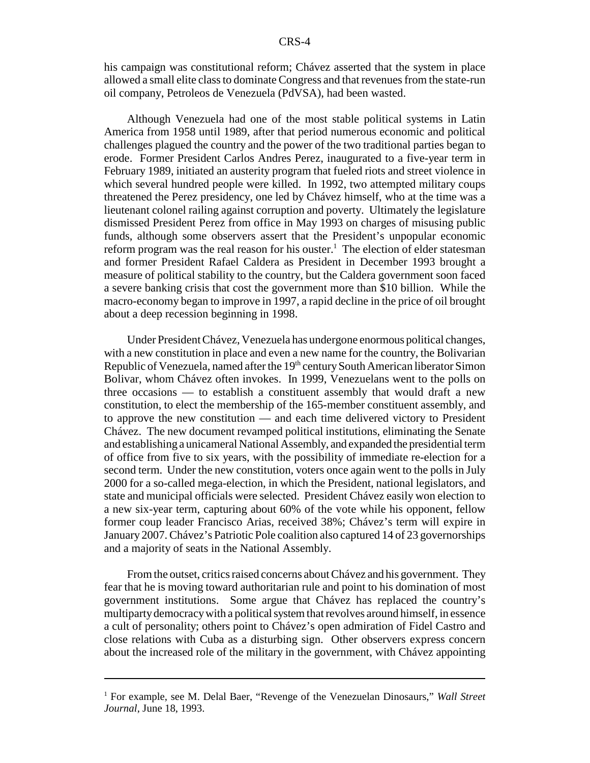his campaign was constitutional reform; Chávez asserted that the system in place allowed a small elite class to dominate Congress and that revenues from the state-run oil company, Petroleos de Venezuela (PdVSA), had been wasted.

Although Venezuela had one of the most stable political systems in Latin America from 1958 until 1989, after that period numerous economic and political challenges plagued the country and the power of the two traditional parties began to erode. Former President Carlos Andres Perez, inaugurated to a five-year term in February 1989, initiated an austerity program that fueled riots and street violence in which several hundred people were killed. In 1992, two attempted military coups threatened the Perez presidency, one led by Chávez himself, who at the time was a lieutenant colonel railing against corruption and poverty. Ultimately the legislature dismissed President Perez from office in May 1993 on charges of misusing public funds, although some observers assert that the President's unpopular economic reform program was the real reason for his ouster.[1] The election of elder statesman and former President Rafael Caldera as President in December 1993 brought a measure of political stability to the country, but the Caldera government soon faced a severe banking crisis that cost the government more than $10 billion. While the macro-economy began to improve in 1997, a rapid decline in the price of oil brought about a deep recession beginning in 1998.

Under President Chávez, Venezuela has undergone enormous political changes, with a new constitution in place and even a new name for the country, the Bolivarian Republic of Venezuela, named after the 19th century South American liberator Simon Bolivar, whom Chávez often invokes. In 1999, Venezuelans went to the polls on three occasions — to establish a constituent assembly that would draft a new constitution, to elect the membership of the 165-member constituent assembly, and to approve the new constitution — and each time delivered victory to President Chávez. The new document revamped political institutions, eliminating the Senate and establishing a unicameral National Assembly, and expanded the presidential term of office from five to six years, with the possibility of immediate re-election for a second term. Under the new constitution, voters once again went to the polls in July 2000 for a so-called mega-election, in which the President, national legislators, and state and municipal officials were selected. President Chávez easily won election to a new six-year term, capturing about 60% of the vote while his opponent, fellow former coup leader Francisco Arias, received 38%; Chávez's term will expire in January 2007. Chávez's Patriotic Pole coalition also captured 14 of 23 governorships and a majority of seats in the National Assembly.

From the outset, critics raised concerns about Chávez and his government. They fear that he is moving toward authoritarian rule and point to his domination of most government institutions. Some argue that Chávez has replaced the country's multiparty democracy with a political system that revolves around himself, in essence a cult of personality; others point to Chávez's open admiration of Fidel Castro and close relations with Cuba as a disturbing sign. Other observers express concern about the increased role of the military in the government, with Chávez appointing

---

[1] For example, see M. Delal Baer, "Revenge of the Venezuelan Dinosaurs," *Wall Street Journal*, June 18, 1993.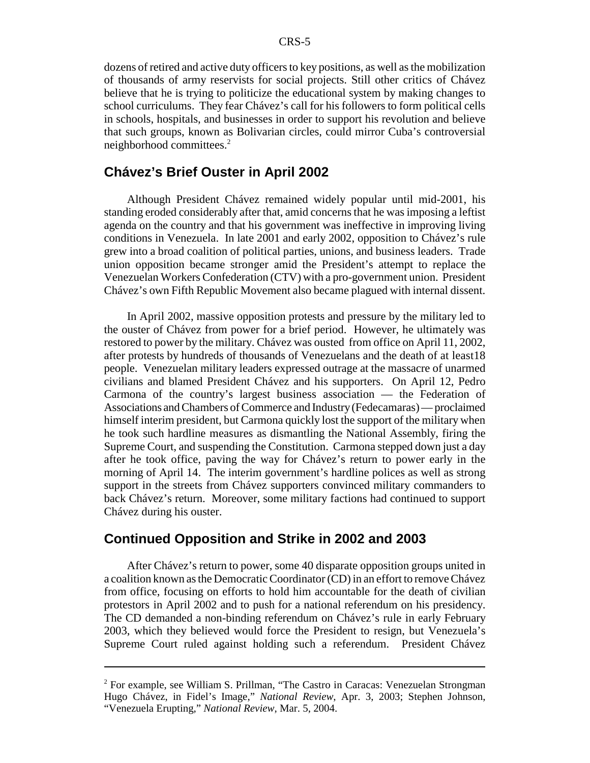dozens of retired and active duty officers to key positions, as well as the mobilization of thousands of army reservists for social projects. Still other critics of Chávez believe that he is trying to politicize the educational system by making changes to school curriculums. They fear Chávez's call for his followers to form political cells in schools, hospitals, and businesses in order to support his revolution and believe that such groups, known as Bolivarian circles, could mirror Cuba's controversial neighborhood committees.[2]

## Chávez's Brief Ouster in April 2002

Although President Chávez remained widely popular until mid-2001, his standing eroded considerably after that, amid concerns that he was imposing a leftist agenda on the country and that his government was ineffective in improving living conditions in Venezuela. In late 2001 and early 2002, opposition to Chávez's rule grew into a broad coalition of political parties, unions, and business leaders. Trade union opposition became stronger amid the President's attempt to replace the Venezuelan Workers Confederation (CTV) with a pro-government union. President Chávez's own Fifth Republic Movement also became plagued with internal dissent.

In April 2002, massive opposition protests and pressure by the military led to the ouster of Chávez from power for a brief period. However, he ultimately was restored to power by the military. Chávez was ousted from office on April 11, 2002, after protests by hundreds of thousands of Venezuelans and the death of at least18 people. Venezuelan military leaders expressed outrage at the massacre of unarmed civilians and blamed President Chávez and his supporters. On April 12, Pedro Carmona of the country's largest business association — the Federation of Associations and Chambers of Commerce and Industry (Fedecamaras) — proclaimed himself interim president, but Carmona quickly lost the support of the military when he took such hardline measures as dismantling the National Assembly, firing the Supreme Court, and suspending the Constitution. Carmona stepped down just a day after he took office, paving the way for Chávez's return to power early in the morning of April 14. The interim government's hardline polices as well as strong support in the streets from Chávez supporters convinced military commanders to back Chávez's return. Moreover, some military factions had continued to support Chávez during his ouster.

## Continued Opposition and Strike in 2002 and 2003

After Chávez's return to power, some 40 disparate opposition groups united in a coalition known as the Democratic Coordinator (CD) in an effort to remove Chávez from office, focusing on efforts to hold him accountable for the death of civilian protestors in April 2002 and to push for a national referendum on his presidency. The CD demanded a non-binding referendum on Chávez's rule in early February 2003, which they believed would force the President to resign, but Venezuela's Supreme Court ruled against holding such a referendum. President Chávez

---

[2] For example, see William S. Prillman, "The Castro in Caracas: Venezuelan Strongman Hugo Chávez, in Fidel's Image," *National Review*, Apr. 3, 2003; Stephen Johnson, "Venezuela Erupting," *National Review*, Mar. 5, 2004.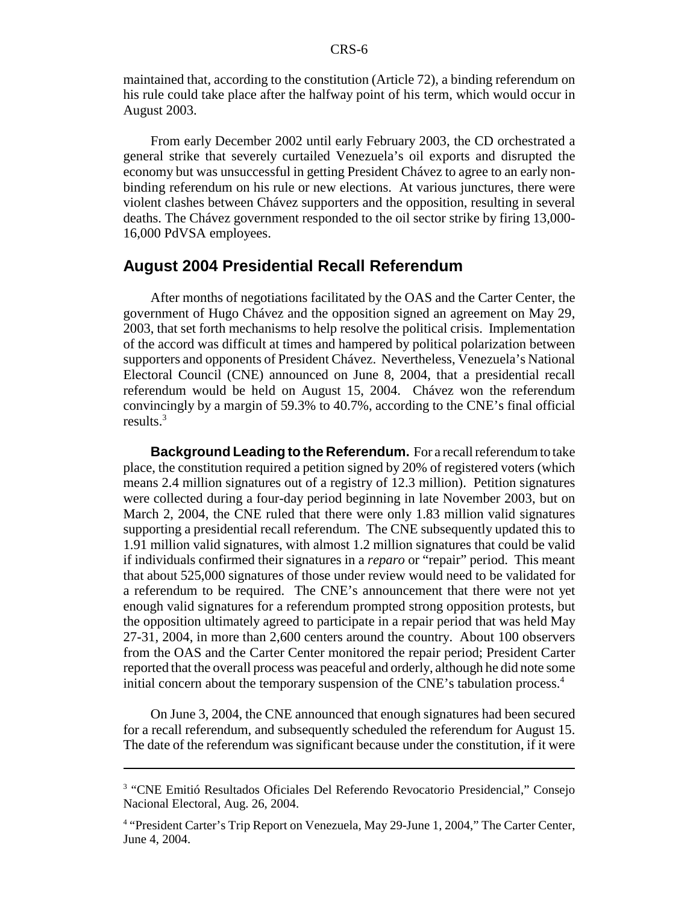maintained that, according to the constitution (Article 72), a binding referendum on his rule could take place after the halfway point of his term, which would occur in August 2003.

From early December 2002 until early February 2003, the CD orchestrated a general strike that severely curtailed Venezuela's oil exports and disrupted the economy but was unsuccessful in getting President Chávez to agree to an early non-binding referendum on his rule or new elections. At various junctures, there were violent clashes between Chávez supporters and the opposition, resulting in several deaths. The Chávez government responded to the oil sector strike by firing 13,000-16,000 PdVSA employees.

## August 2004 Presidential Recall Referendum

After months of negotiations facilitated by the OAS and the Carter Center, the government of Hugo Chávez and the opposition signed an agreement on May 29, 2003, that set forth mechanisms to help resolve the political crisis. Implementation of the accord was difficult at times and hampered by political polarization between supporters and opponents of President Chávez. Nevertheless, Venezuela's National Electoral Council (CNE) announced on June 8, 2004, that a presidential recall referendum would be held on August 15, 2004. Chávez won the referendum convincingly by a margin of 59.3% to 40.7%, according to the CNE's final official results.[3]

**Background Leading to the Referendum.** For a recall referendum to take place, the constitution required a petition signed by 20% of registered voters (which means 2.4 million signatures out of a registry of 12.3 million). Petition signatures were collected during a four-day period beginning in late November 2003, but on March 2, 2004, the CNE ruled that there were only 1.83 million valid signatures supporting a presidential recall referendum. The CNE subsequently updated this to 1.91 million valid signatures, with almost 1.2 million signatures that could be valid if individuals confirmed their signatures in a *reparo* or "repair" period. This meant that about 525,000 signatures of those under review would need to be validated for a referendum to be required. The CNE's announcement that there were not yet enough valid signatures for a referendum prompted strong opposition protests, but the opposition ultimately agreed to participate in a repair period that was held May 27-31, 2004, in more than 2,600 centers around the country. About 100 observers from the OAS and the Carter Center monitored the repair period; President Carter reported that the overall process was peaceful and orderly, although he did note some initial concern about the temporary suspension of the CNE's tabulation process.[4]

On June 3, 2004, the CNE announced that enough signatures had been secured for a recall referendum, and subsequently scheduled the referendum for August 15. The date of the referendum was significant because under the constitution, if it were

---

[3] "CNE Emitió Resultados Oficiales Del Referendo Revocatorio Presidencial," Consejo Nacional Electoral, Aug. 26, 2004.

[4] "President Carter's Trip Report on Venezuela, May 29-June 1, 2004," The Carter Center, June 4, 2004.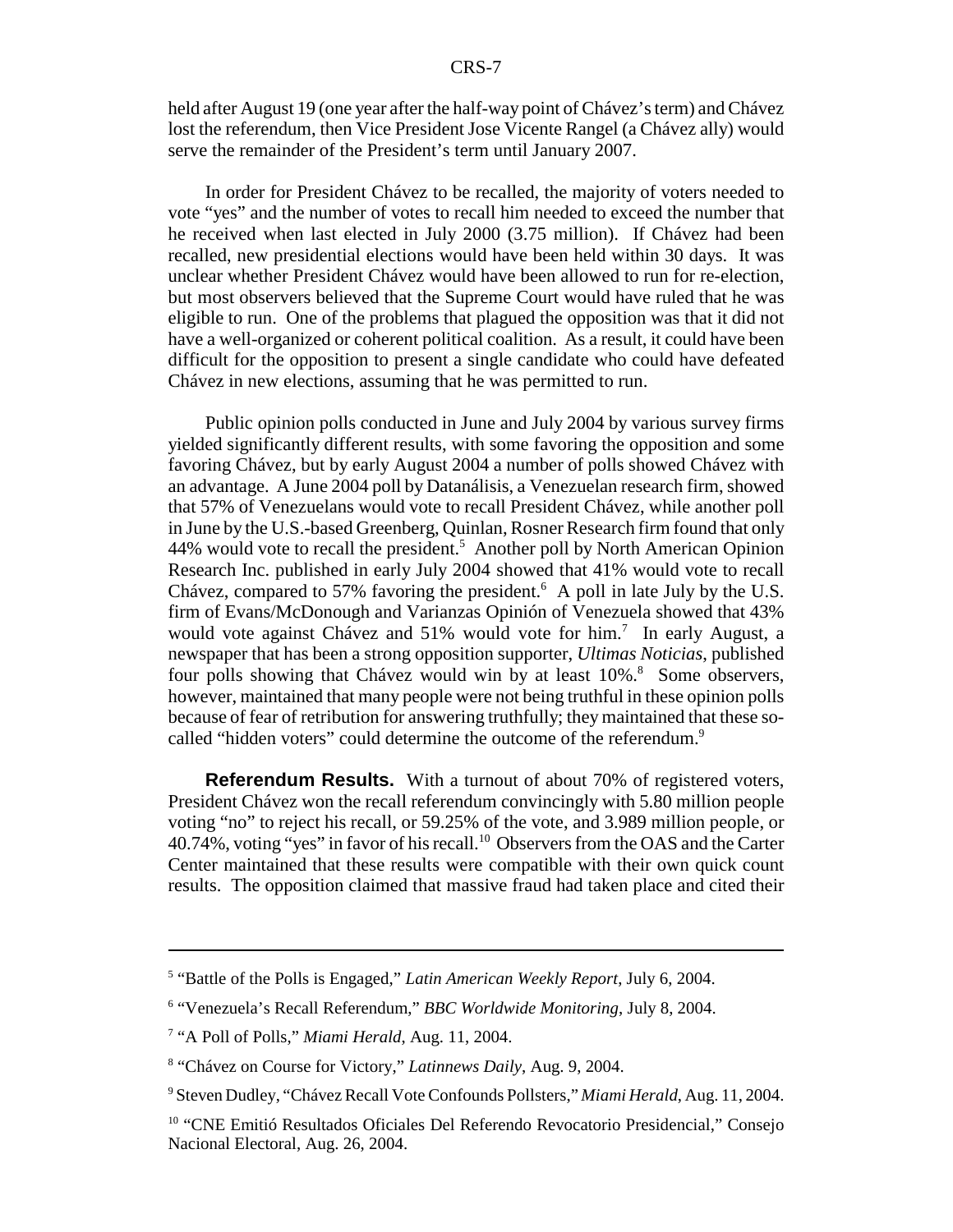held after August 19 (one year after the half-way point of Chávez's term) and Chávez lost the referendum, then Vice President Jose Vicente Rangel (a Chávez ally) would serve the remainder of the President's term until January 2007.

In order for President Chávez to be recalled, the majority of voters needed to vote "yes" and the number of votes to recall him needed to exceed the number that he received when last elected in July 2000 (3.75 million). If Chávez had been recalled, new presidential elections would have been held within 30 days. It was unclear whether President Chávez would have been allowed to run for re-election, but most observers believed that the Supreme Court would have ruled that he was eligible to run. One of the problems that plagued the opposition was that it did not have a well-organized or coherent political coalition. As a result, it could have been difficult for the opposition to present a single candidate who could have defeated Chávez in new elections, assuming that he was permitted to run.

Public opinion polls conducted in June and July 2004 by various survey firms yielded significantly different results, with some favoring the opposition and some favoring Chávez, but by early August 2004 a number of polls showed Chávez with an advantage. A June 2004 poll by Datanálisis, a Venezuelan research firm, showed that 57% of Venezuelans would vote to recall President Chávez, while another poll in June by the U.S.-based Greenberg, Quinlan, Rosner Research firm found that only 44% would vote to recall the president.[5] Another poll by North American Opinion Research Inc. published in early July 2004 showed that 41% would vote to recall Chávez, compared to 57% favoring the president.[6] A poll in late July by the U.S. firm of Evans/McDonough and Varianzas Opinión of Venezuela showed that 43% would vote against Chávez and 51% would vote for him.[7] In early August, a newspaper that has been a strong opposition supporter, *Ultimas Noticias*, published four polls showing that Chávez would win by at least 10%.[8] Some observers, however, maintained that many people were not being truthful in these opinion polls because of fear of retribution for answering truthfully; they maintained that these so-called "hidden voters" could determine the outcome of the referendum.[9]

**Referendum Results.** With a turnout of about 70% of registered voters, President Chávez won the recall referendum convincingly with 5.80 million people voting "no" to reject his recall, or 59.25% of the vote, and 3.989 million people, or 40.74%, voting "yes" in favor of his recall.[10] Observers from the OAS and the Carter Center maintained that these results were compatible with their own quick count results. The opposition claimed that massive fraud had taken place and cited their

---

[5] "Battle of the Polls is Engaged," *Latin American Weekly Report*, July 6, 2004.

[6] "Venezuela's Recall Referendum," *BBC Worldwide Monitoring*, July 8, 2004.

[7] "A Poll of Polls," *Miami Herald*, Aug. 11, 2004.

[8] "Chávez on Course for Victory," *Latinnews Daily*, Aug. 9, 2004.

[9] Steven Dudley, "Chávez Recall Vote Confounds Pollsters," *Miami Herald*, Aug. 11, 2004.

[10] "CNE Emitió Resultados Oficiales Del Referendo Revocatorio Presidencial," Consejo Nacional Electoral, Aug. 26, 2004.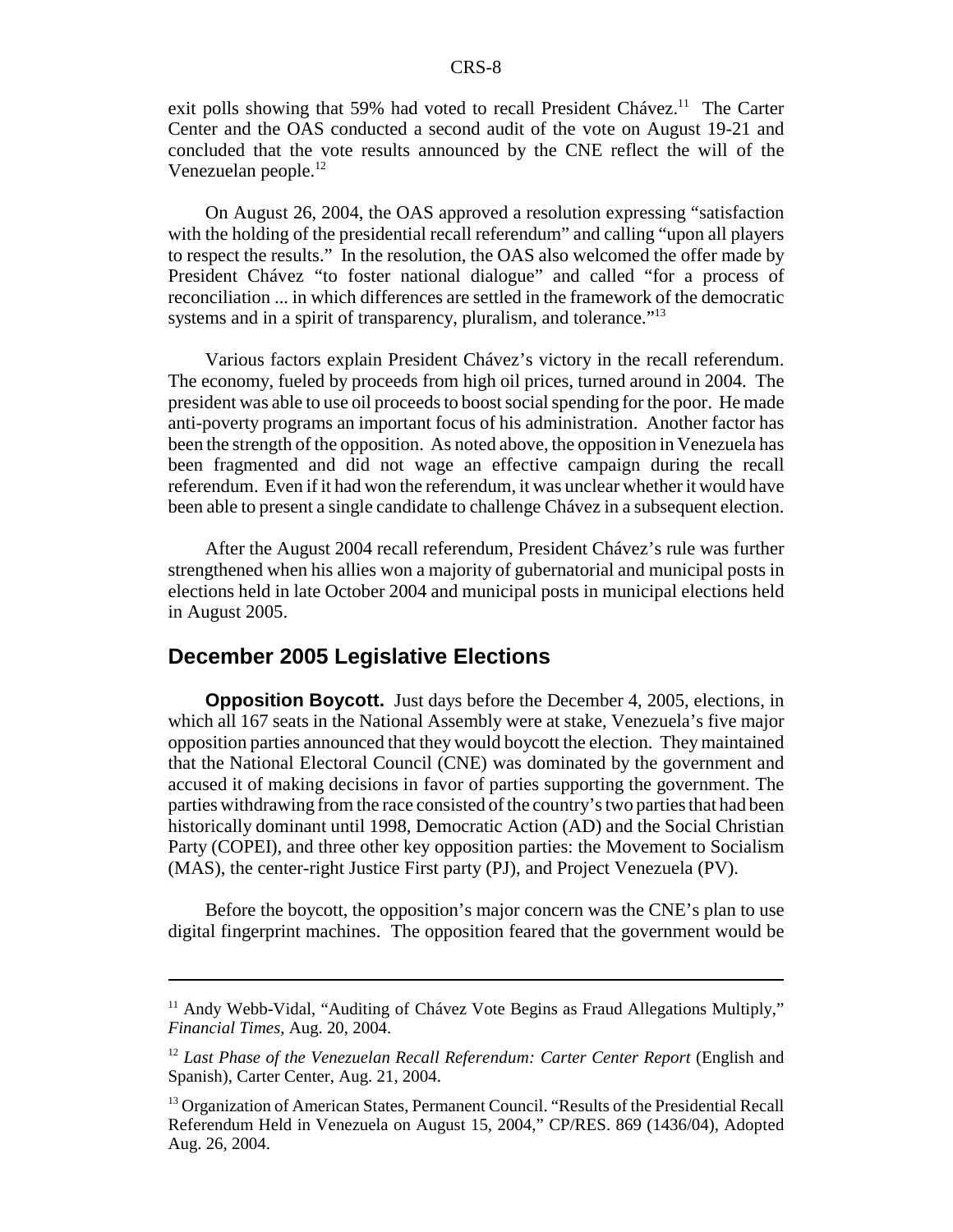exit polls showing that 59% had voted to recall President Chávez.[11] The Carter Center and the OAS conducted a second audit of the vote on August 19-21 and concluded that the vote results announced by the CNE reflect the will of the Venezuelan people.[12]

On August 26, 2004, the OAS approved a resolution expressing "satisfaction with the holding of the presidential recall referendum" and calling "upon all players to respect the results." In the resolution, the OAS also welcomed the offer made by President Chávez "to foster national dialogue" and called "for a process of reconciliation ... in which differences are settled in the framework of the democratic systems and in a spirit of transparency, pluralism, and tolerance."[13]

Various factors explain President Chávez's victory in the recall referendum. The economy, fueled by proceeds from high oil prices, turned around in 2004. The president was able to use oil proceeds to boost social spending for the poor. He made anti-poverty programs an important focus of his administration. Another factor has been the strength of the opposition. As noted above, the opposition in Venezuela has been fragmented and did not wage an effective campaign during the recall referendum. Even if it had won the referendum, it was unclear whether it would have been able to present a single candidate to challenge Chávez in a subsequent election.

After the August 2004 recall referendum, President Chávez's rule was further strengthened when his allies won a majority of gubernatorial and municipal posts in elections held in late October 2004 and municipal posts in municipal elections held in August 2005.

## December 2005 Legislative Elections

**Opposition Boycott.** Just days before the December 4, 2005, elections, in which all 167 seats in the National Assembly were at stake, Venezuela's five major opposition parties announced that they would boycott the election. They maintained that the National Electoral Council (CNE) was dominated by the government and accused it of making decisions in favor of parties supporting the government. The parties withdrawing from the race consisted of the country's two parties that had been historically dominant until 1998, Democratic Action (AD) and the Social Christian Party (COPEI), and three other key opposition parties: the Movement to Socialism (MAS), the center-right Justice First party (PJ), and Project Venezuela (PV).

Before the boycott, the opposition's major concern was the CNE's plan to use digital fingerprint machines. The opposition feared that the government would be

---

[11] Andy Webb-Vidal, "Auditing of Chávez Vote Begins as Fraud Allegations Multiply," *Financial Times*, Aug. 20, 2004.

[12] *Last Phase of the Venezuelan Recall Referendum: Carter Center Report* (English and Spanish), Carter Center, Aug. 21, 2004.

[13] Organization of American States, Permanent Council. "Results of the Presidential Recall Referendum Held in Venezuela on August 15, 2004," CP/RES. 869 (1436/04), Adopted Aug. 26, 2004.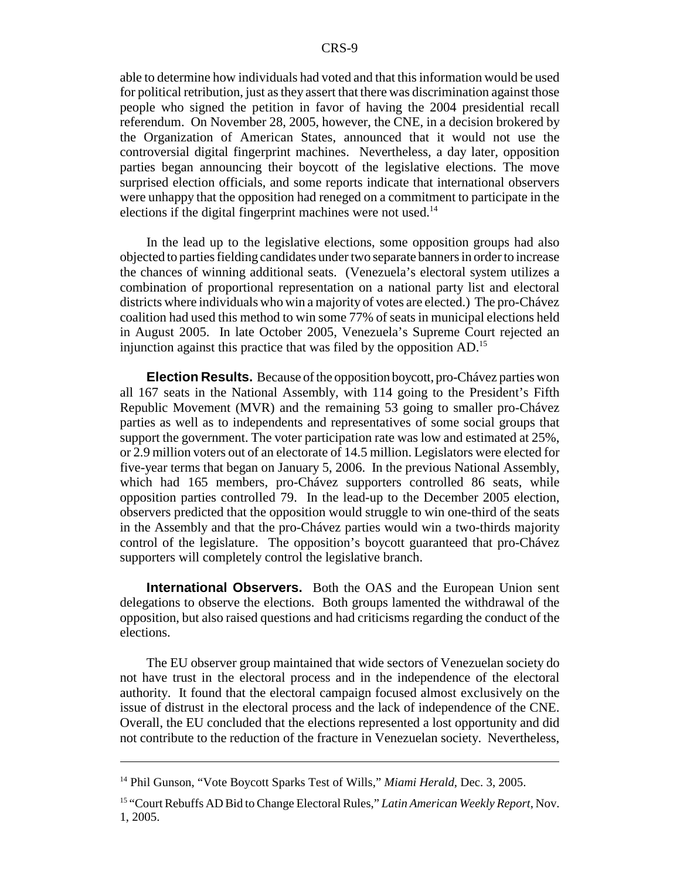able to determine how individuals had voted and that this information would be used for political retribution, just as they assert that there was discrimination against those people who signed the petition in favor of having the 2004 presidential recall referendum. On November 28, 2005, however, the CNE, in a decision brokered by the Organization of American States, announced that it would not use the controversial digital fingerprint machines. Nevertheless, a day later, opposition parties began announcing their boycott of the legislative elections. The move surprised election officials, and some reports indicate that international observers were unhappy that the opposition had reneged on a commitment to participate in the elections if the digital fingerprint machines were not used.[14]

In the lead up to the legislative elections, some opposition groups had also objected to parties fielding candidates under two separate banners in order to increase the chances of winning additional seats. (Venezuela's electoral system utilizes a combination of proportional representation on a national party list and electoral districts where individuals who win a majority of votes are elected.) The pro-Chávez coalition had used this method to win some 77% of seats in municipal elections held in August 2005. In late October 2005, Venezuela's Supreme Court rejected an injunction against this practice that was filed by the opposition AD.[15]

**Election Results.** Because of the opposition boycott, pro-Chávez parties won all 167 seats in the National Assembly, with 114 going to the President's Fifth Republic Movement (MVR) and the remaining 53 going to smaller pro-Chávez parties as well as to independents and representatives of some social groups that support the government. The voter participation rate was low and estimated at 25%, or 2.9 million voters out of an electorate of 14.5 million. Legislators were elected for five-year terms that began on January 5, 2006. In the previous National Assembly, which had 165 members, pro-Chávez supporters controlled 86 seats, while opposition parties controlled 79. In the lead-up to the December 2005 election, observers predicted that the opposition would struggle to win one-third of the seats in the Assembly and that the pro-Chávez parties would win a two-thirds majority control of the legislature. The opposition's boycott guaranteed that pro-Chávez supporters will completely control the legislative branch.

**International Observers.** Both the OAS and the European Union sent delegations to observe the elections. Both groups lamented the withdrawal of the opposition, but also raised questions and had criticisms regarding the conduct of the elections.

The EU observer group maintained that wide sectors of Venezuelan society do not have trust in the electoral process and in the independence of the electoral authority. It found that the electoral campaign focused almost exclusively on the issue of distrust in the electoral process and the lack of independence of the CNE. Overall, the EU concluded that the elections represented a lost opportunity and did not contribute to the reduction of the fracture in Venezuelan society. Nevertheless,

---

[14] Phil Gunson, "Vote Boycott Sparks Test of Wills," *Miami Herald*, Dec. 3, 2005.

[15] "Court Rebuffs AD Bid to Change Electoral Rules," *Latin American Weekly Report*, Nov. 1, 2005.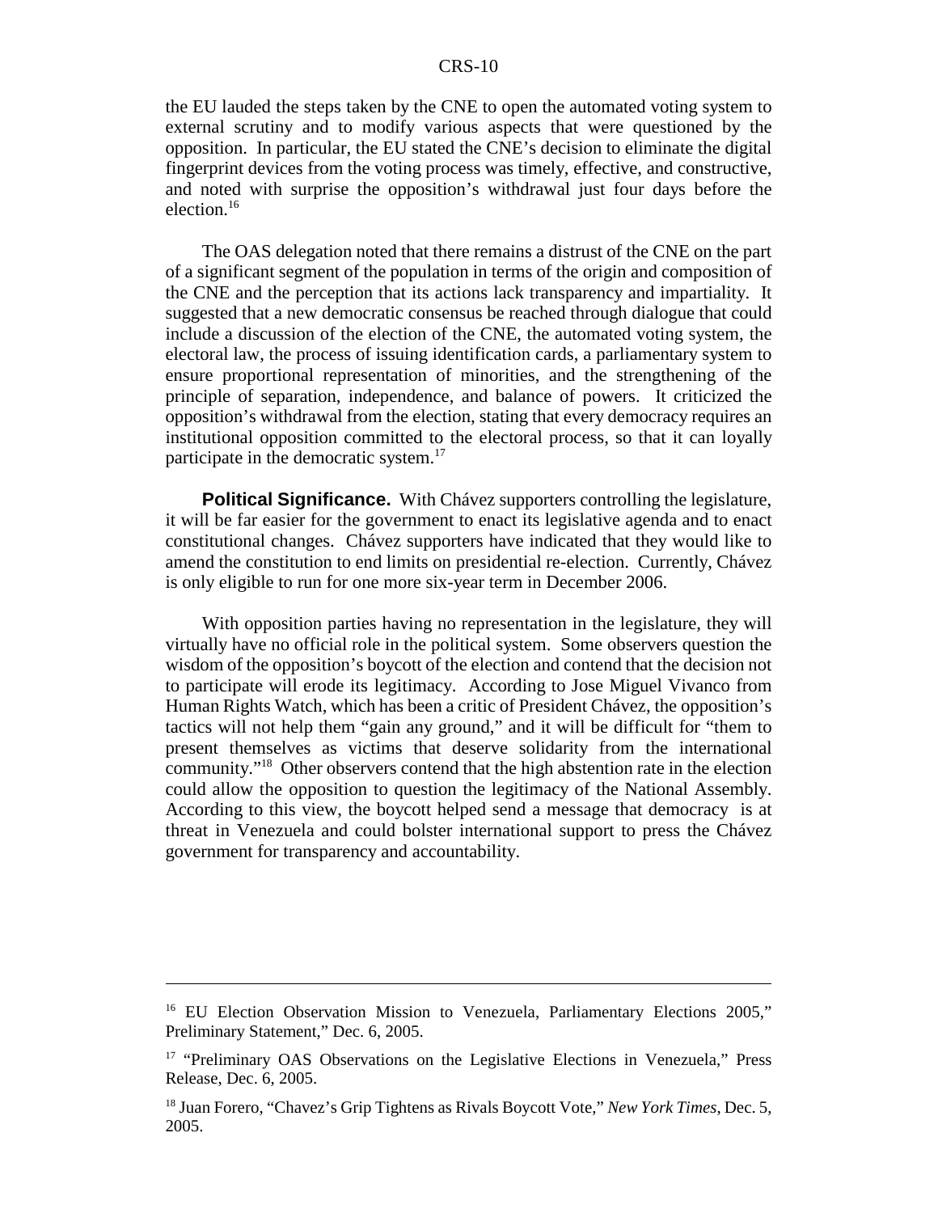the EU lauded the steps taken by the CNE to open the automated voting system to external scrutiny and to modify various aspects that were questioned by the opposition. In particular, the EU stated the CNE's decision to eliminate the digital fingerprint devices from the voting process was timely, effective, and constructive, and noted with surprise the opposition's withdrawal just four days before the election.[16]

The OAS delegation noted that there remains a distrust of the CNE on the part of a significant segment of the population in terms of the origin and composition of the CNE and the perception that its actions lack transparency and impartiality. It suggested that a new democratic consensus be reached through dialogue that could include a discussion of the election of the CNE, the automated voting system, the electoral law, the process of issuing identification cards, a parliamentary system to ensure proportional representation of minorities, and the strengthening of the principle of separation, independence, and balance of powers. It criticized the opposition's withdrawal from the election, stating that every democracy requires an institutional opposition committed to the electoral process, so that it can loyally participate in the democratic system.[17]

**Political Significance.** With Chávez supporters controlling the legislature, it will be far easier for the government to enact its legislative agenda and to enact constitutional changes. Chávez supporters have indicated that they would like to amend the constitution to end limits on presidential re-election. Currently, Chávez is only eligible to run for one more six-year term in December 2006.

With opposition parties having no representation in the legislature, they will virtually have no official role in the political system. Some observers question the wisdom of the opposition's boycott of the election and contend that the decision not to participate will erode its legitimacy. According to Jose Miguel Vivanco from Human Rights Watch, which has been a critic of President Chávez, the opposition's tactics will not help them "gain any ground," and it will be difficult for "them to present themselves as victims that deserve solidarity from the international community."[18] Other observers contend that the high abstention rate in the election could allow the opposition to question the legitimacy of the National Assembly. According to this view, the boycott helped send a message that democracy is at threat in Venezuela and could bolster international support to press the Chávez government for transparency and accountability.

---

[16] EU Election Observation Mission to Venezuela, Parliamentary Elections 2005," Preliminary Statement," Dec. 6, 2005.

[17] "Preliminary OAS Observations on the Legislative Elections in Venezuela," Press Release, Dec. 6, 2005.

[18] Juan Forero, "Chavez's Grip Tightens as Rivals Boycott Vote," *New York Times,* Dec. 5, 2005.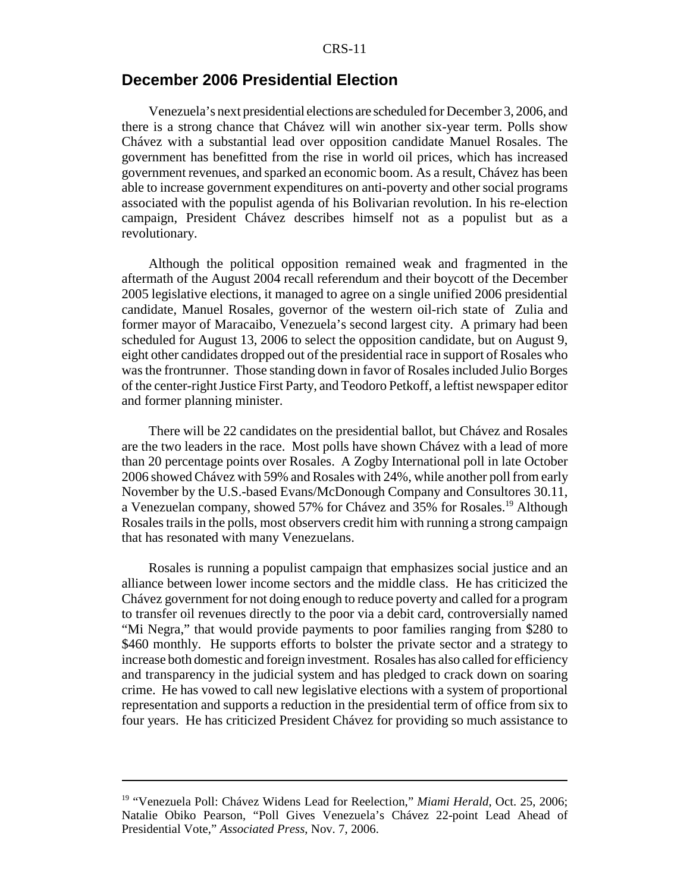## December 2006 Presidential Election

Venezuela's next presidential elections are scheduled for December 3, 2006, and there is a strong chance that Chávez will win another six-year term. Polls show Chávez with a substantial lead over opposition candidate Manuel Rosales. The government has benefitted from the rise in world oil prices, which has increased government revenues, and sparked an economic boom. As a result, Chávez has been able to increase government expenditures on anti-poverty and other social programs associated with the populist agenda of his Bolivarian revolution. In his re-election campaign, President Chávez describes himself not as a populist but as a revolutionary.

Although the political opposition remained weak and fragmented in the aftermath of the August 2004 recall referendum and their boycott of the December 2005 legislative elections, it managed to agree on a single unified 2006 presidential candidate, Manuel Rosales, governor of the western oil-rich state of Zulia and former mayor of Maracaibo, Venezuela's second largest city. A primary had been scheduled for August 13, 2006 to select the opposition candidate, but on August 9, eight other candidates dropped out of the presidential race in support of Rosales who was the frontrunner. Those standing down in favor of Rosales included Julio Borges of the center-right Justice First Party, and Teodoro Petkoff, a leftist newspaper editor and former planning minister.

There will be 22 candidates on the presidential ballot, but Chávez and Rosales are the two leaders in the race. Most polls have shown Chávez with a lead of more than 20 percentage points over Rosales. A Zogby International poll in late October 2006 showed Chávez with 59% and Rosales with 24%, while another poll from early November by the U.S.-based Evans/McDonough Company and Consultores 30.11, a Venezuelan company, showed 57% for Chávez and 35% for Rosales.[19] Although Rosales trails in the polls, most observers credit him with running a strong campaign that has resonated with many Venezuelans.

Rosales is running a populist campaign that emphasizes social justice and an alliance between lower income sectors and the middle class. He has criticized the Chávez government for not doing enough to reduce poverty and called for a program to transfer oil revenues directly to the poor via a debit card, controversially named "Mi Negra," that would provide payments to poor families ranging from $280 to $460 monthly. He supports efforts to bolster the private sector and a strategy to increase both domestic and foreign investment. Rosales has also called for efficiency and transparency in the judicial system and has pledged to crack down on soaring crime. He has vowed to call new legislative elections with a system of proportional representation and supports a reduction in the presidential term of office from six to four years. He has criticized President Chávez for providing so much assistance to

---

[19] "Venezuela Poll: Chávez Widens Lead for Reelection," *Miami Herald*, Oct. 25, 2006; Natalie Obiko Pearson, "Poll Gives Venezuela's Chávez 22-point Lead Ahead of Presidential Vote," *Associated Press*, Nov. 7, 2006.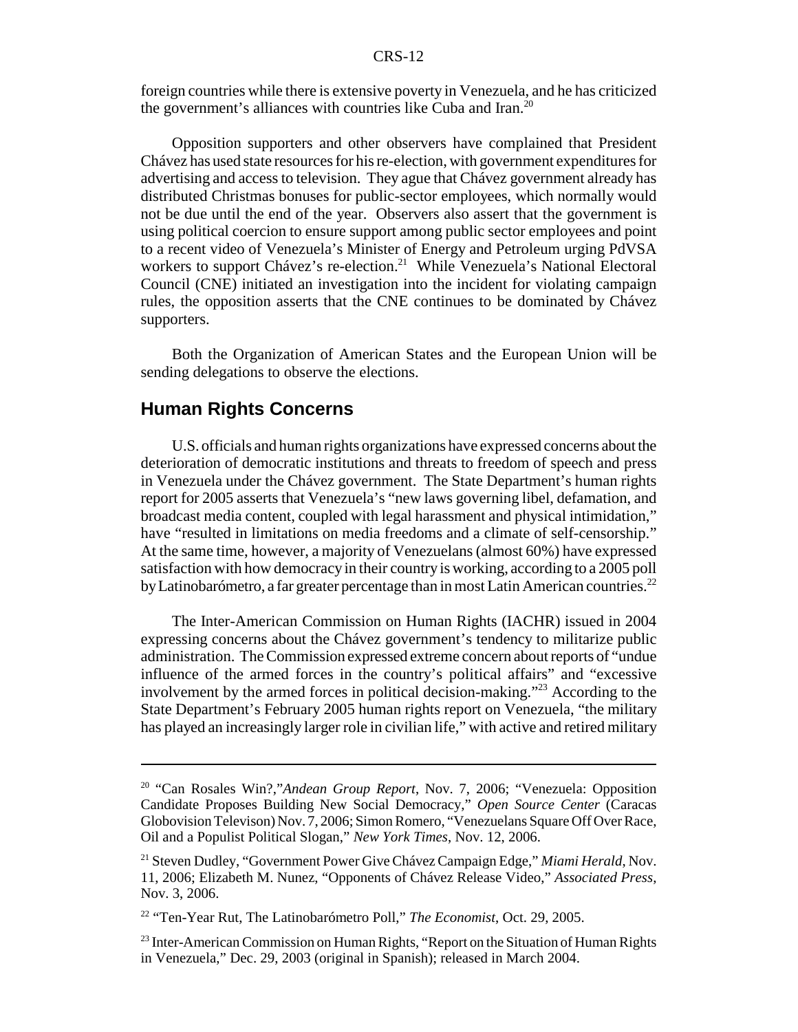foreign countries while there is extensive poverty in Venezuela, and he has criticized the government's alliances with countries like Cuba and Iran.[20]

Opposition supporters and other observers have complained that President Chávez has used state resources for his re-election, with government expenditures for advertising and access to television. They ague that Chávez government already has distributed Christmas bonuses for public-sector employees, which normally would not be due until the end of the year. Observers also assert that the government is using political coercion to ensure support among public sector employees and point to a recent video of Venezuela's Minister of Energy and Petroleum urging PdVSA workers to support Chávez's re-election.[21] While Venezuela's National Electoral Council (CNE) initiated an investigation into the incident for violating campaign rules, the opposition asserts that the CNE continues to be dominated by Chávez supporters.

Both the Organization of American States and the European Union will be sending delegations to observe the elections.

## Human Rights Concerns

U.S. officials and human rights organizations have expressed concerns about the deterioration of democratic institutions and threats to freedom of speech and press in Venezuela under the Chávez government. The State Department's human rights report for 2005 asserts that Venezuela's "new laws governing libel, defamation, and broadcast media content, coupled with legal harassment and physical intimidation," have "resulted in limitations on media freedoms and a climate of self-censorship." At the same time, however, a majority of Venezuelans (almost 60%) have expressed satisfaction with how democracy in their country is working, according to a 2005 poll by Latinobarómetro, a far greater percentage than in most Latin American countries.[22]

The Inter-American Commission on Human Rights (IACHR) issued in 2004 expressing concerns about the Chávez government's tendency to militarize public administration. The Commission expressed extreme concern about reports of "undue influence of the armed forces in the country's political affairs" and "excessive involvement by the armed forces in political decision-making."[23] According to the State Department's February 2005 human rights report on Venezuela, "the military has played an increasingly larger role in civilian life," with active and retired military

---

[20] "Can Rosales Win?,"*Andean Group Report*, Nov. 7, 2006; "Venezuela: Opposition Candidate Proposes Building New Social Democracy," *Open Source Center* (Caracas Globovision Televison) Nov. 7, 2006; Simon Romero, "Venezuelans Square Off Over Race, Oil and a Populist Political Slogan," *New York Times*, Nov. 12, 2006.

[21] Steven Dudley, "Government Power Give Chávez Campaign Edge," *Miami Herald*, Nov. 11, 2006; Elizabeth M. Nunez, "Opponents of Chávez Release Video," *Associated Press*, Nov. 3, 2006.

[22] "Ten-Year Rut, The Latinobarómetro Poll," *The Economist*, Oct. 29, 2005.

[23] Inter-American Commission on Human Rights, "Report on the Situation of Human Rights in Venezuela," Dec. 29, 2003 (original in Spanish); released in March 2004.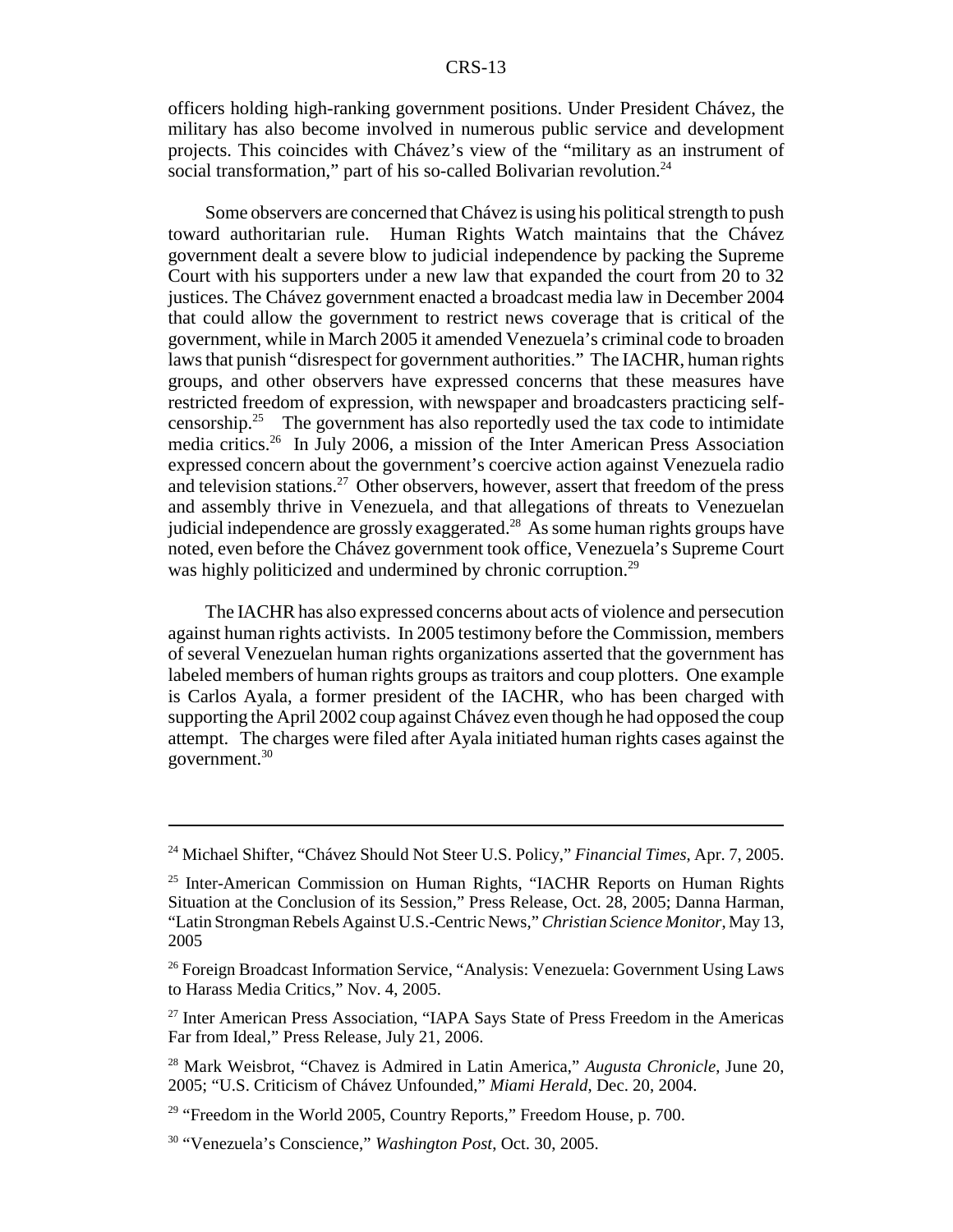officers holding high-ranking government positions. Under President Chávez, the military has also become involved in numerous public service and development projects. This coincides with Chávez's view of the "military as an instrument of social transformation," part of his so-called Bolivarian revolution.[24]

Some observers are concerned that Chávez is using his political strength to push toward authoritarian rule. Human Rights Watch maintains that the Chávez government dealt a severe blow to judicial independence by packing the Supreme Court with his supporters under a new law that expanded the court from 20 to 32 justices. The Chávez government enacted a broadcast media law in December 2004 that could allow the government to restrict news coverage that is critical of the government, while in March 2005 it amended Venezuela's criminal code to broaden laws that punish "disrespect for government authorities." The IACHR, human rights groups, and other observers have expressed concerns that these measures have restricted freedom of expression, with newspaper and broadcasters practicing self-censorship.[25] The government has also reportedly used the tax code to intimidate media critics.[26] In July 2006, a mission of the Inter American Press Association expressed concern about the government's coercive action against Venezuela radio and television stations.[27] Other observers, however, assert that freedom of the press and assembly thrive in Venezuela, and that allegations of threats to Venezuelan judicial independence are grossly exaggerated.[28] As some human rights groups have noted, even before the Chávez government took office, Venezuela's Supreme Court was highly politicized and undermined by chronic corruption.[29]

The IACHR has also expressed concerns about acts of violence and persecution against human rights activists. In 2005 testimony before the Commission, members of several Venezuelan human rights organizations asserted that the government has labeled members of human rights groups as traitors and coup plotters. One example is Carlos Ayala, a former president of the IACHR, who has been charged with supporting the April 2002 coup against Chávez even though he had opposed the coup attempt. The charges were filed after Ayala initiated human rights cases against the government.[30]

---

[24] Michael Shifter, "Chávez Should Not Steer U.S. Policy," *Financial Times*, Apr. 7, 2005.

[25] Inter-American Commission on Human Rights, "IACHR Reports on Human Rights Situation at the Conclusion of its Session," Press Release, Oct. 28, 2005; Danna Harman, "Latin Strongman Rebels Against U.S.-Centric News," *Christian Science Monitor*, May 13, 2005

[26] Foreign Broadcast Information Service, "Analysis: Venezuela: Government Using Laws to Harass Media Critics," Nov. 4, 2005.

[27] Inter American Press Association, "IAPA Says State of Press Freedom in the Americas Far from Ideal," Press Release, July 21, 2006.

[28] Mark Weisbrot, "Chavez is Admired in Latin America," *Augusta Chronicle*, June 20, 2005; "U.S. Criticism of Chávez Unfounded," *Miami Herald*, Dec. 20, 2004.

[29] "Freedom in the World 2005, Country Reports," Freedom House, p. 700.

[30] "Venezuela's Conscience," *Washington Post*, Oct. 30, 2005.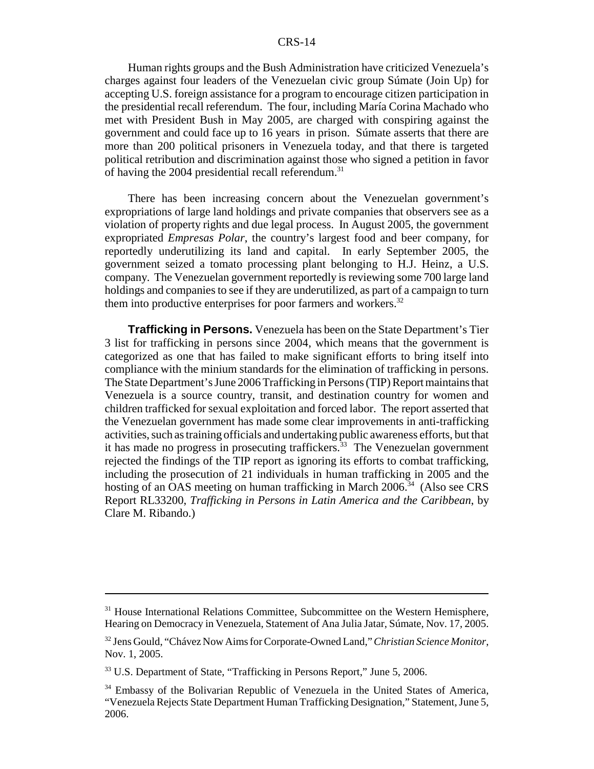Human rights groups and the Bush Administration have criticized Venezuela's charges against four leaders of the Venezuelan civic group Súmate (Join Up) for accepting U.S. foreign assistance for a program to encourage citizen participation in the presidential recall referendum. The four, including María Corina Machado who met with President Bush in May 2005, are charged with conspiring against the government and could face up to 16 years in prison. Súmate asserts that there are more than 200 political prisoners in Venezuela today, and that there is targeted political retribution and discrimination against those who signed a petition in favor of having the 2004 presidential recall referendum.[31]

There has been increasing concern about the Venezuelan government's expropriations of large land holdings and private companies that observers see as a violation of property rights and due legal process. In August 2005, the government expropriated *Empresas Polar*, the country's largest food and beer company, for reportedly underutilizing its land and capital. In early September 2005, the government seized a tomato processing plant belonging to H.J. Heinz, a U.S. company. The Venezuelan government reportedly is reviewing some 700 large land holdings and companies to see if they are underutilized, as part of a campaign to turn them into productive enterprises for poor farmers and workers.[32]

**Trafficking in Persons.** Venezuela has been on the State Department's Tier 3 list for trafficking in persons since 2004, which means that the government is categorized as one that has failed to make significant efforts to bring itself into compliance with the minium standards for the elimination of trafficking in persons. The State Department's June 2006 Trafficking in Persons (TIP) Report maintains that Venezuela is a source country, transit, and destination country for women and children trafficked for sexual exploitation and forced labor. The report asserted that the Venezuelan government has made some clear improvements in anti-trafficking activities, such as training officials and undertaking public awareness efforts, but that it has made no progress in prosecuting traffickers.[33] The Venezuelan government rejected the findings of the TIP report as ignoring its efforts to combat trafficking, including the prosecution of 21 individuals in human trafficking in 2005 and the hosting of an OAS meeting on human trafficking in March 2006.[34] (Also see CRS Report RL33200, *Trafficking in Persons in Latin America and the Caribbean*, by Clare M. Ribando.)

---

[31] House International Relations Committee, Subcommittee on the Western Hemisphere, Hearing on Democracy in Venezuela, Statement of Ana Julia Jatar, Súmate, Nov. 17, 2005.

[32] Jens Gould, "Chávez Now Aims for Corporate-Owned Land," *Christian Science Monitor*, Nov. 1, 2005.

[33] U.S. Department of State, "Trafficking in Persons Report," June 5, 2006.

[34] Embassy of the Bolivarian Republic of Venezuela in the United States of America, "Venezuela Rejects State Department Human Trafficking Designation," Statement, June 5, 2006.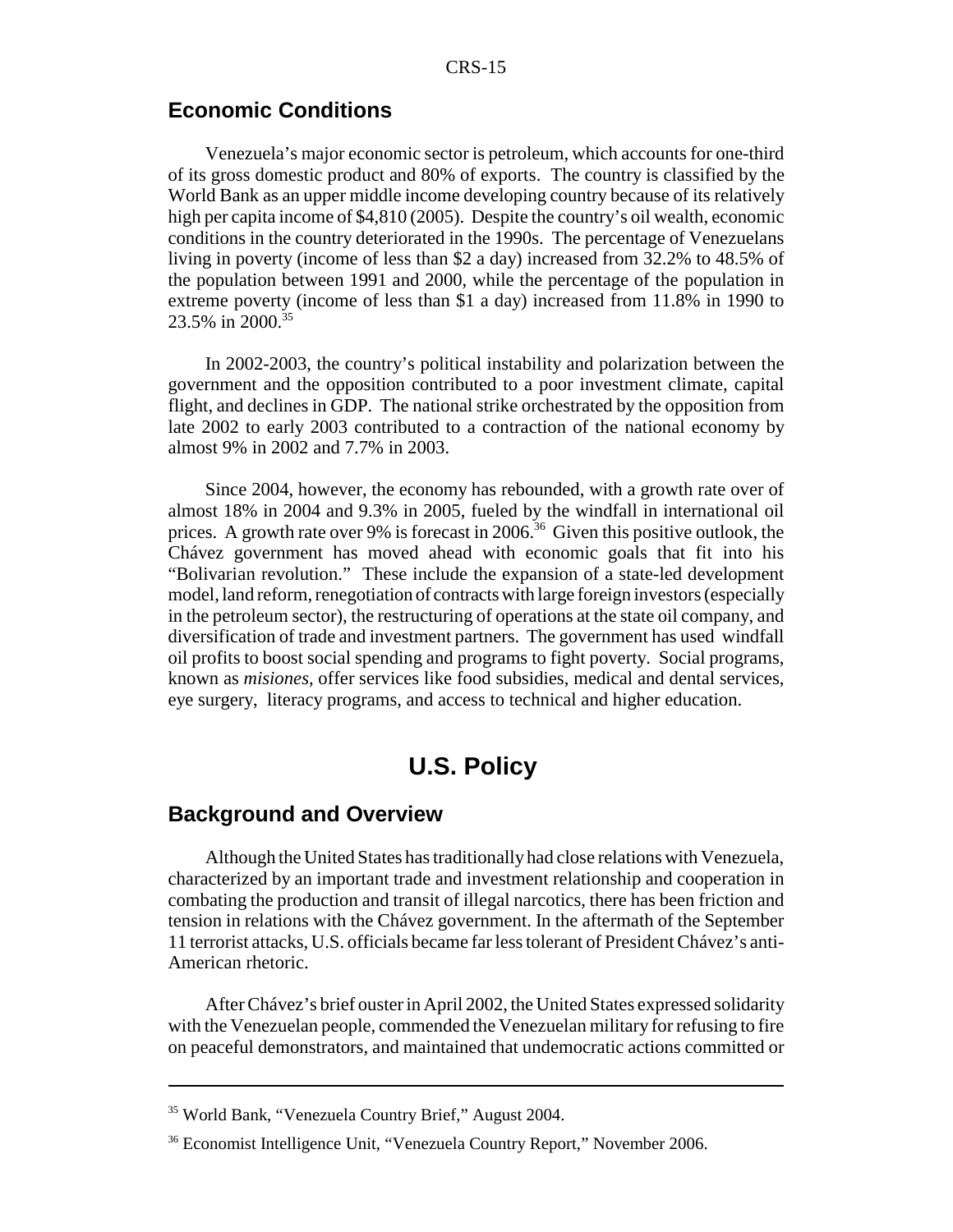## Economic Conditions

Venezuela's major economic sector is petroleum, which accounts for one-third of its gross domestic product and 80% of exports. The country is classified by the World Bank as an upper middle income developing country because of its relatively high per capita income of $4,810 (2005). Despite the country's oil wealth, economic conditions in the country deteriorated in the 1990s. The percentage of Venezuelans living in poverty (income of less than $2 a day) increased from 32.2% to 48.5% of the population between 1991 and 2000, while the percentage of the population in extreme poverty (income of less than $1 a day) increased from 11.8% in 1990 to 23.5% in 2000.[35]

In 2002-2003, the country's political instability and polarization between the government and the opposition contributed to a poor investment climate, capital flight, and declines in GDP. The national strike orchestrated by the opposition from late 2002 to early 2003 contributed to a contraction of the national economy by almost 9% in 2002 and 7.7% in 2003.

Since 2004, however, the economy has rebounded, with a growth rate over of almost 18% in 2004 and 9.3% in 2005, fueled by the windfall in international oil prices. A growth rate over 9% is forecast in 2006.[36] Given this positive outlook, the Chávez government has moved ahead with economic goals that fit into his "Bolivarian revolution." These include the expansion of a state-led development model, land reform, renegotiation of contracts with large foreign investors (especially in the petroleum sector), the restructuring of operations at the state oil company, and diversification of trade and investment partners. The government has used windfall oil profits to boost social spending and programs to fight poverty. Social programs, known as *misiones,* offer services like food subsidies, medical and dental services, eye surgery, literacy programs, and access to technical and higher education.

# U.S. Policy

## Background and Overview

Although the United States has traditionally had close relations with Venezuela, characterized by an important trade and investment relationship and cooperation in combating the production and transit of illegal narcotics, there has been friction and tension in relations with the Chávez government. In the aftermath of the September 11 terrorist attacks, U.S. officials became far less tolerant of President Chávez's anti-American rhetoric.

After Chávez's brief ouster in April 2002, the United States expressed solidarity with the Venezuelan people, commended the Venezuelan military for refusing to fire on peaceful demonstrators, and maintained that undemocratic actions committed or

---

[35] World Bank, "Venezuela Country Brief," August 2004.

[36] Economist Intelligence Unit, "Venezuela Country Report," November 2006.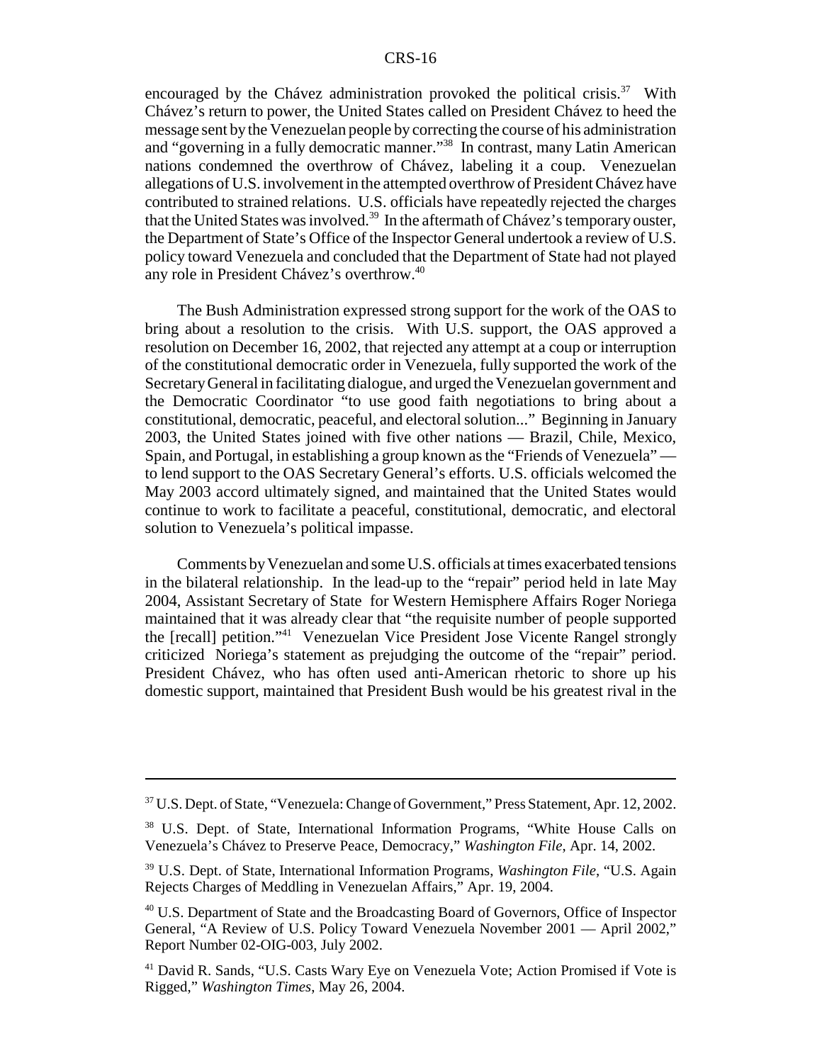encouraged by the Chávez administration provoked the political crisis.[37] With Chávez's return to power, the United States called on President Chávez to heed the message sent by the Venezuelan people by correcting the course of his administration and "governing in a fully democratic manner."[38] In contrast, many Latin American nations condemned the overthrow of Chávez, labeling it a coup. Venezuelan allegations of U.S. involvement in the attempted overthrow of President Chávez have contributed to strained relations. U.S. officials have repeatedly rejected the charges that the United States was involved.[39] In the aftermath of Chávez's temporary ouster, the Department of State's Office of the Inspector General undertook a review of U.S. policy toward Venezuela and concluded that the Department of State had not played any role in President Chávez's overthrow.[40]

The Bush Administration expressed strong support for the work of the OAS to bring about a resolution to the crisis. With U.S. support, the OAS approved a resolution on December 16, 2002, that rejected any attempt at a coup or interruption of the constitutional democratic order in Venezuela, fully supported the work of the Secretary General in facilitating dialogue, and urged the Venezuelan government and the Democratic Coordinator "to use good faith negotiations to bring about a constitutional, democratic, peaceful, and electoral solution..." Beginning in January 2003, the United States joined with five other nations — Brazil, Chile, Mexico, Spain, and Portugal, in establishing a group known as the "Friends of Venezuela" — to lend support to the OAS Secretary General's efforts. U.S. officials welcomed the May 2003 accord ultimately signed, and maintained that the United States would continue to work to facilitate a peaceful, constitutional, democratic, and electoral solution to Venezuela's political impasse.

Comments by Venezuelan and some U.S. officials at times exacerbated tensions in the bilateral relationship. In the lead-up to the "repair" period held in late May 2004, Assistant Secretary of State for Western Hemisphere Affairs Roger Noriega maintained that it was already clear that "the requisite number of people supported the [recall] petition."[41] Venezuelan Vice President Jose Vicente Rangel strongly criticized Noriega's statement as prejudging the outcome of the "repair" period. President Chávez, who has often used anti-American rhetoric to shore up his domestic support, maintained that President Bush would be his greatest rival in the

---

[37] U.S. Dept. of State, "Venezuela: Change of Government," Press Statement, Apr. 12, 2002.

[38] U.S. Dept. of State, International Information Programs, "White House Calls on Venezuela's Chávez to Preserve Peace, Democracy," *Washington File*, Apr. 14, 2002.

[39] U.S. Dept. of State, International Information Programs, *Washington File*, "U.S. Again Rejects Charges of Meddling in Venezuelan Affairs," Apr. 19, 2004.

[40] U.S. Department of State and the Broadcasting Board of Governors, Office of Inspector General, "A Review of U.S. Policy Toward Venezuela November 2001 — April 2002," Report Number 02-OIG-003, July 2002.

[41] David R. Sands, "U.S. Casts Wary Eye on Venezuela Vote; Action Promised if Vote is Rigged," *Washington Times*, May 26, 2004.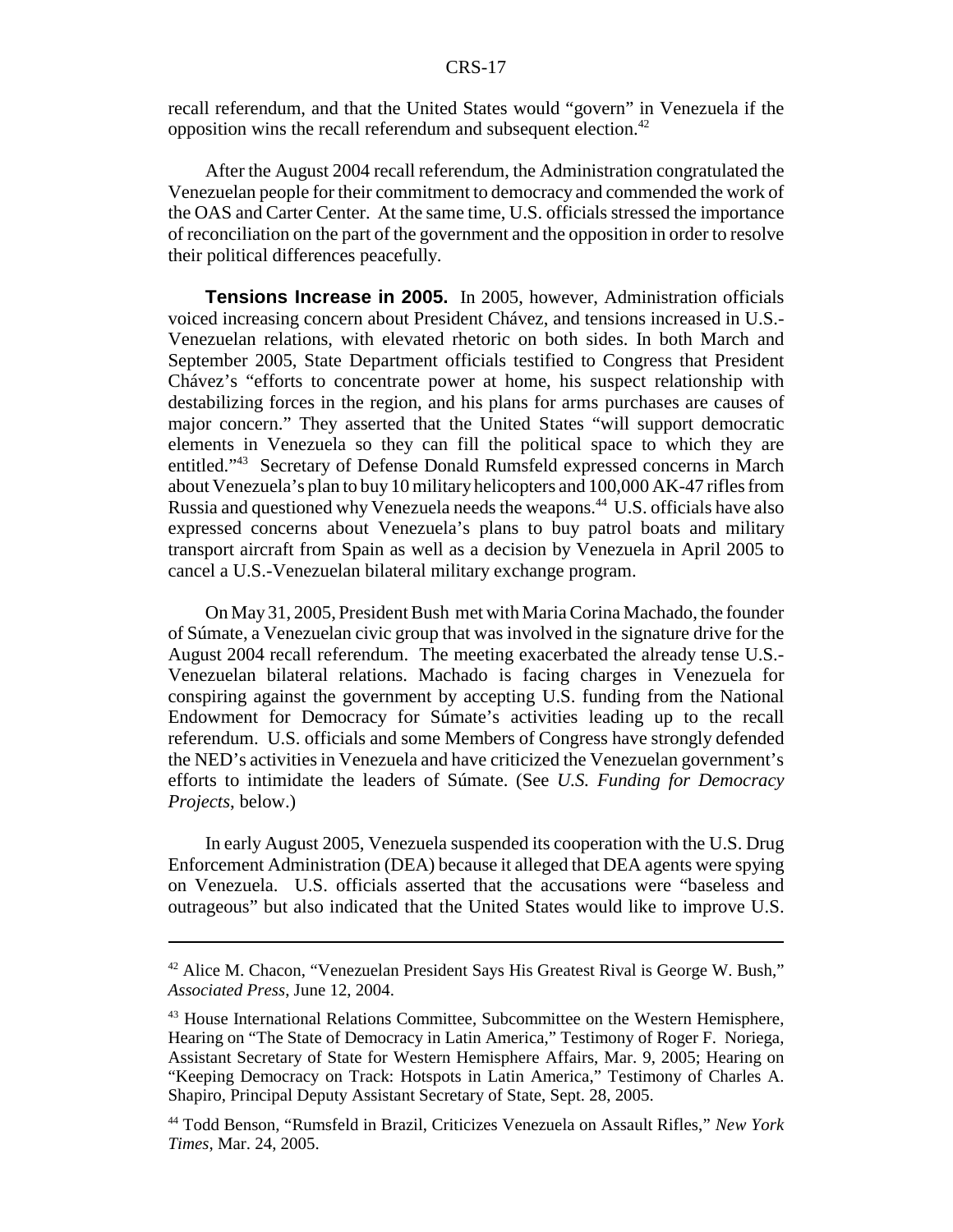recall referendum, and that the United States would "govern" in Venezuela if the opposition wins the recall referendum and subsequent election.[42]

After the August 2004 recall referendum, the Administration congratulated the Venezuelan people for their commitment to democracy and commended the work of the OAS and Carter Center. At the same time, U.S. officials stressed the importance of reconciliation on the part of the government and the opposition in order to resolve their political differences peacefully.

**Tensions Increase in 2005.** In 2005, however, Administration officials voiced increasing concern about President Chávez, and tensions increased in U.S.-Venezuelan relations, with elevated rhetoric on both sides. In both March and September 2005, State Department officials testified to Congress that President Chávez's "efforts to concentrate power at home, his suspect relationship with destabilizing forces in the region, and his plans for arms purchases are causes of major concern." They asserted that the United States "will support democratic elements in Venezuela so they can fill the political space to which they are entitled."[43] Secretary of Defense Donald Rumsfeld expressed concerns in March about Venezuela's plan to buy 10 military helicopters and 100,000 AK-47 rifles from Russia and questioned why Venezuela needs the weapons.[44] U.S. officials have also expressed concerns about Venezuela's plans to buy patrol boats and military transport aircraft from Spain as well as a decision by Venezuela in April 2005 to cancel a U.S.-Venezuelan bilateral military exchange program.

On May 31, 2005, President Bush met with Maria Corina Machado, the founder of Súmate, a Venezuelan civic group that was involved in the signature drive for the August 2004 recall referendum. The meeting exacerbated the already tense U.S.-Venezuelan bilateral relations. Machado is facing charges in Venezuela for conspiring against the government by accepting U.S. funding from the National Endowment for Democracy for Súmate's activities leading up to the recall referendum. U.S. officials and some Members of Congress have strongly defended the NED's activities in Venezuela and have criticized the Venezuelan government's efforts to intimidate the leaders of Súmate. (See *U.S. Funding for Democracy Projects*, below.)

In early August 2005, Venezuela suspended its cooperation with the U.S. Drug Enforcement Administration (DEA) because it alleged that DEA agents were spying on Venezuela. U.S. officials asserted that the accusations were "baseless and outrageous" but also indicated that the United States would like to improve U.S.

---

[42] Alice M. Chacon, "Venezuelan President Says His Greatest Rival is George W. Bush," *Associated Press*, June 12, 2004.

[43] House International Relations Committee, Subcommittee on the Western Hemisphere, Hearing on "The State of Democracy in Latin America," Testimony of Roger F. Noriega, Assistant Secretary of State for Western Hemisphere Affairs, Mar. 9, 2005; Hearing on "Keeping Democracy on Track: Hotspots in Latin America," Testimony of Charles A. Shapiro, Principal Deputy Assistant Secretary of State, Sept. 28, 2005.

[44] Todd Benson, "Rumsfeld in Brazil, Criticizes Venezuela on Assault Rifles," *New York Times*, Mar. 24, 2005.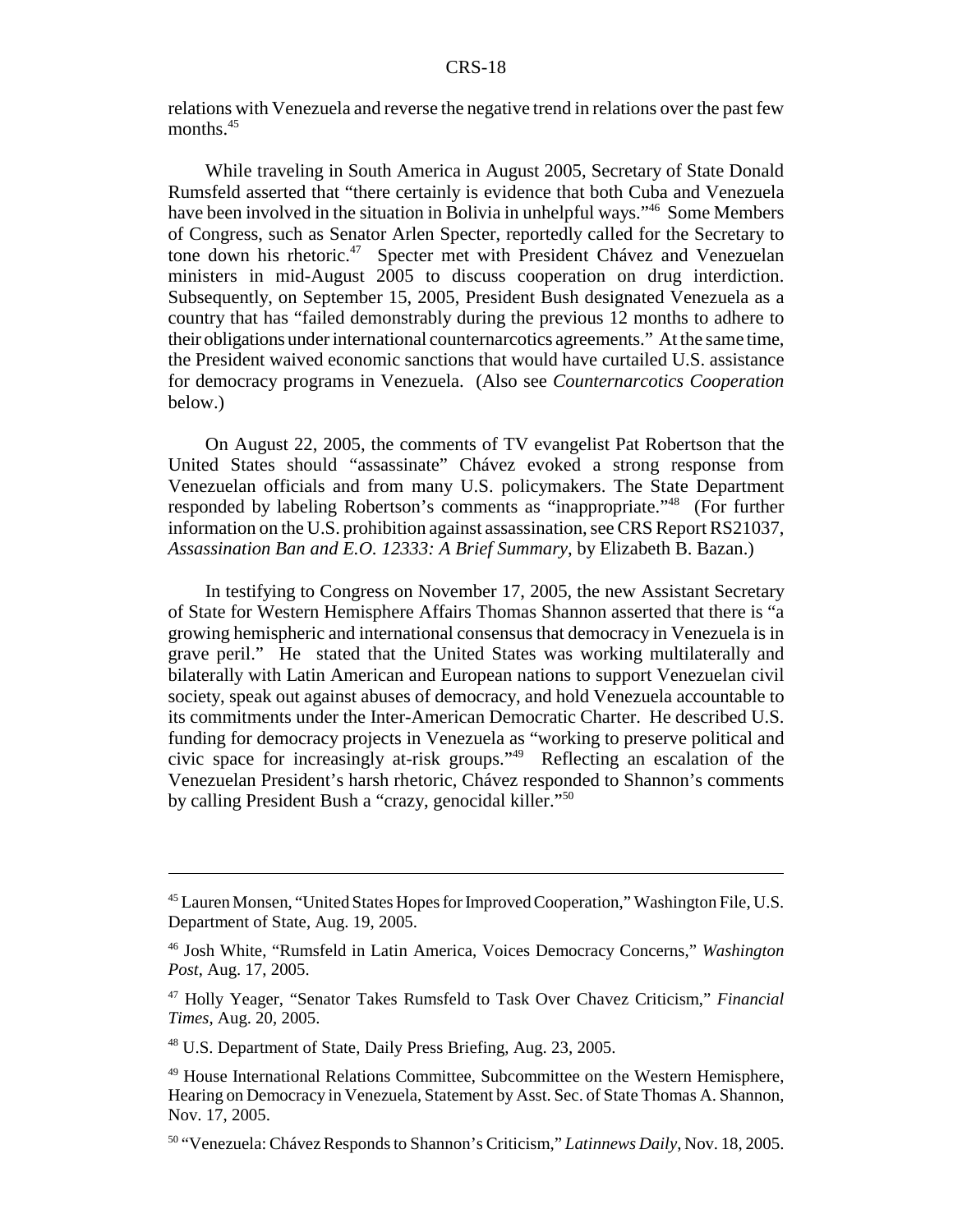relations with Venezuela and reverse the negative trend in relations over the past few months.[45]

While traveling in South America in August 2005, Secretary of State Donald Rumsfeld asserted that "there certainly is evidence that both Cuba and Venezuela have been involved in the situation in Bolivia in unhelpful ways."[46] Some Members of Congress, such as Senator Arlen Specter, reportedly called for the Secretary to tone down his rhetoric.[47] Specter met with President Chávez and Venezuelan ministers in mid-August 2005 to discuss cooperation on drug interdiction. Subsequently, on September 15, 2005, President Bush designated Venezuela as a country that has "failed demonstrably during the previous 12 months to adhere to their obligations under international counternarcotics agreements." At the same time, the President waived economic sanctions that would have curtailed U.S. assistance for democracy programs in Venezuela. (Also see *Counternarcotics Cooperation* below.)

On August 22, 2005, the comments of TV evangelist Pat Robertson that the United States should "assassinate" Chávez evoked a strong response from Venezuelan officials and from many U.S. policymakers. The State Department responded by labeling Robertson's comments as "inappropriate."[48] (For further information on the U.S. prohibition against assassination, see CRS Report RS21037, *Assassination Ban and E.O. 12333: A Brief Summary*, by Elizabeth B. Bazan.)

In testifying to Congress on November 17, 2005, the new Assistant Secretary of State for Western Hemisphere Affairs Thomas Shannon asserted that there is "a growing hemispheric and international consensus that democracy in Venezuela is in grave peril." He stated that the United States was working multilaterally and bilaterally with Latin American and European nations to support Venezuelan civil society, speak out against abuses of democracy, and hold Venezuela accountable to its commitments under the Inter-American Democratic Charter. He described U.S. funding for democracy projects in Venezuela as "working to preserve political and civic space for increasingly at-risk groups."[49] Reflecting an escalation of the Venezuelan President's harsh rhetoric, Chávez responded to Shannon's comments by calling President Bush a "crazy, genocidal killer."[50]

---

[45] Lauren Monsen, "United States Hopes for Improved Cooperation," Washington File, U.S. Department of State, Aug. 19, 2005.

[46] Josh White, "Rumsfeld in Latin America, Voices Democracy Concerns," *Washington Post*, Aug. 17, 2005.

[47] Holly Yeager, "Senator Takes Rumsfeld to Task Over Chavez Criticism," *Financial Times*, Aug. 20, 2005.

[48] U.S. Department of State, Daily Press Briefing, Aug. 23, 2005.

[49] House International Relations Committee, Subcommittee on the Western Hemisphere, Hearing on Democracy in Venezuela, Statement by Asst. Sec. of State Thomas A. Shannon, Nov. 17, 2005.

[50] "Venezuela: Chávez Responds to Shannon's Criticism," *Latinnews Daily*, Nov. 18, 2005.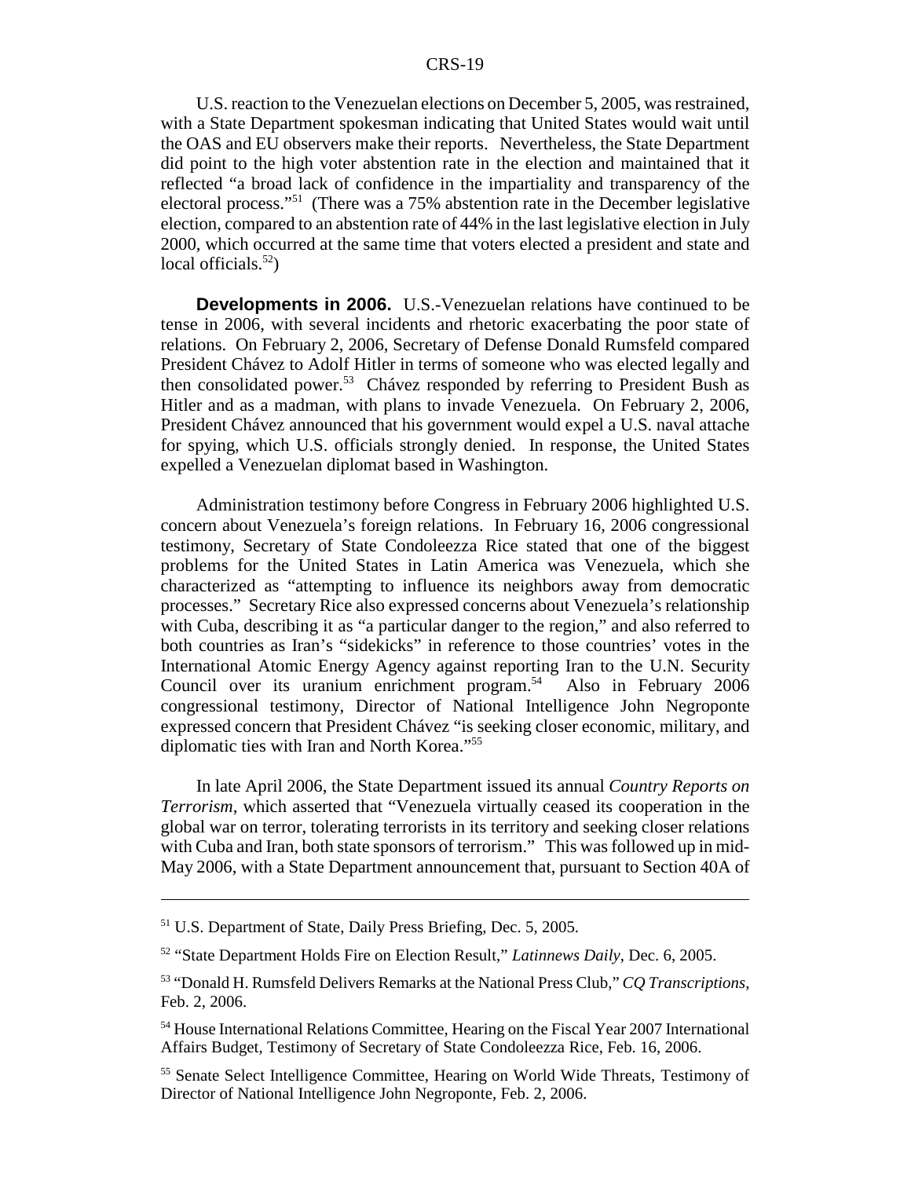U.S. reaction to the Venezuelan elections on December 5, 2005, was restrained, with a State Department spokesman indicating that United States would wait until the OAS and EU observers make their reports. Nevertheless, the State Department did point to the high voter abstention rate in the election and maintained that it reflected "a broad lack of confidence in the impartiality and transparency of the electoral process."[51] (There was a 75% abstention rate in the December legislative election, compared to an abstention rate of 44% in the last legislative election in July 2000, which occurred at the same time that voters elected a president and state and local officials.[52])

**Developments in 2006.** U.S.-Venezuelan relations have continued to be tense in 2006, with several incidents and rhetoric exacerbating the poor state of relations. On February 2, 2006, Secretary of Defense Donald Rumsfeld compared President Chávez to Adolf Hitler in terms of someone who was elected legally and then consolidated power.[53] Chávez responded by referring to President Bush as Hitler and as a madman, with plans to invade Venezuela. On February 2, 2006, President Chávez announced that his government would expel a U.S. naval attache for spying, which U.S. officials strongly denied. In response, the United States expelled a Venezuelan diplomat based in Washington.

Administration testimony before Congress in February 2006 highlighted U.S. concern about Venezuela's foreign relations. In February 16, 2006 congressional testimony, Secretary of State Condoleezza Rice stated that one of the biggest problems for the United States in Latin America was Venezuela, which she characterized as "attempting to influence its neighbors away from democratic processes." Secretary Rice also expressed concerns about Venezuela's relationship with Cuba, describing it as "a particular danger to the region," and also referred to both countries as Iran's "sidekicks" in reference to those countries' votes in the International Atomic Energy Agency against reporting Iran to the U.N. Security Council over its uranium enrichment program.[54] Also in February 2006 congressional testimony, Director of National Intelligence John Negroponte expressed concern that President Chávez "is seeking closer economic, military, and diplomatic ties with Iran and North Korea."[55]

In late April 2006, the State Department issued its annual *Country Reports on Terrorism*, which asserted that "Venezuela virtually ceased its cooperation in the global war on terror, tolerating terrorists in its territory and seeking closer relations with Cuba and Iran, both state sponsors of terrorism." This was followed up in mid-May 2006, with a State Department announcement that, pursuant to Section 40A of

---

[51] U.S. Department of State, Daily Press Briefing, Dec. 5, 2005.

[52] "State Department Holds Fire on Election Result," *Latinnews Daily*, Dec. 6, 2005.

[53] "Donald H. Rumsfeld Delivers Remarks at the National Press Club," *CQ Transcriptions*, Feb. 2, 2006.

[54] House International Relations Committee, Hearing on the Fiscal Year 2007 International Affairs Budget, Testimony of Secretary of State Condoleezza Rice, Feb. 16, 2006.

[55] Senate Select Intelligence Committee, Hearing on World Wide Threats, Testimony of Director of National Intelligence John Negroponte, Feb. 2, 2006.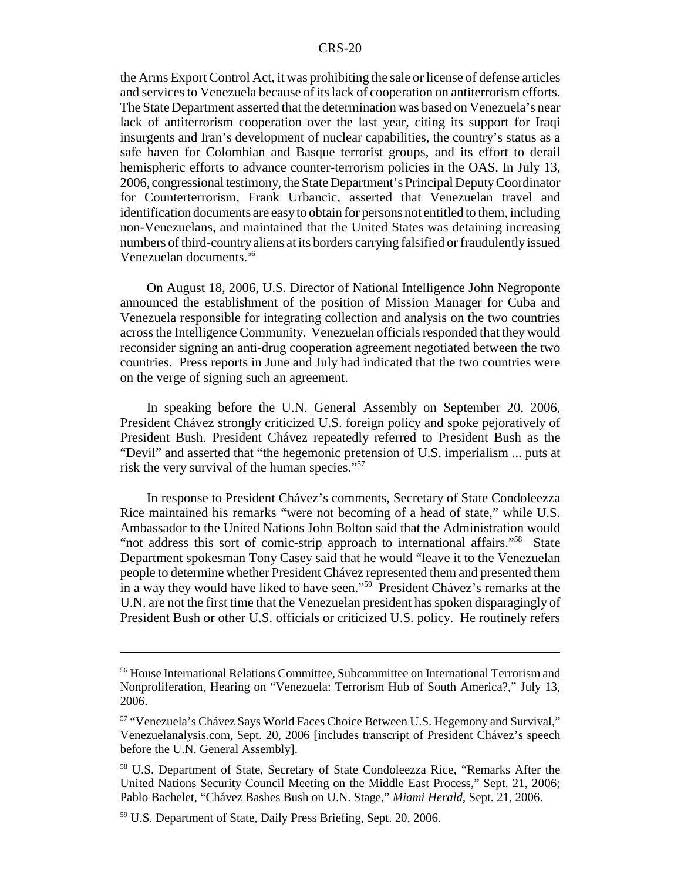the Arms Export Control Act, it was prohibiting the sale or license of defense articles and services to Venezuela because of its lack of cooperation on antiterrorism efforts. The State Department asserted that the determination was based on Venezuela's near lack of antiterrorism cooperation over the last year, citing its support for Iraqi insurgents and Iran's development of nuclear capabilities, the country's status as a safe haven for Colombian and Basque terrorist groups, and its effort to derail hemispheric efforts to advance counter-terrorism policies in the OAS. In July 13, 2006, congressional testimony, the State Department's Principal Deputy Coordinator for Counterterrorism, Frank Urbancic, asserted that Venezuelan travel and identification documents are easy to obtain for persons not entitled to them, including non-Venezuelans, and maintained that the United States was detaining increasing numbers of third-country aliens at its borders carrying falsified or fraudulently issued Venezuelan documents.[56]

On August 18, 2006, U.S. Director of National Intelligence John Negroponte announced the establishment of the position of Mission Manager for Cuba and Venezuela responsible for integrating collection and analysis on the two countries across the Intelligence Community. Venezuelan officials responded that they would reconsider signing an anti-drug cooperation agreement negotiated between the two countries. Press reports in June and July had indicated that the two countries were on the verge of signing such an agreement.

In speaking before the U.N. General Assembly on September 20, 2006, President Chávez strongly criticized U.S. foreign policy and spoke pejoratively of President Bush. President Chávez repeatedly referred to President Bush as the "Devil" and asserted that "the hegemonic pretension of U.S. imperialism ... puts at risk the very survival of the human species."[57]

In response to President Chávez's comments, Secretary of State Condoleezza Rice maintained his remarks "were not becoming of a head of state," while U.S. Ambassador to the United Nations John Bolton said that the Administration would "not address this sort of comic-strip approach to international affairs."[58] State Department spokesman Tony Casey said that he would "leave it to the Venezuelan people to determine whether President Chávez represented them and presented them in a way they would have liked to have seen."[59] President Chávez's remarks at the U.N. are not the first time that the Venezuelan president has spoken disparagingly of President Bush or other U.S. officials or criticized U.S. policy. He routinely refers

---

[56] House International Relations Committee, Subcommittee on International Terrorism and Nonproliferation, Hearing on "Venezuela: Terrorism Hub of South America?," July 13, 2006.

[57] "Venezuela's Chávez Says World Faces Choice Between U.S. Hegemony and Survival," Venezuelanalysis.com, Sept. 20, 2006 [includes transcript of President Chávez's speech before the U.N. General Assembly].

[58] U.S. Department of State, Secretary of State Condoleezza Rice, "Remarks After the United Nations Security Council Meeting on the Middle East Process," Sept. 21, 2006; Pablo Bachelet, "Chávez Bashes Bush on U.N. Stage," *Miami Herald*, Sept. 21, 2006.

[59] U.S. Department of State, Daily Press Briefing, Sept. 20, 2006.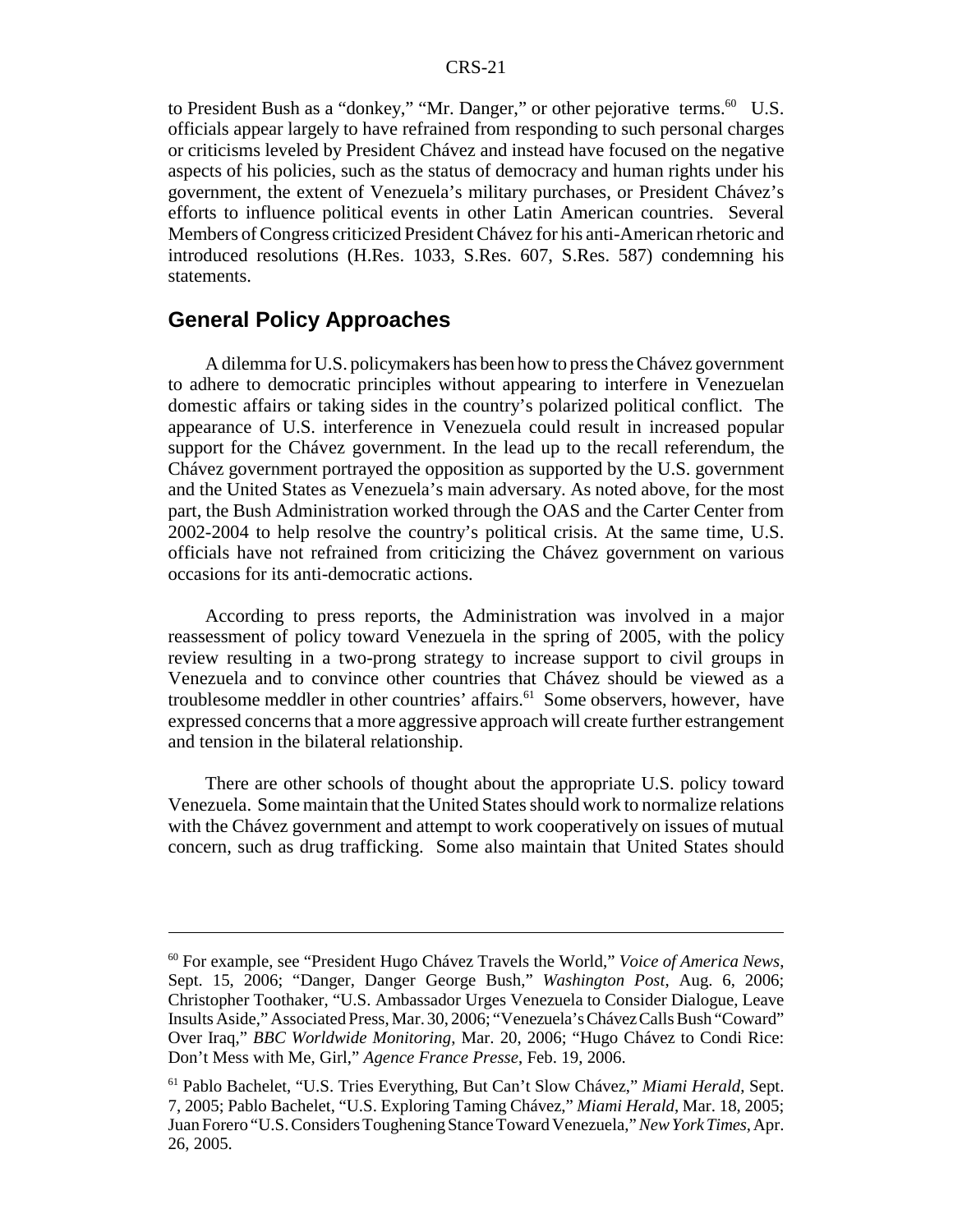to President Bush as a "donkey," "Mr. Danger," or other pejorative terms.[60] U.S. officials appear largely to have refrained from responding to such personal charges or criticisms leveled by President Chávez and instead have focused on the negative aspects of his policies, such as the status of democracy and human rights under his government, the extent of Venezuela's military purchases, or President Chávez's efforts to influence political events in other Latin American countries. Several Members of Congress criticized President Chávez for his anti-American rhetoric and introduced resolutions (H.Res. 1033, S.Res. 607, S.Res. 587) condemning his statements.

## General Policy Approaches

A dilemma for U.S. policymakers has been how to press the Chávez government to adhere to democratic principles without appearing to interfere in Venezuelan domestic affairs or taking sides in the country's polarized political conflict. The appearance of U.S. interference in Venezuela could result in increased popular support for the Chávez government. In the lead up to the recall referendum, the Chávez government portrayed the opposition as supported by the U.S. government and the United States as Venezuela's main adversary. As noted above, for the most part, the Bush Administration worked through the OAS and the Carter Center from 2002-2004 to help resolve the country's political crisis. At the same time, U.S. officials have not refrained from criticizing the Chávez government on various occasions for its anti-democratic actions.

According to press reports, the Administration was involved in a major reassessment of policy toward Venezuela in the spring of 2005, with the policy review resulting in a two-prong strategy to increase support to civil groups in Venezuela and to convince other countries that Chávez should be viewed as a troublesome meddler in other countries' affairs.[61] Some observers, however, have expressed concerns that a more aggressive approach will create further estrangement and tension in the bilateral relationship.

There are other schools of thought about the appropriate U.S. policy toward Venezuela. Some maintain that the United States should work to normalize relations with the Chávez government and attempt to work cooperatively on issues of mutual concern, such as drug trafficking. Some also maintain that United States should

---

[60] For example, see "President Hugo Chávez Travels the World," *Voice of America News*, Sept. 15, 2006; "Danger, Danger George Bush," *Washington Post*, Aug. 6, 2006; Christopher Toothaker, "U.S. Ambassador Urges Venezuela to Consider Dialogue, Leave Insults Aside," Associated Press, Mar. 30, 2006; "Venezuela's Chávez Calls Bush "Coward" Over Iraq," *BBC Worldwide Monitoring*, Mar. 20, 2006; "Hugo Chávez to Condi Rice: Don't Mess with Me, Girl," *Agence France Presse*, Feb. 19, 2006.

[61] Pablo Bachelet, "U.S. Tries Everything, But Can't Slow Chávez," *Miami Herald*, Sept. 7, 2005; Pablo Bachelet, "U.S. Exploring Taming Chávez," *Miami Herald*, Mar. 18, 2005; Juan Forero "U.S. Considers Toughening Stance Toward Venezuela," *New York Times*, Apr. 26, 2005.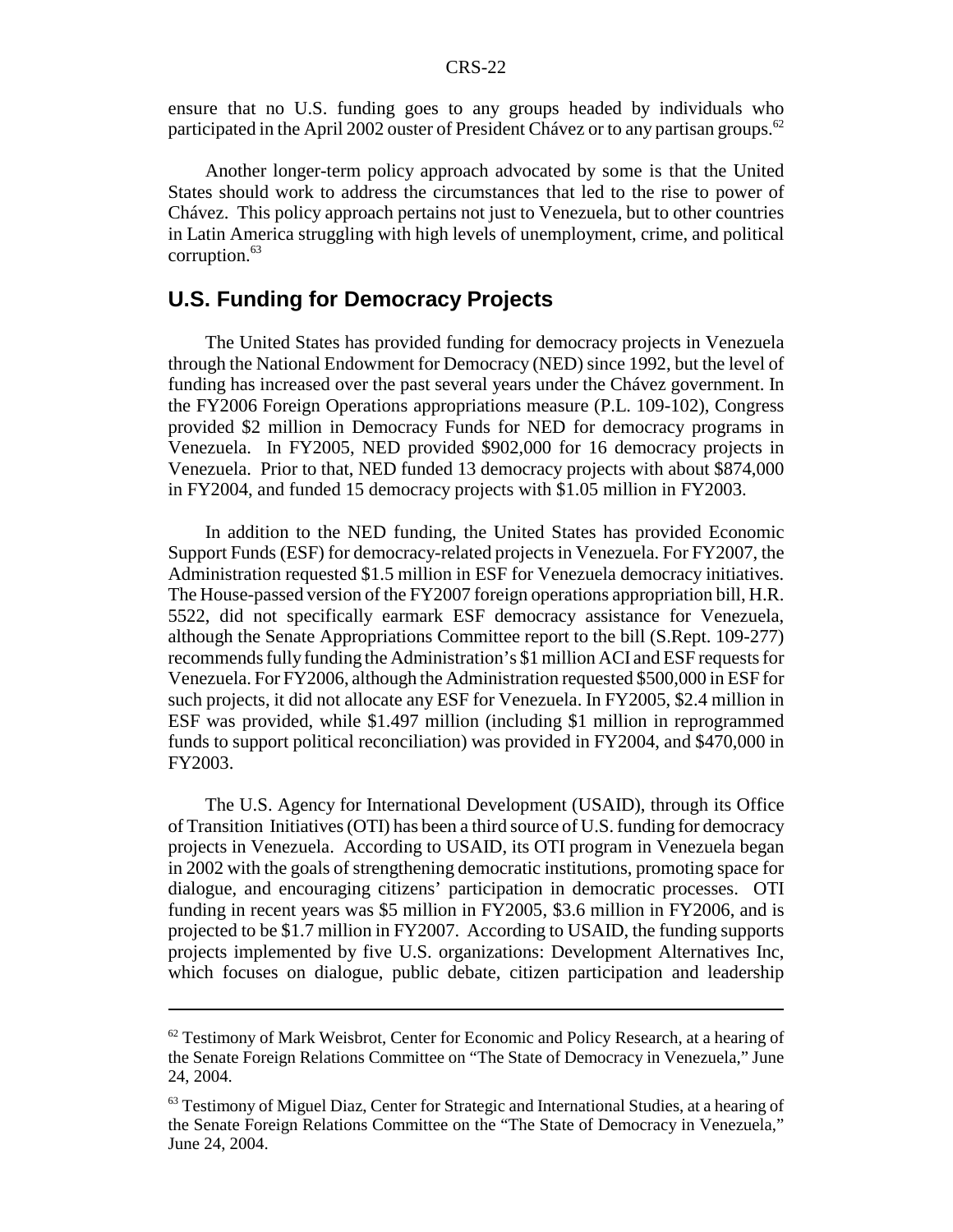ensure that no U.S. funding goes to any groups headed by individuals who participated in the April 2002 ouster of President Chávez or to any partisan groups.[62]

Another longer-term policy approach advocated by some is that the United States should work to address the circumstances that led to the rise to power of Chávez. This policy approach pertains not just to Venezuela, but to other countries in Latin America struggling with high levels of unemployment, crime, and political corruption.[63]

## U.S. Funding for Democracy Projects

The United States has provided funding for democracy projects in Venezuela through the National Endowment for Democracy (NED) since 1992, but the level of funding has increased over the past several years under the Chávez government. In the FY2006 Foreign Operations appropriations measure (P.L. 109-102), Congress provided $2 million in Democracy Funds for NED for democracy programs in Venezuela. In FY2005, NED provided $902,000 for 16 democracy projects in Venezuela. Prior to that, NED funded 13 democracy projects with about $874,000 in FY2004, and funded 15 democracy projects with $1.05 million in FY2003.

In addition to the NED funding, the United States has provided Economic Support Funds (ESF) for democracy-related projects in Venezuela. For FY2007, the Administration requested $1.5 million in ESF for Venezuela democracy initiatives. The House-passed version of the FY2007 foreign operations appropriation bill, H.R. 5522, did not specifically earmark ESF democracy assistance for Venezuela, although the Senate Appropriations Committee report to the bill (S.Rept. 109-277) recommends fully funding the Administration's $1 million ACI and ESF requests for Venezuela. For FY2006, although the Administration requested $500,000 in ESF for such projects, it did not allocate any ESF for Venezuela. In FY2005, $2.4 million in ESF was provided, while $1.497 million (including $1 million in reprogrammed funds to support political reconciliation) was provided in FY2004, and $470,000 in FY2003.

The U.S. Agency for International Development (USAID), through its Office of Transition Initiatives (OTI) has been a third source of U.S. funding for democracy projects in Venezuela. According to USAID, its OTI program in Venezuela began in 2002 with the goals of strengthening democratic institutions, promoting space for dialogue, and encouraging citizens' participation in democratic processes. OTI funding in recent years was $5 million in FY2005, $3.6 million in FY2006, and is projected to be $1.7 million in FY2007. According to USAID, the funding supports projects implemented by five U.S. organizations: Development Alternatives Inc, which focuses on dialogue, public debate, citizen participation and leadership

---

[62] Testimony of Mark Weisbrot, Center for Economic and Policy Research, at a hearing of the Senate Foreign Relations Committee on "The State of Democracy in Venezuela," June 24, 2004.

[63] Testimony of Miguel Diaz, Center for Strategic and International Studies, at a hearing of the Senate Foreign Relations Committee on the "The State of Democracy in Venezuela," June 24, 2004.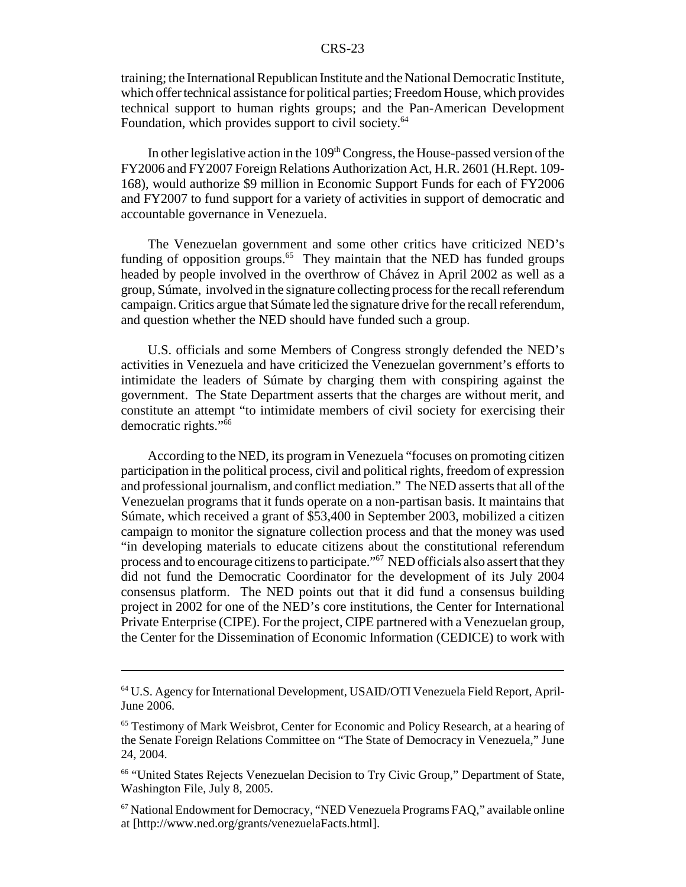training; the International Republican Institute and the National Democratic Institute, which offer technical assistance for political parties; Freedom House, which provides technical support to human rights groups; and the Pan-American Development Foundation, which provides support to civil society.[64]

In other legislative action in the 109th Congress, the House-passed version of the FY2006 and FY2007 Foreign Relations Authorization Act, H.R. 2601 (H.Rept. 109-168), would authorize $9 million in Economic Support Funds for each of FY2006 and FY2007 to fund support for a variety of activities in support of democratic and accountable governance in Venezuela.

The Venezuelan government and some other critics have criticized NED's funding of opposition groups.[65] They maintain that the NED has funded groups headed by people involved in the overthrow of Chávez in April 2002 as well as a group, Súmate, involved in the signature collecting process for the recall referendum campaign. Critics argue that Súmate led the signature drive for the recall referendum, and question whether the NED should have funded such a group.

U.S. officials and some Members of Congress strongly defended the NED's activities in Venezuela and have criticized the Venezuelan government's efforts to intimidate the leaders of Súmate by charging them with conspiring against the government. The State Department asserts that the charges are without merit, and constitute an attempt "to intimidate members of civil society for exercising their democratic rights."[66]

According to the NED, its program in Venezuela "focuses on promoting citizen participation in the political process, civil and political rights, freedom of expression and professional journalism, and conflict mediation." The NED asserts that all of the Venezuelan programs that it funds operate on a non-partisan basis. It maintains that Súmate, which received a grant of $53,400 in September 2003, mobilized a citizen campaign to monitor the signature collection process and that the money was used "in developing materials to educate citizens about the constitutional referendum process and to encourage citizens to participate."[67] NED officials also assert that they did not fund the Democratic Coordinator for the development of its July 2004 consensus platform. The NED points out that it did fund a consensus building project in 2002 for one of the NED's core institutions, the Center for International Private Enterprise (CIPE). For the project, CIPE partnered with a Venezuelan group, the Center for the Dissemination of Economic Information (CEDICE) to work with

---

[64] U.S. Agency for International Development, USAID/OTI Venezuela Field Report, April-June 2006.

[65] Testimony of Mark Weisbrot, Center for Economic and Policy Research, at a hearing of the Senate Foreign Relations Committee on "The State of Democracy in Venezuela," June 24, 2004.

[66] "United States Rejects Venezuelan Decision to Try Civic Group," Department of State, Washington File, July 8, 2005.

[67] National Endowment for Democracy, "NED Venezuela Programs FAQ," available online at [http://www.ned.org/grants/venezuelaFacts.html].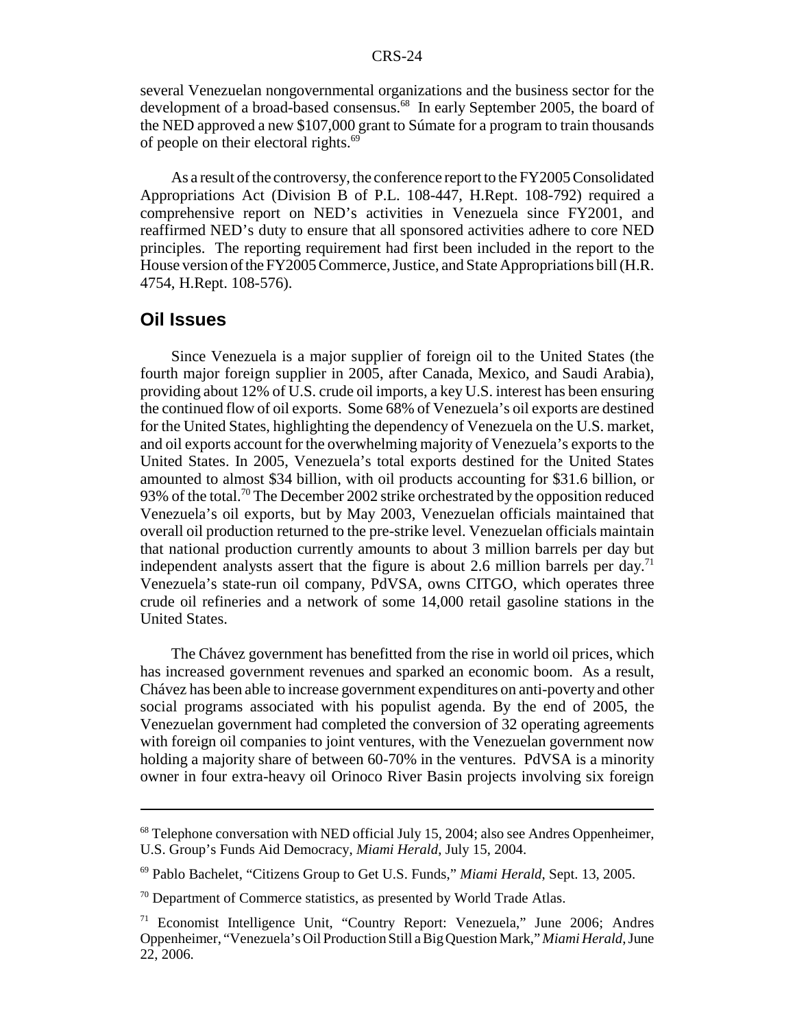several Venezuelan nongovernmental organizations and the business sector for the development of a broad-based consensus.[68] In early September 2005, the board of the NED approved a new $107,000 grant to Súmate for a program to train thousands of people on their electoral rights.[69]

As a result of the controversy, the conference report to the FY2005 Consolidated Appropriations Act (Division B of P.L. 108-447, H.Rept. 108-792) required a comprehensive report on NED's activities in Venezuela since FY2001, and reaffirmed NED's duty to ensure that all sponsored activities adhere to core NED principles. The reporting requirement had first been included in the report to the House version of the FY2005 Commerce, Justice, and State Appropriations bill (H.R. 4754, H.Rept. 108-576).

## Oil Issues

Since Venezuela is a major supplier of foreign oil to the United States (the fourth major foreign supplier in 2005, after Canada, Mexico, and Saudi Arabia), providing about 12% of U.S. crude oil imports, a key U.S. interest has been ensuring the continued flow of oil exports. Some 68% of Venezuela's oil exports are destined for the United States, highlighting the dependency of Venezuela on the U.S. market, and oil exports account for the overwhelming majority of Venezuela's exports to the United States. In 2005, Venezuela's total exports destined for the United States amounted to almost $34 billion, with oil products accounting for $31.6 billion, or 93% of the total.[70] The December 2002 strike orchestrated by the opposition reduced Venezuela's oil exports, but by May 2003, Venezuelan officials maintained that overall oil production returned to the pre-strike level. Venezuelan officials maintain that national production currently amounts to about 3 million barrels per day but independent analysts assert that the figure is about 2.6 million barrels per day.[71] Venezuela's state-run oil company, PdVSA, owns CITGO, which operates three crude oil refineries and a network of some 14,000 retail gasoline stations in the United States.

The Chávez government has benefitted from the rise in world oil prices, which has increased government revenues and sparked an economic boom. As a result, Chávez has been able to increase government expenditures on anti-poverty and other social programs associated with his populist agenda. By the end of 2005, the Venezuelan government had completed the conversion of 32 operating agreements with foreign oil companies to joint ventures, with the Venezuelan government now holding a majority share of between 60-70% in the ventures. PdVSA is a minority owner in four extra-heavy oil Orinoco River Basin projects involving six foreign

---

[68] Telephone conversation with NED official July 15, 2004; also see Andres Oppenheimer, U.S. Group's Funds Aid Democracy, *Miami Herald*, July 15, 2004.

[69] Pablo Bachelet, "Citizens Group to Get U.S. Funds," *Miami Herald*, Sept. 13, 2005.

[70] Department of Commerce statistics, as presented by World Trade Atlas.

[71] Economist Intelligence Unit, "Country Report: Venezuela," June 2006; Andres Oppenheimer, "Venezuela's Oil Production Still a Big Question Mark," *Miami Herald*, June 22, 2006.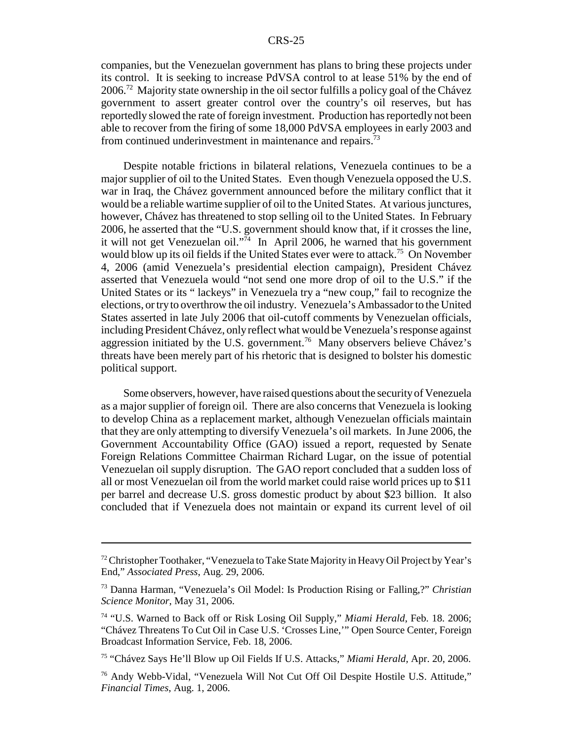companies, but the Venezuelan government has plans to bring these projects under its control. It is seeking to increase PdVSA control to at lease 51% by the end of 2006.[72] Majority state ownership in the oil sector fulfills a policy goal of the Chávez government to assert greater control over the country's oil reserves, but has reportedly slowed the rate of foreign investment. Production has reportedly not been able to recover from the firing of some 18,000 PdVSA employees in early 2003 and from continued underinvestment in maintenance and repairs.[73]

Despite notable frictions in bilateral relations, Venezuela continues to be a major supplier of oil to the United States. Even though Venezuela opposed the U.S. war in Iraq, the Chávez government announced before the military conflict that it would be a reliable wartime supplier of oil to the United States. At various junctures, however, Chávez has threatened to stop selling oil to the United States. In February 2006, he asserted that the "U.S. government should know that, if it crosses the line, it will not get Venezuelan oil."[74] In April 2006, he warned that his government would blow up its oil fields if the United States ever were to attack.[75] On November 4, 2006 (amid Venezuela's presidential election campaign), President Chávez asserted that Venezuela would "not send one more drop of oil to the U.S." if the United States or its " lackeys" in Venezuela try a "new coup," fail to recognize the elections, or try to overthrow the oil industry. Venezuela's Ambassador to the United States asserted in late July 2006 that oil-cutoff comments by Venezuelan officials, including President Chávez, only reflect what would be Venezuela's response against aggression initiated by the U.S. government.[76] Many observers believe Chávez's threats have been merely part of his rhetoric that is designed to bolster his domestic political support.

Some observers, however, have raised questions about the security of Venezuela as a major supplier of foreign oil. There are also concerns that Venezuela is looking to develop China as a replacement market, although Venezuelan officials maintain that they are only attempting to diversify Venezuela's oil markets. In June 2006, the Government Accountability Office (GAO) issued a report, requested by Senate Foreign Relations Committee Chairman Richard Lugar, on the issue of potential Venezuelan oil supply disruption. The GAO report concluded that a sudden loss of all or most Venezuelan oil from the world market could raise world prices up to $11 per barrel and decrease U.S. gross domestic product by about $23 billion. It also concluded that if Venezuela does not maintain or expand its current level of oil

---

[72] Christopher Toothaker, "Venezuela to Take State Majority in Heavy Oil Project by Year's End," *Associated Press*, Aug. 29, 2006.

[73] Danna Harman, "Venezuela's Oil Model: Is Production Rising or Falling,?" *Christian Science Monitor*, May 31, 2006.

[74] "U.S. Warned to Back off or Risk Losing Oil Supply," *Miami Herald*, Feb. 18. 2006; "Chávez Threatens To Cut Oil in Case U.S. 'Crosses Line,'" Open Source Center, Foreign Broadcast Information Service, Feb. 18, 2006.

[75] "Chávez Says He'll Blow up Oil Fields If U.S. Attacks," *Miami Herald*, Apr. 20, 2006.

[76] Andy Webb-Vidal, "Venezuela Will Not Cut Off Oil Despite Hostile U.S. Attitude," *Financial Times*, Aug. 1, 2006.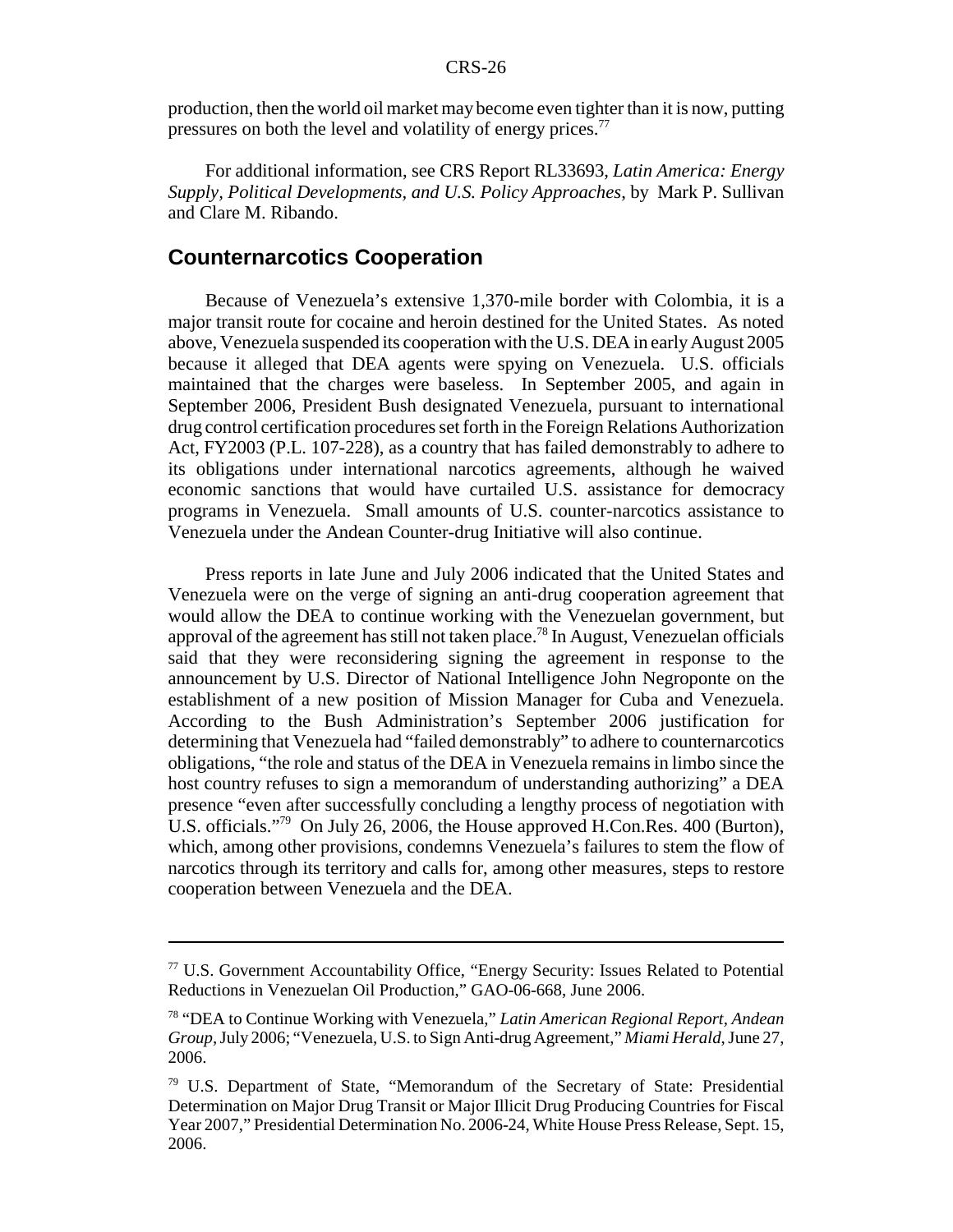production, then the world oil market may become even tighter than it is now, putting pressures on both the level and volatility of energy prices.[77]

For additional information, see CRS Report RL33693, *Latin America: Energy Supply, Political Developments, and U.S. Policy Approaches*, by Mark P. Sullivan and Clare M. Ribando.

## Counternarcotics Cooperation

Because of Venezuela's extensive 1,370-mile border with Colombia, it is a major transit route for cocaine and heroin destined for the United States. As noted above, Venezuela suspended its cooperation with the U.S. DEA in early August 2005 because it alleged that DEA agents were spying on Venezuela. U.S. officials maintained that the charges were baseless. In September 2005, and again in September 2006, President Bush designated Venezuela, pursuant to international drug control certification procedures set forth in the Foreign Relations Authorization Act, FY2003 (P.L. 107-228), as a country that has failed demonstrably to adhere to its obligations under international narcotics agreements, although he waived economic sanctions that would have curtailed U.S. assistance for democracy programs in Venezuela. Small amounts of U.S. counter-narcotics assistance to Venezuela under the Andean Counter-drug Initiative will also continue.

Press reports in late June and July 2006 indicated that the United States and Venezuela were on the verge of signing an anti-drug cooperation agreement that would allow the DEA to continue working with the Venezuelan government, but approval of the agreement has still not taken place.[78] In August, Venezuelan officials said that they were reconsidering signing the agreement in response to the announcement by U.S. Director of National Intelligence John Negroponte on the establishment of a new position of Mission Manager for Cuba and Venezuela. According to the Bush Administration's September 2006 justification for determining that Venezuela had "failed demonstrably" to adhere to counternarcotics obligations, "the role and status of the DEA in Venezuela remains in limbo since the host country refuses to sign a memorandum of understanding authorizing" a DEA presence "even after successfully concluding a lengthy process of negotiation with U.S. officials."[79] On July 26, 2006, the House approved H.Con.Res. 400 (Burton), which, among other provisions, condemns Venezuela's failures to stem the flow of narcotics through its territory and calls for, among other measures, steps to restore cooperation between Venezuela and the DEA.

---

[77] U.S. Government Accountability Office, "Energy Security: Issues Related to Potential Reductions in Venezuelan Oil Production," GAO-06-668, June 2006.

[78] "DEA to Continue Working with Venezuela," *Latin American Regional Report, Andean Group*, July 2006; "Venezuela, U.S. to Sign Anti-drug Agreement," *Miami Herald*, June 27, 2006.

[79] U.S. Department of State, "Memorandum of the Secretary of State: Presidential Determination on Major Drug Transit or Major Illicit Drug Producing Countries for Fiscal Year 2007," Presidential Determination No. 2006-24, White House Press Release, Sept. 15, 2006.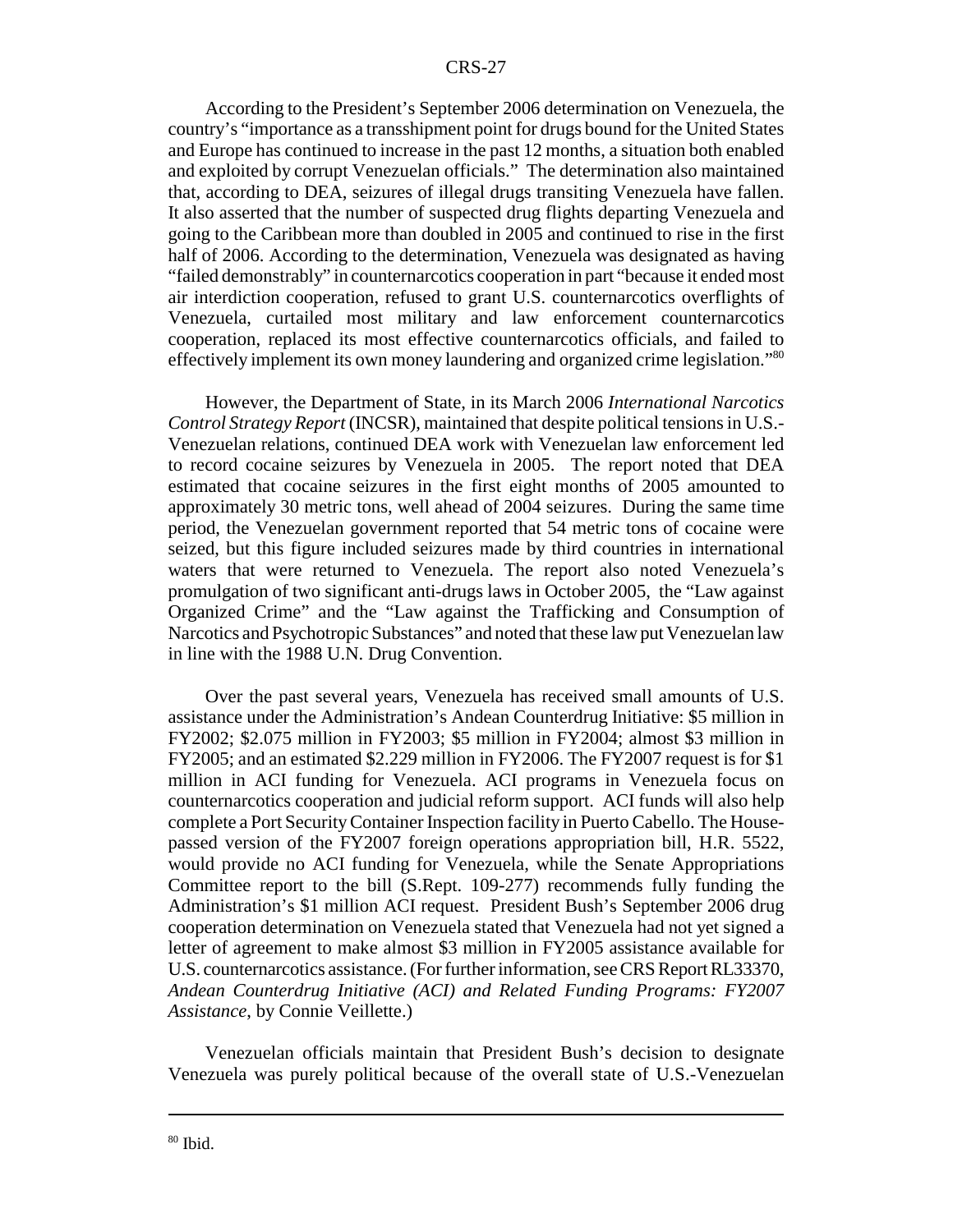According to the President's September 2006 determination on Venezuela, the country's "importance as a transshipment point for drugs bound for the United States and Europe has continued to increase in the past 12 months, a situation both enabled and exploited by corrupt Venezuelan officials." The determination also maintained that, according to DEA, seizures of illegal drugs transiting Venezuela have fallen. It also asserted that the number of suspected drug flights departing Venezuela and going to the Caribbean more than doubled in 2005 and continued to rise in the first half of 2006. According to the determination, Venezuela was designated as having "failed demonstrably" in counternarcotics cooperation in part "because it ended most air interdiction cooperation, refused to grant U.S. counternarcotics overflights of Venezuela, curtailed most military and law enforcement counternarcotics cooperation, replaced its most effective counternarcotics officials, and failed to effectively implement its own money laundering and organized crime legislation."[80]

However, the Department of State, in its March 2006 *International Narcotics Control Strategy Report* (INCSR), maintained that despite political tensions in U.S.-Venezuelan relations, continued DEA work with Venezuelan law enforcement led to record cocaine seizures by Venezuela in 2005. The report noted that DEA estimated that cocaine seizures in the first eight months of 2005 amounted to approximately 30 metric tons, well ahead of 2004 seizures. During the same time period, the Venezuelan government reported that 54 metric tons of cocaine were seized, but this figure included seizures made by third countries in international waters that were returned to Venezuela. The report also noted Venezuela's promulgation of two significant anti-drugs laws in October 2005, the "Law against Organized Crime" and the "Law against the Trafficking and Consumption of Narcotics and Psychotropic Substances" and noted that these law put Venezuelan law in line with the 1988 U.N. Drug Convention.

Over the past several years, Venezuela has received small amounts of U.S. assistance under the Administration's Andean Counterdrug Initiative: $5 million in FY2002; $2.075 million in FY2003; $5 million in FY2004; almost $3 million in FY2005; and an estimated $2.229 million in FY2006. The FY2007 request is for $1 million in ACI funding for Venezuela. ACI programs in Venezuela focus on counternarcotics cooperation and judicial reform support. ACI funds will also help complete a Port Security Container Inspection facility in Puerto Cabello. The House-passed version of the FY2007 foreign operations appropriation bill, H.R. 5522, would provide no ACI funding for Venezuela, while the Senate Appropriations Committee report to the bill (S.Rept. 109-277) recommends fully funding the Administration's $1 million ACI request. President Bush's September 2006 drug cooperation determination on Venezuela stated that Venezuela had not yet signed a letter of agreement to make almost $3 million in FY2005 assistance available for U.S. counternarcotics assistance. (For further information, see CRS Report RL33370, *Andean Counterdrug Initiative (ACI) and Related Funding Programs: FY2007 Assistance*, by Connie Veillette.)

Venezuelan officials maintain that President Bush's decision to designate Venezuela was purely political because of the overall state of U.S.-Venezuelan

[80] Ibid.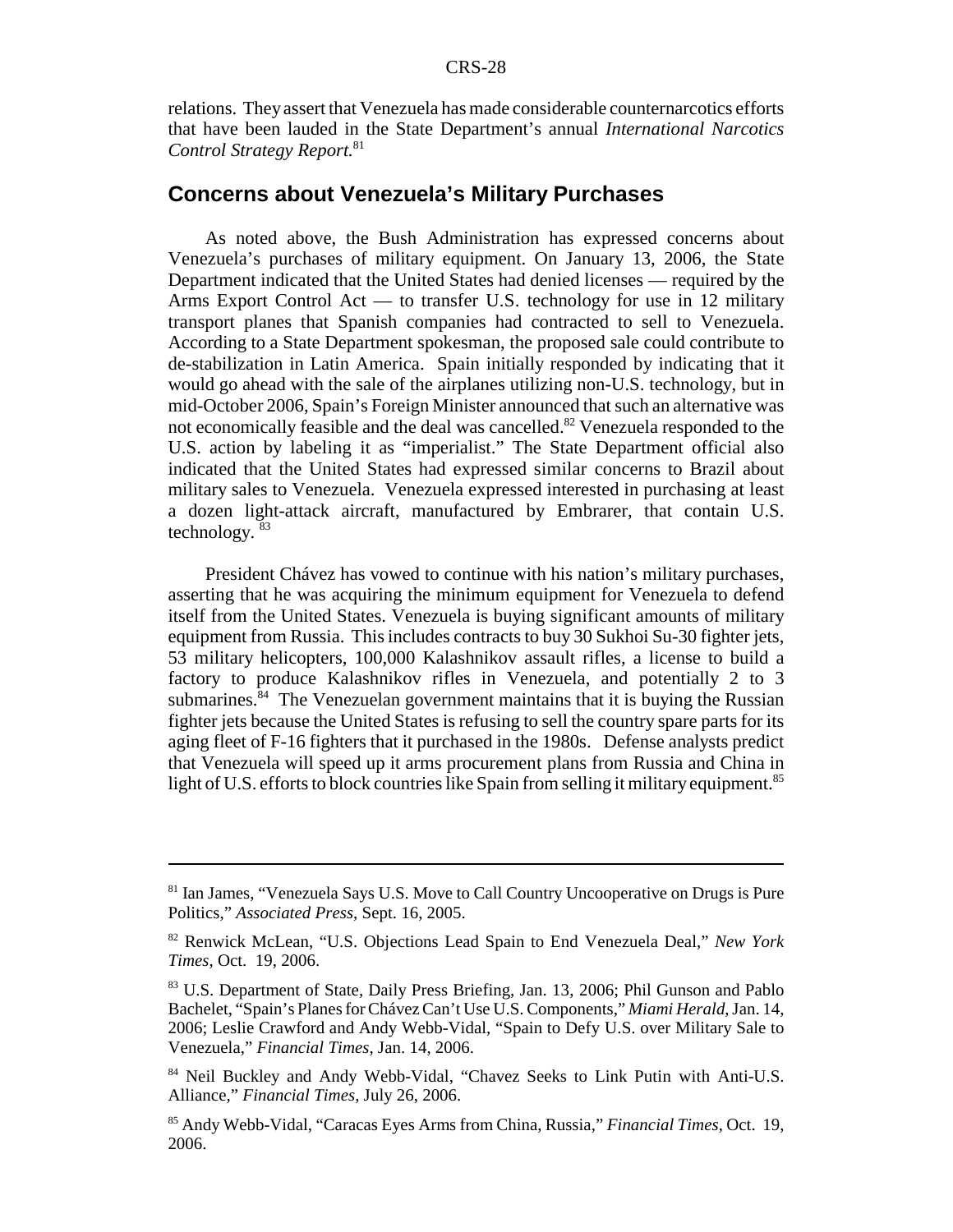relations. They assert that Venezuela has made considerable counternarcotics efforts that have been lauded in the State Department's annual *International Narcotics Control Strategy Report.*[81]

## Concerns about Venezuela's Military Purchases

As noted above, the Bush Administration has expressed concerns about Venezuela's purchases of military equipment. On January 13, 2006, the State Department indicated that the United States had denied licenses — required by the Arms Export Control Act — to transfer U.S. technology for use in 12 military transport planes that Spanish companies had contracted to sell to Venezuela. According to a State Department spokesman, the proposed sale could contribute to de-stabilization in Latin America. Spain initially responded by indicating that it would go ahead with the sale of the airplanes utilizing non-U.S. technology, but in mid-October 2006, Spain's Foreign Minister announced that such an alternative was not economically feasible and the deal was cancelled.[82] Venezuela responded to the U.S. action by labeling it as "imperialist." The State Department official also indicated that the United States had expressed similar concerns to Brazil about military sales to Venezuela. Venezuela expressed interested in purchasing at least a dozen light-attack aircraft, manufactured by Embrarer, that contain U.S. technology. [83]

President Chávez has vowed to continue with his nation's military purchases, asserting that he was acquiring the minimum equipment for Venezuela to defend itself from the United States. Venezuela is buying significant amounts of military equipment from Russia. This includes contracts to buy 30 Sukhoi Su-30 fighter jets, 53 military helicopters, 100,000 Kalashnikov assault rifles, a license to build a factory to produce Kalashnikov rifles in Venezuela, and potentially 2 to 3 submarines.[84] The Venezuelan government maintains that it is buying the Russian fighter jets because the United States is refusing to sell the country spare parts for its aging fleet of F-16 fighters that it purchased in the 1980s. Defense analysts predict that Venezuela will speed up it arms procurement plans from Russia and China in light of U.S. efforts to block countries like Spain from selling it military equipment.[85]

---

[81] Ian James, "Venezuela Says U.S. Move to Call Country Uncooperative on Drugs is Pure Politics," *Associated Press*, Sept. 16, 2005.

[82] Renwick McLean, "U.S. Objections Lead Spain to End Venezuela Deal," *New York Times*, Oct. 19, 2006.

[83] U.S. Department of State, Daily Press Briefing, Jan. 13, 2006; Phil Gunson and Pablo Bachelet, "Spain's Planes for Chávez Can't Use U.S. Components," *Miami Herald*, Jan. 14, 2006; Leslie Crawford and Andy Webb-Vidal, "Spain to Defy U.S. over Military Sale to Venezuela," *Financial Times*, Jan. 14, 2006.

[84] Neil Buckley and Andy Webb-Vidal, "Chavez Seeks to Link Putin with Anti-U.S. Alliance," *Financial Times*, July 26, 2006.

[85] Andy Webb-Vidal, "Caracas Eyes Arms from China, Russia," *Financial Times*, Oct. 19, 2006.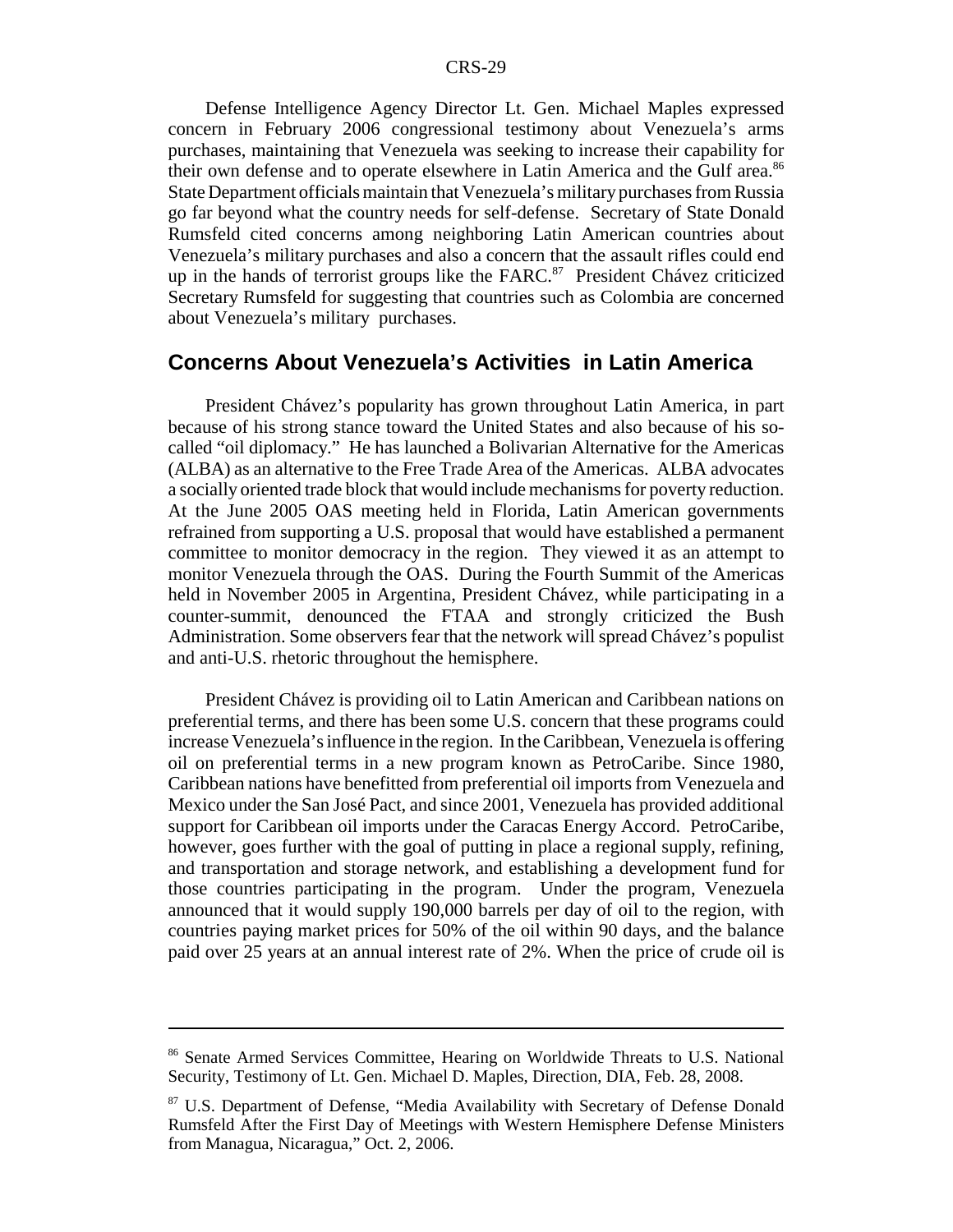Defense Intelligence Agency Director Lt. Gen. Michael Maples expressed concern in February 2006 congressional testimony about Venezuela's arms purchases, maintaining that Venezuela was seeking to increase their capability for their own defense and to operate elsewhere in Latin America and the Gulf area.[86] State Department officials maintain that Venezuela's military purchases from Russia go far beyond what the country needs for self-defense. Secretary of State Donald Rumsfeld cited concerns among neighboring Latin American countries about Venezuela's military purchases and also a concern that the assault rifles could end up in the hands of terrorist groups like the FARC.[87] President Chávez criticized Secretary Rumsfeld for suggesting that countries such as Colombia are concerned about Venezuela's military purchases.

## Concerns About Venezuela's Activities in Latin America

President Chávez's popularity has grown throughout Latin America, in part because of his strong stance toward the United States and also because of his so-called "oil diplomacy." He has launched a Bolivarian Alternative for the Americas (ALBA) as an alternative to the Free Trade Area of the Americas. ALBA advocates a socially oriented trade block that would include mechanisms for poverty reduction. At the June 2005 OAS meeting held in Florida, Latin American governments refrained from supporting a U.S. proposal that would have established a permanent committee to monitor democracy in the region. They viewed it as an attempt to monitor Venezuela through the OAS. During the Fourth Summit of the Americas held in November 2005 in Argentina, President Chávez, while participating in a counter-summit, denounced the FTAA and strongly criticized the Bush Administration. Some observers fear that the network will spread Chávez's populist and anti-U.S. rhetoric throughout the hemisphere.

President Chávez is providing oil to Latin American and Caribbean nations on preferential terms, and there has been some U.S. concern that these programs could increase Venezuela's influence in the region. In the Caribbean, Venezuela is offering oil on preferential terms in a new program known as PetroCaribe. Since 1980, Caribbean nations have benefitted from preferential oil imports from Venezuela and Mexico under the San José Pact, and since 2001, Venezuela has provided additional support for Caribbean oil imports under the Caracas Energy Accord. PetroCaribe, however, goes further with the goal of putting in place a regional supply, refining, and transportation and storage network, and establishing a development fund for those countries participating in the program. Under the program, Venezuela announced that it would supply 190,000 barrels per day of oil to the region, with countries paying market prices for 50% of the oil within 90 days, and the balance paid over 25 years at an annual interest rate of 2%. When the price of crude oil is

---

[86] Senate Armed Services Committee, Hearing on Worldwide Threats to U.S. National Security, Testimony of Lt. Gen. Michael D. Maples, Direction, DIA, Feb. 28, 2008.

[87] U.S. Department of Defense, "Media Availability with Secretary of Defense Donald Rumsfeld After the First Day of Meetings with Western Hemisphere Defense Ministers from Managua, Nicaragua," Oct. 2, 2006.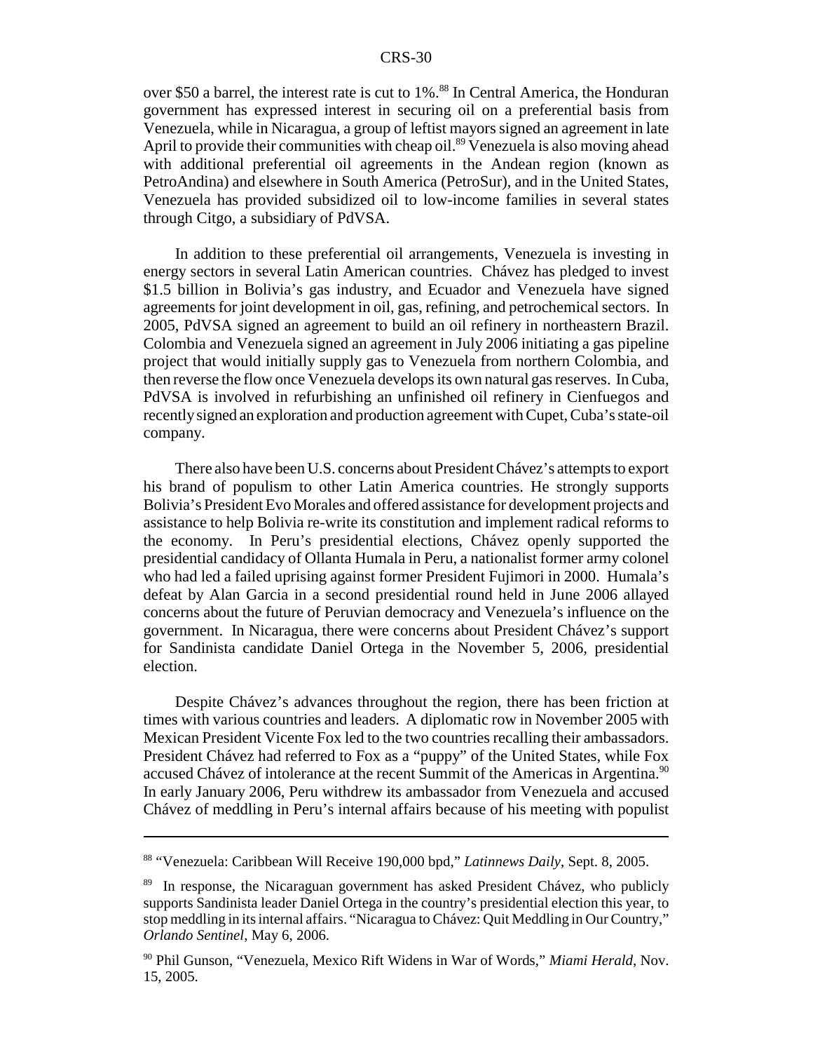over $50 a barrel, the interest rate is cut to 1%.[88] In Central America, the Honduran government has expressed interest in securing oil on a preferential basis from Venezuela, while in Nicaragua, a group of leftist mayors signed an agreement in late April to provide their communities with cheap oil.[89] Venezuela is also moving ahead with additional preferential oil agreements in the Andean region (known as PetroAndina) and elsewhere in South America (PetroSur), and in the United States, Venezuela has provided subsidized oil to low-income families in several states through Citgo, a subsidiary of PdVSA.

In addition to these preferential oil arrangements, Venezuela is investing in energy sectors in several Latin American countries. Chávez has pledged to invest $1.5 billion in Bolivia's gas industry, and Ecuador and Venezuela have signed agreements for joint development in oil, gas, refining, and petrochemical sectors. In 2005, PdVSA signed an agreement to build an oil refinery in northeastern Brazil. Colombia and Venezuela signed an agreement in July 2006 initiating a gas pipeline project that would initially supply gas to Venezuela from northern Colombia, and then reverse the flow once Venezuela develops its own natural gas reserves. In Cuba, PdVSA is involved in refurbishing an unfinished oil refinery in Cienfuegos and recently signed an exploration and production agreement with Cupet, Cuba's state-oil company.

There also have been U.S. concerns about President Chávez's attempts to export his brand of populism to other Latin America countries. He strongly supports Bolivia's President Evo Morales and offered assistance for development projects and assistance to help Bolivia re-write its constitution and implement radical reforms to the economy. In Peru's presidential elections, Chávez openly supported the presidential candidacy of Ollanta Humala in Peru, a nationalist former army colonel who had led a failed uprising against former President Fujimori in 2000. Humala's defeat by Alan Garcia in a second presidential round held in June 2006 allayed concerns about the future of Peruvian democracy and Venezuela's influence on the government. In Nicaragua, there were concerns about President Chávez's support for Sandinista candidate Daniel Ortega in the November 5, 2006, presidential election.

Despite Chávez's advances throughout the region, there has been friction at times with various countries and leaders. A diplomatic row in November 2005 with Mexican President Vicente Fox led to the two countries recalling their ambassadors. President Chávez had referred to Fox as a "puppy" of the United States, while Fox accused Chávez of intolerance at the recent Summit of the Americas in Argentina.[90] In early January 2006, Peru withdrew its ambassador from Venezuela and accused Chávez of meddling in Peru's internal affairs because of his meeting with populist

---

[88] "Venezuela: Caribbean Will Receive 190,000 bpd," *Latinnews Daily*, Sept. 8, 2005.

[89] In response, the Nicaraguan government has asked President Chávez, who publicly supports Sandinista leader Daniel Ortega in the country's presidential election this year, to stop meddling in its internal affairs. "Nicaragua to Chávez: Quit Meddling in Our Country," *Orlando Sentinel*, May 6, 2006.

[90] Phil Gunson, "Venezuela, Mexico Rift Widens in War of Words," *Miami Herald*, Nov. 15, 2005.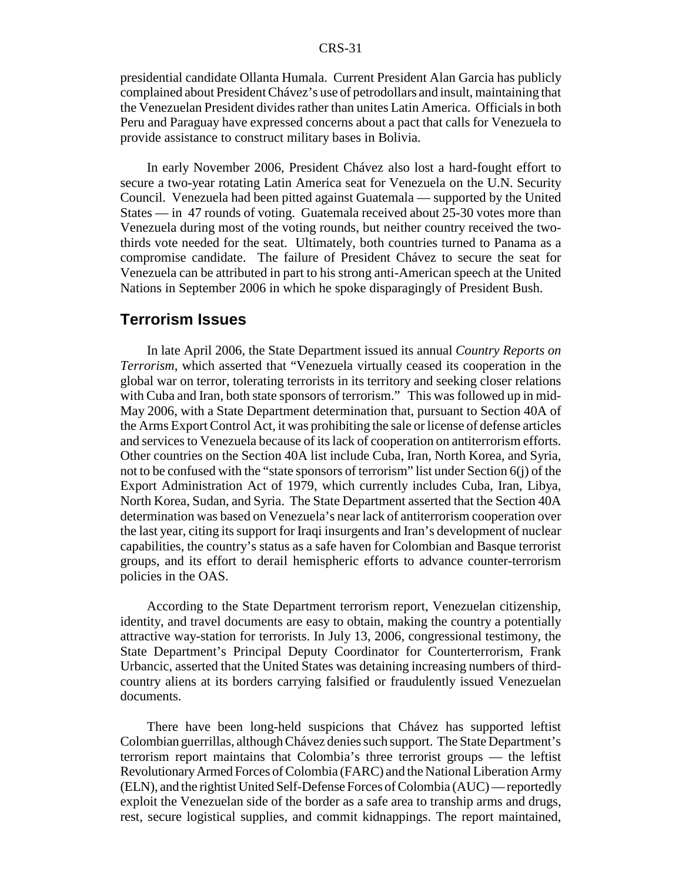presidential candidate Ollanta Humala. Current President Alan Garcia has publicly complained about President Chávez's use of petrodollars and insult, maintaining that the Venezuelan President divides rather than unites Latin America. Officials in both Peru and Paraguay have expressed concerns about a pact that calls for Venezuela to provide assistance to construct military bases in Bolivia.

In early November 2006, President Chávez also lost a hard-fought effort to secure a two-year rotating Latin America seat for Venezuela on the U.N. Security Council. Venezuela had been pitted against Guatemala — supported by the United States — in 47 rounds of voting. Guatemala received about 25-30 votes more than Venezuela during most of the voting rounds, but neither country received the two-thirds vote needed for the seat. Ultimately, both countries turned to Panama as a compromise candidate. The failure of President Chávez to secure the seat for Venezuela can be attributed in part to his strong anti-American speech at the United Nations in September 2006 in which he spoke disparagingly of President Bush.

## Terrorism Issues

In late April 2006, the State Department issued its annual *Country Reports on Terrorism*, which asserted that "Venezuela virtually ceased its cooperation in the global war on terror, tolerating terrorists in its territory and seeking closer relations with Cuba and Iran, both state sponsors of terrorism." This was followed up in mid-May 2006, with a State Department determination that, pursuant to Section 40A of the Arms Export Control Act, it was prohibiting the sale or license of defense articles and services to Venezuela because of its lack of cooperation on antiterrorism efforts. Other countries on the Section 40A list include Cuba, Iran, North Korea, and Syria, not to be confused with the "state sponsors of terrorism" list under Section 6(j) of the Export Administration Act of 1979, which currently includes Cuba, Iran, Libya, North Korea, Sudan, and Syria. The State Department asserted that the Section 40A determination was based on Venezuela's near lack of antiterrorism cooperation over the last year, citing its support for Iraqi insurgents and Iran's development of nuclear capabilities, the country's status as a safe haven for Colombian and Basque terrorist groups, and its effort to derail hemispheric efforts to advance counter-terrorism policies in the OAS.

According to the State Department terrorism report, Venezuelan citizenship, identity, and travel documents are easy to obtain, making the country a potentially attractive way-station for terrorists. In July 13, 2006, congressional testimony, the State Department's Principal Deputy Coordinator for Counterterrorism, Frank Urbancic, asserted that the United States was detaining increasing numbers of third-country aliens at its borders carrying falsified or fraudulently issued Venezuelan documents.

There have been long-held suspicions that Chávez has supported leftist Colombian guerrillas, although Chávez denies such support. The State Department's terrorism report maintains that Colombia's three terrorist groups — the leftist Revolutionary Armed Forces of Colombia (FARC) and the National Liberation Army (ELN), and the rightist United Self-Defense Forces of Colombia (AUC) — reportedly exploit the Venezuelan side of the border as a safe area to tranship arms and drugs, rest, secure logistical supplies, and commit kidnappings. The report maintained,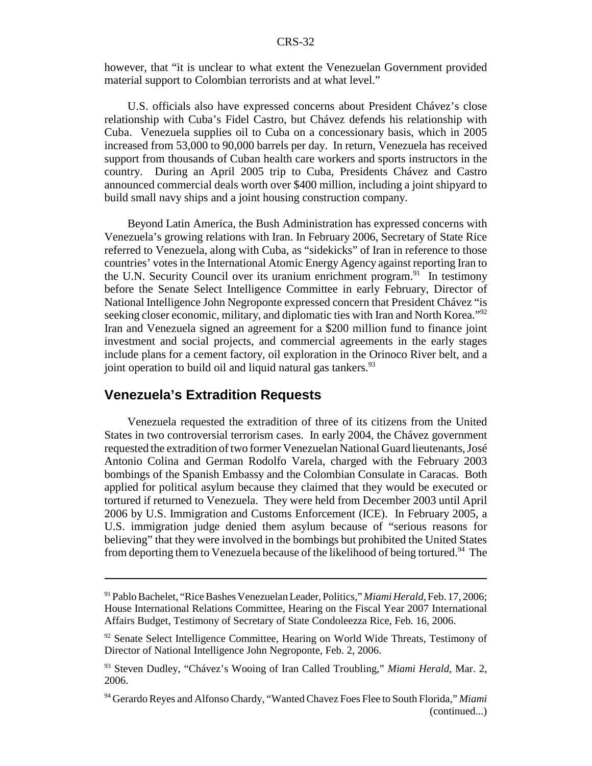however, that "it is unclear to what extent the Venezuelan Government provided material support to Colombian terrorists and at what level."

U.S. officials also have expressed concerns about President Chávez's close relationship with Cuba's Fidel Castro, but Chávez defends his relationship with Cuba. Venezuela supplies oil to Cuba on a concessionary basis, which in 2005 increased from 53,000 to 90,000 barrels per day. In return, Venezuela has received support from thousands of Cuban health care workers and sports instructors in the country. During an April 2005 trip to Cuba, Presidents Chávez and Castro announced commercial deals worth over $400 million, including a joint shipyard to build small navy ships and a joint housing construction company.

Beyond Latin America, the Bush Administration has expressed concerns with Venezuela's growing relations with Iran. In February 2006, Secretary of State Rice referred to Venezuela, along with Cuba, as "sidekicks" of Iran in reference to those countries' votes in the International Atomic Energy Agency against reporting Iran to the U.N. Security Council over its uranium enrichment program.[91] In testimony before the Senate Select Intelligence Committee in early February, Director of National Intelligence John Negroponte expressed concern that President Chávez "is seeking closer economic, military, and diplomatic ties with Iran and North Korea."[92] Iran and Venezuela signed an agreement for a $200 million fund to finance joint investment and social projects, and commercial agreements in the early stages include plans for a cement factory, oil exploration in the Orinoco River belt, and a joint operation to build oil and liquid natural gas tankers.[93]

## Venezuela's Extradition Requests

Venezuela requested the extradition of three of its citizens from the United States in two controversial terrorism cases. In early 2004, the Chávez government requested the extradition of two former Venezuelan National Guard lieutenants, José Antonio Colina and German Rodolfo Varela, charged with the February 2003 bombings of the Spanish Embassy and the Colombian Consulate in Caracas. Both applied for political asylum because they claimed that they would be executed or tortured if returned to Venezuela. They were held from December 2003 until April 2006 by U.S. Immigration and Customs Enforcement (ICE). In February 2005, a U.S. immigration judge denied them asylum because of "serious reasons for believing" that they were involved in the bombings but prohibited the United States from deporting them to Venezuela because of the likelihood of being tortured.[94] The

---

[91] Pablo Bachelet, "Rice Bashes Venezuelan Leader, Politics," *Miami Herald*, Feb. 17, 2006; House International Relations Committee, Hearing on the Fiscal Year 2007 International Affairs Budget, Testimony of Secretary of State Condoleezza Rice, Feb. 16, 2006.

[92] Senate Select Intelligence Committee, Hearing on World Wide Threats, Testimony of Director of National Intelligence John Negroponte, Feb. 2, 2006.

[93] Steven Dudley, "Chávez's Wooing of Iran Called Troubling," *Miami Herald*, Mar. 2, 2006.

[94] Gerardo Reyes and Alfonso Chardy, "Wanted Chavez Foes Flee to South Florida," *Miami* (continued...)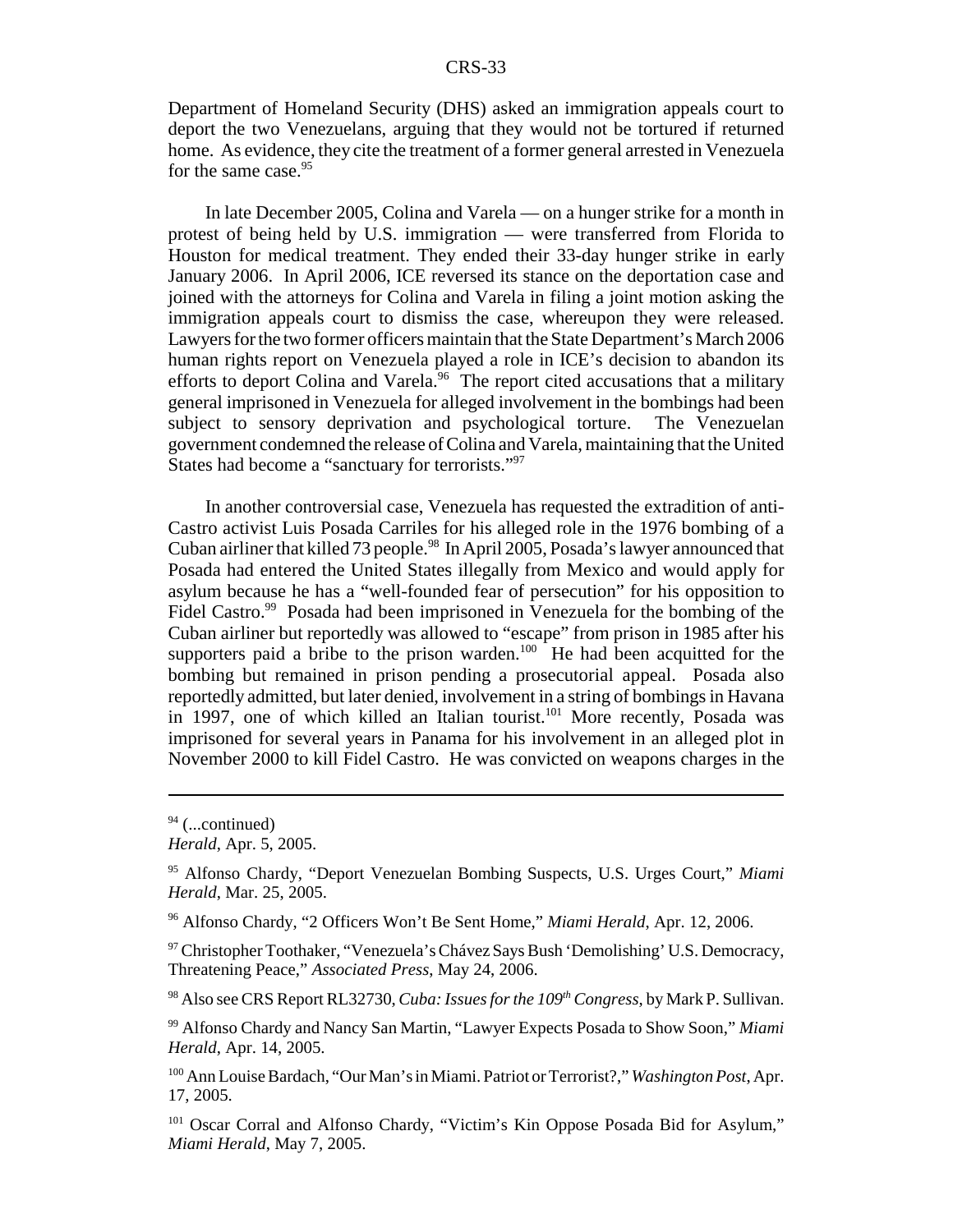Department of Homeland Security (DHS) asked an immigration appeals court to deport the two Venezuelans, arguing that they would not be tortured if returned home. As evidence, they cite the treatment of a former general arrested in Venezuela for the same case.[95]

In late December 2005, Colina and Varela — on a hunger strike for a month in protest of being held by U.S. immigration — were transferred from Florida to Houston for medical treatment. They ended their 33-day hunger strike in early January 2006. In April 2006, ICE reversed its stance on the deportation case and joined with the attorneys for Colina and Varela in filing a joint motion asking the immigration appeals court to dismiss the case, whereupon they were released. Lawyers for the two former officers maintain that the State Department's March 2006 human rights report on Venezuela played a role in ICE's decision to abandon its efforts to deport Colina and Varela.[96] The report cited accusations that a military general imprisoned in Venezuela for alleged involvement in the bombings had been subject to sensory deprivation and psychological torture. The Venezuelan government condemned the release of Colina and Varela, maintaining that the United States had become a "sanctuary for terrorists."[97]

In another controversial case, Venezuela has requested the extradition of anti-Castro activist Luis Posada Carriles for his alleged role in the 1976 bombing of a Cuban airliner that killed 73 people.[98] In April 2005, Posada's lawyer announced that Posada had entered the United States illegally from Mexico and would apply for asylum because he has a "well-founded fear of persecution" for his opposition to Fidel Castro.[99] Posada had been imprisoned in Venezuela for the bombing of the Cuban airliner but reportedly was allowed to "escape" from prison in 1985 after his supporters paid a bribe to the prison warden.[100] He had been acquitted for the bombing but remained in prison pending a prosecutorial appeal. Posada also reportedly admitted, but later denied, involvement in a string of bombings in Havana in 1997, one of which killed an Italian tourist.[101] More recently, Posada was imprisoned for several years in Panama for his involvement in an alleged plot in November 2000 to kill Fidel Castro. He was convicted on weapons charges in the

---

[94] (...continued)
*Herald*, Apr. 5, 2005.

[95] Alfonso Chardy, "Deport Venezuelan Bombing Suspects, U.S. Urges Court," *Miami Herald*, Mar. 25, 2005.

[96] Alfonso Chardy, "2 Officers Won't Be Sent Home," *Miami Herald*, Apr. 12, 2006.

[97] Christopher Toothaker, "Venezuela's Chávez Says Bush 'Demolishing' U.S. Democracy, Threatening Peace," *Associated Press*, May 24, 2006.

[98] Also see CRS Report RL32730, *Cuba: Issues for the 109th Congress*, by Mark P. Sullivan.

[99] Alfonso Chardy and Nancy San Martin, "Lawyer Expects Posada to Show Soon," *Miami Herald*, Apr. 14, 2005.

[100] Ann Louise Bardach, "Our Man's in Miami. Patriot or Terrorist?," *Washington Post*, Apr. 17, 2005.

[101] Oscar Corral and Alfonso Chardy, "Victim's Kin Oppose Posada Bid for Asylum," *Miami Herald*, May 7, 2005.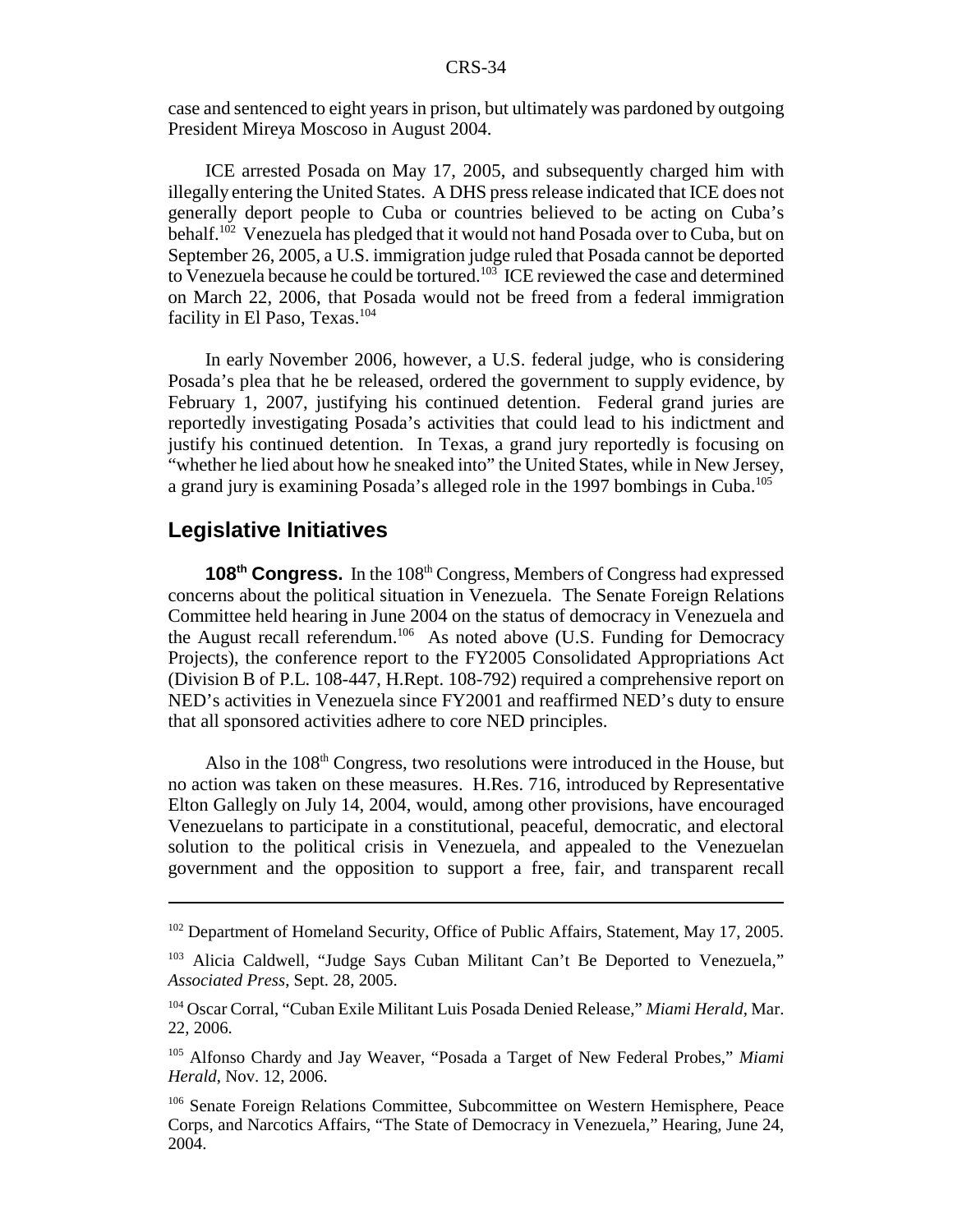case and sentenced to eight years in prison, but ultimately was pardoned by outgoing President Mireya Moscoso in August 2004.

ICE arrested Posada on May 17, 2005, and subsequently charged him with illegally entering the United States. A DHS press release indicated that ICE does not generally deport people to Cuba or countries believed to be acting on Cuba's behalf.[102] Venezuela has pledged that it would not hand Posada over to Cuba, but on September 26, 2005, a U.S. immigration judge ruled that Posada cannot be deported to Venezuela because he could be tortured.[103] ICE reviewed the case and determined on March 22, 2006, that Posada would not be freed from a federal immigration facility in El Paso, Texas.[104]

In early November 2006, however, a U.S. federal judge, who is considering Posada's plea that he be released, ordered the government to supply evidence, by February 1, 2007, justifying his continued detention. Federal grand juries are reportedly investigating Posada's activities that could lead to his indictment and justify his continued detention. In Texas, a grand jury reportedly is focusing on "whether he lied about how he sneaked into" the United States, while in New Jersey, a grand jury is examining Posada's alleged role in the 1997 bombings in Cuba.[105]

## Legislative Initiatives

**108th Congress.** In the 108th Congress, Members of Congress had expressed concerns about the political situation in Venezuela. The Senate Foreign Relations Committee held hearing in June 2004 on the status of democracy in Venezuela and the August recall referendum.[106] As noted above (U.S. Funding for Democracy Projects), the conference report to the FY2005 Consolidated Appropriations Act (Division B of P.L. 108-447, H.Rept. 108-792) required a comprehensive report on NED's activities in Venezuela since FY2001 and reaffirmed NED's duty to ensure that all sponsored activities adhere to core NED principles.

Also in the 108th Congress, two resolutions were introduced in the House, but no action was taken on these measures. H.Res. 716, introduced by Representative Elton Gallegly on July 14, 2004, would, among other provisions, have encouraged Venezuelans to participate in a constitutional, peaceful, democratic, and electoral solution to the political crisis in Venezuela, and appealed to the Venezuelan government and the opposition to support a free, fair, and transparent recall

---

[102] Department of Homeland Security, Office of Public Affairs, Statement, May 17, 2005.

[103] Alicia Caldwell, "Judge Says Cuban Militant Can't Be Deported to Venezuela," *Associated Press*, Sept. 28, 2005.

[104] Oscar Corral, "Cuban Exile Militant Luis Posada Denied Release," *Miami Herald*, Mar. 22, 2006.

[105] Alfonso Chardy and Jay Weaver, "Posada a Target of New Federal Probes," *Miami Herald*, Nov. 12, 2006.

[106] Senate Foreign Relations Committee, Subcommittee on Western Hemisphere, Peace Corps, and Narcotics Affairs, "The State of Democracy in Venezuela," Hearing, June 24, 2004.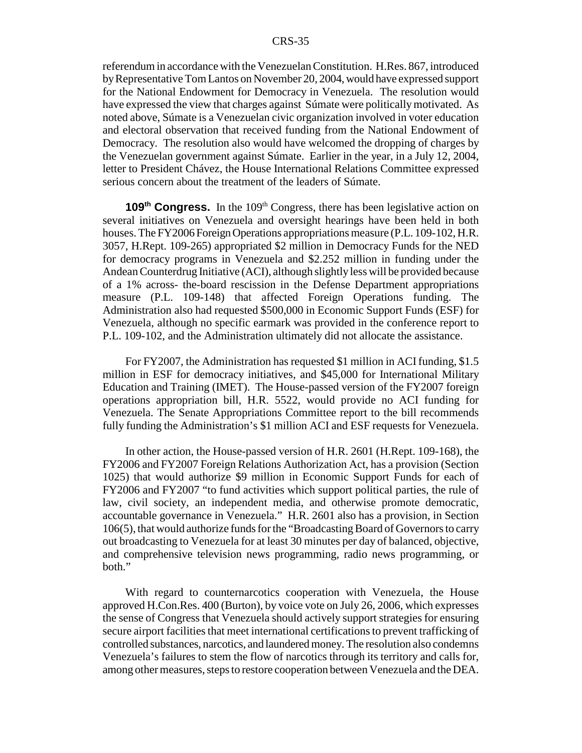referendum in accordance with the Venezuelan Constitution. H.Res. 867, introduced by Representative Tom Lantos on November 20, 2004, would have expressed support for the National Endowment for Democracy in Venezuela. The resolution would have expressed the view that charges against Súmate were politically motivated. As noted above, Súmate is a Venezuelan civic organization involved in voter education and electoral observation that received funding from the National Endowment of Democracy. The resolution also would have welcomed the dropping of charges by the Venezuelan government against Súmate. Earlier in the year, in a July 12, 2004, letter to President Chávez, the House International Relations Committee expressed serious concern about the treatment of the leaders of Súmate.

**109th Congress.** In the 109th Congress, there has been legislative action on several initiatives on Venezuela and oversight hearings have been held in both houses. The FY2006 Foreign Operations appropriations measure (P.L. 109-102, H.R. 3057, H.Rept. 109-265) appropriated $2 million in Democracy Funds for the NED for democracy programs in Venezuela and $2.252 million in funding under the Andean Counterdrug Initiative (ACI), although slightly less will be provided because of a 1% across- the-board rescission in the Defense Department appropriations measure (P.L. 109-148) that affected Foreign Operations funding. The Administration also had requested $500,000 in Economic Support Funds (ESF) for Venezuela, although no specific earmark was provided in the conference report to P.L. 109-102, and the Administration ultimately did not allocate the assistance.

For FY2007, the Administration has requested $1 million in ACI funding, $1.5 million in ESF for democracy initiatives, and $45,000 for International Military Education and Training (IMET). The House-passed version of the FY2007 foreign operations appropriation bill, H.R. 5522, would provide no ACI funding for Venezuela. The Senate Appropriations Committee report to the bill recommends fully funding the Administration's $1 million ACI and ESF requests for Venezuela.

In other action, the House-passed version of H.R. 2601 (H.Rept. 109-168), the FY2006 and FY2007 Foreign Relations Authorization Act, has a provision (Section 1025) that would authorize $9 million in Economic Support Funds for each of FY2006 and FY2007 "to fund activities which support political parties, the rule of law, civil society, an independent media, and otherwise promote democratic, accountable governance in Venezuela." H.R. 2601 also has a provision, in Section 106(5), that would authorize funds for the "Broadcasting Board of Governors to carry out broadcasting to Venezuela for at least 30 minutes per day of balanced, objective, and comprehensive television news programming, radio news programming, or both."

With regard to counternarcotics cooperation with Venezuela, the House approved H.Con.Res. 400 (Burton), by voice vote on July 26, 2006, which expresses the sense of Congress that Venezuela should actively support strategies for ensuring secure airport facilities that meet international certifications to prevent trafficking of controlled substances, narcotics, and laundered money. The resolution also condemns Venezuela's failures to stem the flow of narcotics through its territory and calls for, among other measures, steps to restore cooperation between Venezuela and the DEA.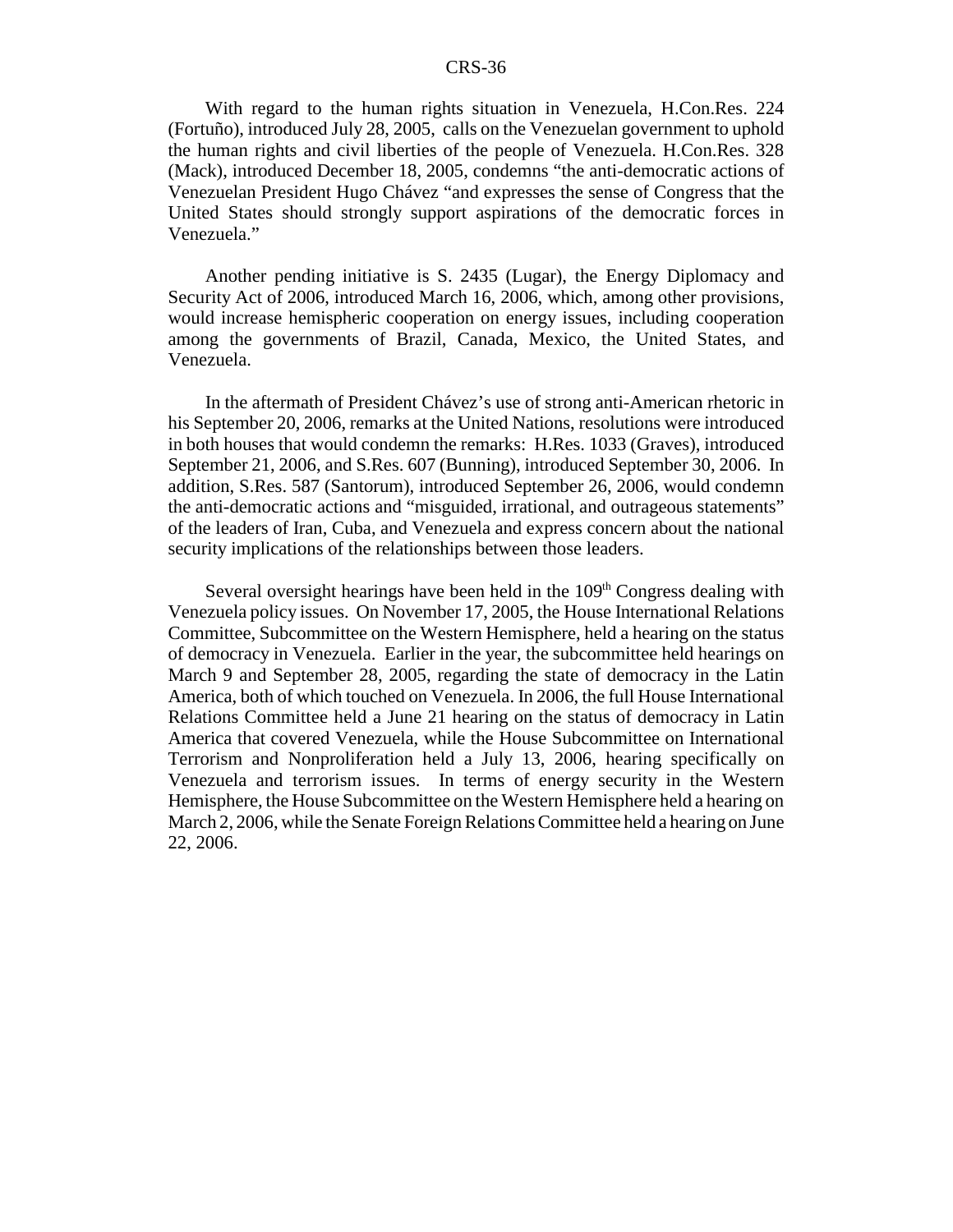With regard to the human rights situation in Venezuela, H.Con.Res. 224 (Fortuño), introduced July 28, 2005, calls on the Venezuelan government to uphold the human rights and civil liberties of the people of Venezuela. H.Con.Res. 328 (Mack), introduced December 18, 2005, condemns "the anti-democratic actions of Venezuelan President Hugo Chávez "and expresses the sense of Congress that the United States should strongly support aspirations of the democratic forces in Venezuela."

Another pending initiative is S. 2435 (Lugar), the Energy Diplomacy and Security Act of 2006, introduced March 16, 2006, which, among other provisions, would increase hemispheric cooperation on energy issues, including cooperation among the governments of Brazil, Canada, Mexico, the United States, and Venezuela.

In the aftermath of President Chávez's use of strong anti-American rhetoric in his September 20, 2006, remarks at the United Nations, resolutions were introduced in both houses that would condemn the remarks: H.Res. 1033 (Graves), introduced September 21, 2006, and S.Res. 607 (Bunning), introduced September 30, 2006. In addition, S.Res. 587 (Santorum), introduced September 26, 2006, would condemn the anti-democratic actions and "misguided, irrational, and outrageous statements" of the leaders of Iran, Cuba, and Venezuela and express concern about the national security implications of the relationships between those leaders.

Several oversight hearings have been held in the 109th Congress dealing with Venezuela policy issues. On November 17, 2005, the House International Relations Committee, Subcommittee on the Western Hemisphere, held a hearing on the status of democracy in Venezuela. Earlier in the year, the subcommittee held hearings on March 9 and September 28, 2005, regarding the state of democracy in the Latin America, both of which touched on Venezuela. In 2006, the full House International Relations Committee held a June 21 hearing on the status of democracy in Latin America that covered Venezuela, while the House Subcommittee on International Terrorism and Nonproliferation held a July 13, 2006, hearing specifically on Venezuela and terrorism issues. In terms of energy security in the Western Hemisphere, the House Subcommittee on the Western Hemisphere held a hearing on March 2, 2006, while the Senate Foreign Relations Committee held a hearing on June 22, 2006.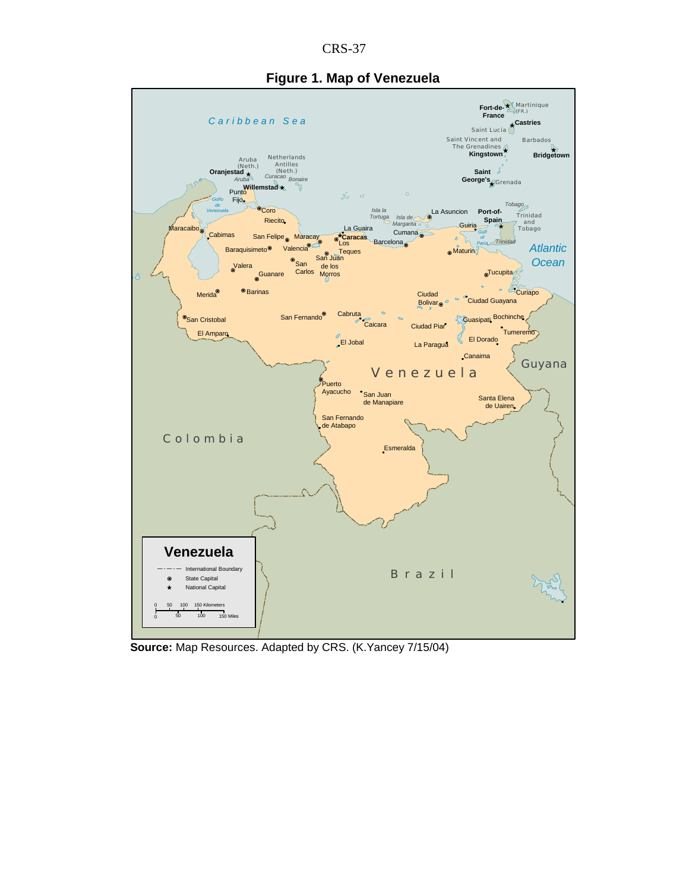**Figure 1. Map of Venezuela**

Caribbean Sea

Atlantic Ocean

Venezuela

Colombia

Brazil

Guyana

Fort-de-France

Martinique (FR.)

Castries

Saint Lucia

Saint Vincent and The Grenadines

Kingstown

Barbados

Bridgetown

Saint George's

Grenada

Aruba (Neth.)

Oranjestad

Netherlands Antilles (Neth.)

Aruba

Curacao

Bonaire

Willemstad

Punto Fijo

Golfo de Venezuela

Coro

Riecito

Tobago

Trinidad and Tobago

Port-of-Spain

Isla la Tortuga

Isla de Margarita

La Asuncion

Guiria

Gulf of Paria

Trinidad

Maracaibo

Cabimas

San Felipe

Maracay

La Guaira

Caracas

Los Teques

Cumana

Barcelona

Maturin

Baraquisimeto

Valencia

San Juan de los Morros

San Carlos

Valera

Guanare

Tucupita

Merida

Barinas

Ciudad Bolivar

Ciudad Guayana

Curiapo

San Cristobal

San Fernando

Cabruta

Caicara

Ciudad Piar

Guasipati

Bochinche

Tumeremo

El Amparo

El Jobal

La Paragua

El Dorado

Canaima

Puerto Ayacucho

San Juan de Manapiare

Santa Elena de Uairen

San Fernando de Atabapo

Esmeralda

Venezuela

International Boundary

State Capital

National Capital

0 50 100 150 Kilometers

0 50 100 150 Miles

**Source:** Map Resources. Adapted by CRS. (K.Yancey 7/15/04)